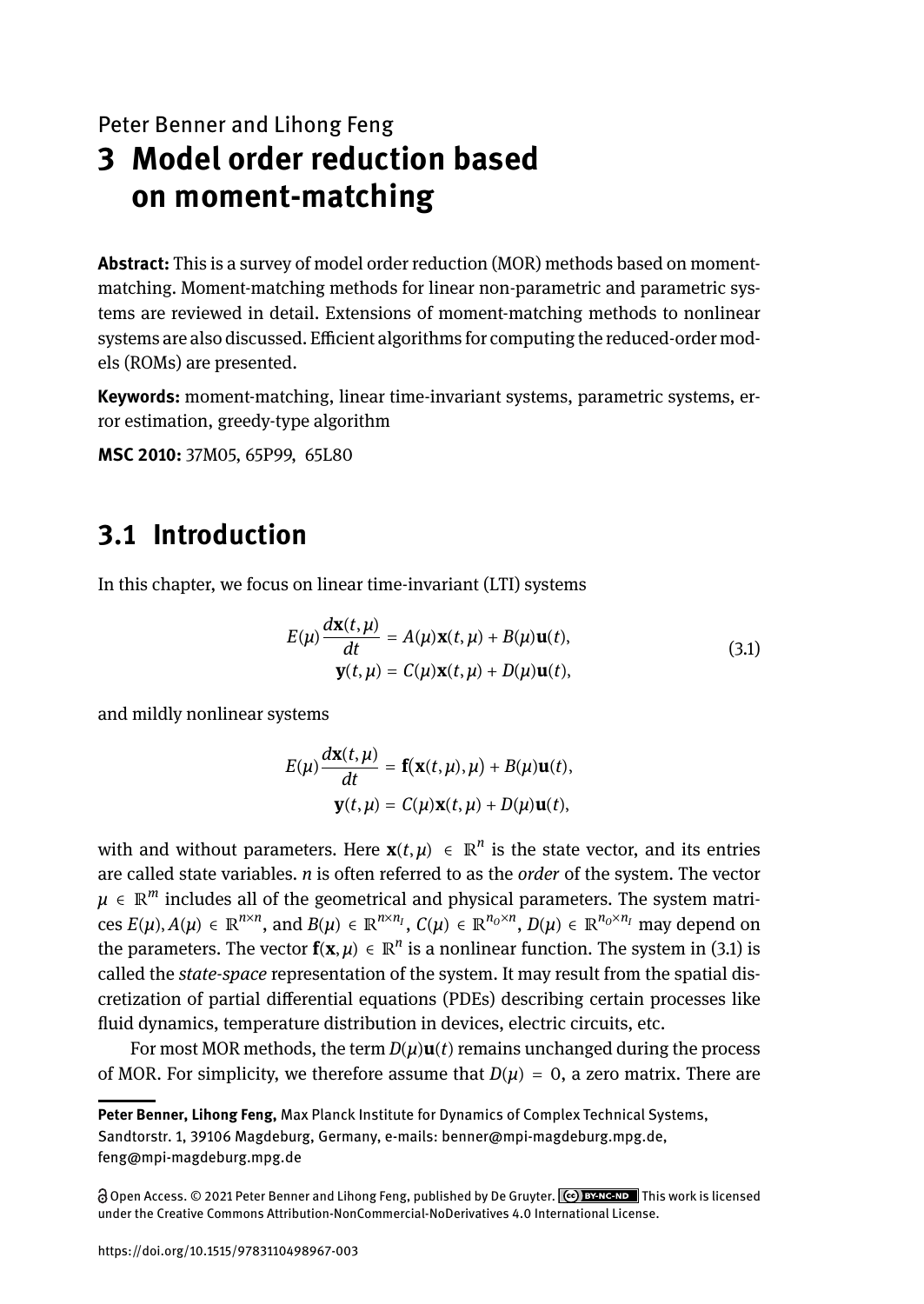Peter Benner and Lihong Feng

# 3 Model order reduction based on moment-matching

**Abstract:** This is a survey of model order reduction (MOR) methods based on moment-matching. Moment-matching methods for linear non-parametric and parametric systems are reviewed in detail. Extensions of moment-matching methods to nonlinear systems are also discussed. Efficient algorithms for computing the reduced-order models (ROMs) are presented.

**Keywords:** moment-matching, linear time-invariant systems, parametric systems, error estimation, greedy-type algorithm

**MSC 2010:** 37M05, 65P99, 65L80

## 3.1 Introduction

In this chapter, we focus on linear time-invariant (LTI) systems

$$
\begin{aligned}
E(\mu)\frac{d\mathbf{x}(t,\mu)}{dt} &= A(\mu)\mathbf{x}(t,\mu) + B(\mu)\mathbf{u}(t), \\
\mathbf{y}(t,\mu) &= C(\mu)\mathbf{x}(t,\mu) + D(\mu)\mathbf{u}(t),
\end{aligned}
\tag{3.1}
$$

and mildly nonlinear systems

$$
\begin{aligned}
E(\mu)\frac{d\mathbf{x}(t,\mu)}{dt} &= \mathbf{f}(\mathbf{x}(t,\mu),\mu) + B(\mu)\mathbf{u}(t), \\
\mathbf{y}(t,\mu) &= C(\mu)\mathbf{x}(t,\mu) + D(\mu)\mathbf{u}(t),
\end{aligned}
$$

with and without parameters. Here $\mathbf{x}(t,\mu) \in \mathbb{R}^n$ is the state vector, and its entries are called state variables. $n$ is often referred to as the *order* of the system. The vector $\mu \in \mathbb{R}^m$ includes all of the geometrical and physical parameters. The system matrices $E(\mu), A(\mu) \in \mathbb{R}^{n\times n}$, and $B(\mu) \in \mathbb{R}^{n\times n_I}$, $C(\mu) \in \mathbb{R}^{n_O\times n}$, $D(\mu) \in \mathbb{R}^{n_O\times n_I}$ may depend on the parameters. The vector $\mathbf{f}(\mathbf{x},\mu) \in \mathbb{R}^n$ is a nonlinear function. The system in (3.1) is called the *state-space* representation of the system. It may result from the spatial discretization of partial differential equations (PDEs) describing certain processes like fluid dynamics, temperature distribution in devices, electric circuits, etc.

For most MOR methods, the term $D(\mu)\mathbf{u}(t)$ remains unchanged during the process of MOR. For simplicity, we therefore assume that $D(\mu) = 0$, a zero matrix. There are

---

**Peter Benner, Lihong Feng,** Max Planck Institute for Dynamics of Complex Technical Systems, Sandtorstr. 1, 39106 Magdeburg, Germany, e-mails: benner@mpi-magdeburg.mpg.de, feng@mpi-magdeburg.mpg.de

Open Access. © 2021 Peter Benner and Lihong Feng, published by De Gruyter. This work is licensed under the Creative Commons Attribution-NonCommercial-NoDerivatives 4.0 International License.

https://doi.org/10.1515/9783110498967-003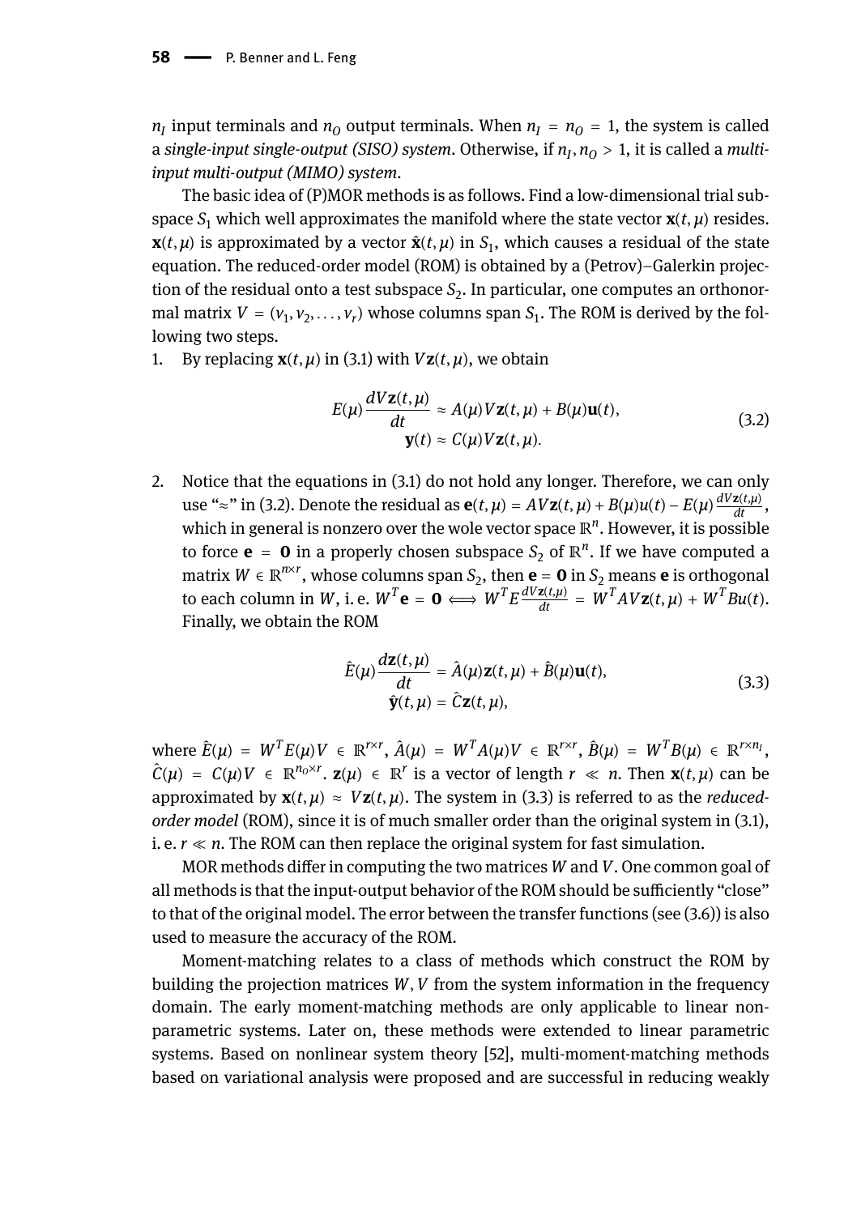$n_I$ input terminals and $n_O$ output terminals. When $n_I = n_O = 1$, the system is called a *single-input single-output (SISO) system*. Otherwise, if $n_I, n_O > 1$, it is called a *multi-input multi-output (MIMO) system*.

The basic idea of (P)MOR methods is as follows. Find a low-dimensional trial subspace $S_1$ which well approximates the manifold where the state vector $\mathbf{x}(t,\mu)$ resides. $\mathbf{x}(t,\mu)$ is approximated by a vector $\hat{\mathbf{x}}(t,\mu)$ in $S_1$, which causes a residual of the state equation. The reduced-order model (ROM) is obtained by a (Petrov)–Galerkin projection of the residual onto a test subspace $S_2$. In particular, one computes an orthonormal matrix $V = (v_1, v_2, \ldots, v_r)$ whose columns span $S_1$. The ROM is derived by the following two steps.

1. By replacing $\mathbf{x}(t,\mu)$ in (3.1) with $V\mathbf{z}(t,\mu)$, we obtain

$$
\begin{aligned}
E(\mu)\frac{dV\mathbf{z}(t,\mu)}{dt} &\approx A(\mu)V\mathbf{z}(t,\mu) + B(\mu)\mathbf{u}(t), \\
\mathbf{y}(t) &\approx C(\mu)V\mathbf{z}(t,\mu).
\end{aligned}
\tag{3.2}
$$

2. Notice that the equations in (3.1) do not hold any longer. Therefore, we can only use "≈" in (3.2). Denote the residual as $\mathbf{e}(t,\mu) = AV\mathbf{z}(t,\mu) + B(\mu)u(t) - E(\mu)\frac{dV\mathbf{z}(t,\mu)}{dt}$, which in general is nonzero over the wole vector space $\mathbb{R}^n$. However, it is possible to force $\mathbf{e} = \mathbf{0}$ in a properly chosen subspace $S_2$ of $\mathbb{R}^n$. If we have computed a matrix $W \in \mathbb{R}^{n\times r}$, whose columns span $S_2$, then $\mathbf{e} = \mathbf{0}$ in $S_2$ means $\mathbf{e}$ is orthogonal to each column in $W$, i. e. $W^T\mathbf{e} = \mathbf{0} \Longleftrightarrow W^T E\frac{dV\mathbf{z}(t,\mu)}{dt} = W^TAV\mathbf{z}(t,\mu) + W^TBu(t)$. Finally, we obtain the ROM

$$
\begin{aligned}
\hat{E}(\mu)\frac{d\mathbf{z}(t,\mu)}{dt} &= \hat{A}(\mu)\mathbf{z}(t,\mu) + \hat{B}(\mu)\mathbf{u}(t), \\
\hat{\mathbf{y}}(t,\mu) &= \hat{C}\mathbf{z}(t,\mu),
\end{aligned}
\tag{3.3}
$$

where $\hat{E}(\mu) = W^TE(\mu)V \in \mathbb{R}^{r\times r}$, $\hat{A}(\mu) = W^TA(\mu)V \in \mathbb{R}^{r\times r}$, $\hat{B}(\mu) = W^TB(\mu) \in \mathbb{R}^{r\times n_I}$, $\hat{C}(\mu) = C(\mu)V \in \mathbb{R}^{n_O\times r}$. $\mathbf{z}(\mu) \in \mathbb{R}^r$ is a vector of length $r \ll n$. Then $\mathbf{x}(t,\mu)$ can be approximated by $\mathbf{x}(t,\mu) \approx V\mathbf{z}(t,\mu)$. The system in (3.3) is referred to as the *reduced-order model* (ROM), since it is of much smaller order than the original system in (3.1), i. e. $r \ll n$. The ROM can then replace the original system for fast simulation.

MOR methods differ in computing the two matrices $W$ and $V$. One common goal of all methods is that the input-output behavior of the ROM should be sufficiently "close" to that of the original model. The error between the transfer functions (see (3.6)) is also used to measure the accuracy of the ROM.

Moment-matching relates to a class of methods which construct the ROM by building the projection matrices $W, V$ from the system information in the frequency domain. The early moment-matching methods are only applicable to linear non-parametric systems. Later on, these methods were extended to linear parametric systems. Based on nonlinear system theory [52], multi-moment-matching methods based on variational analysis were proposed and are successful in reducing weakly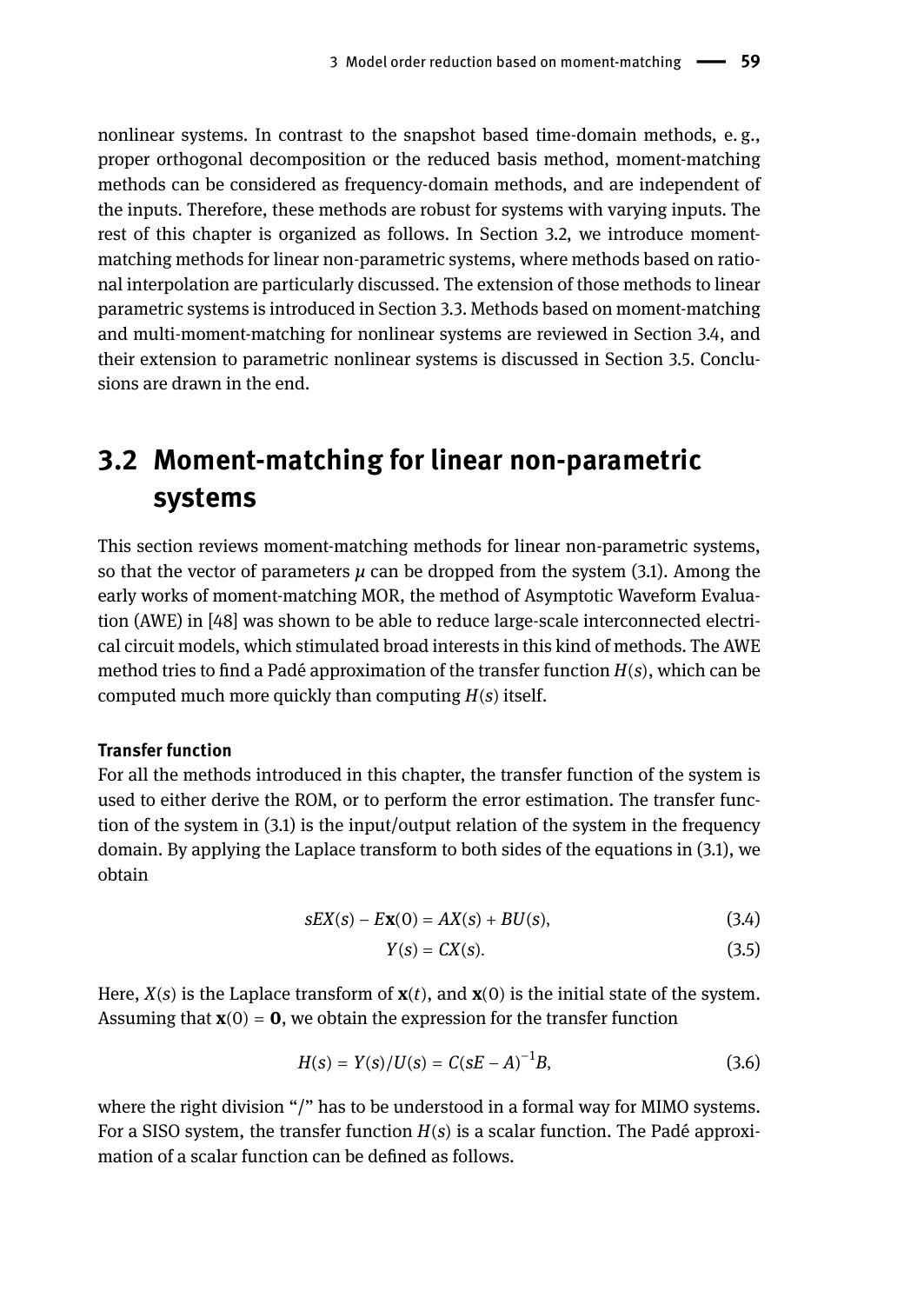nonlinear systems. In contrast to the snapshot based time-domain methods, e. g., proper orthogonal decomposition or the reduced basis method, moment-matching methods can be considered as frequency-domain methods, and are independent of the inputs. Therefore, these methods are robust for systems with varying inputs. The rest of this chapter is organized as follows. In Section 3.2, we introduce moment-matching methods for linear non-parametric systems, where methods based on rational interpolation are particularly discussed. The extension of those methods to linear parametric systems is introduced in Section 3.3. Methods based on moment-matching and multi-moment-matching for nonlinear systems are reviewed in Section 3.4, and their extension to parametric nonlinear systems is discussed in Section 3.5. Conclusions are drawn in the end.

## 3.2 Moment-matching for linear non-parametric systems

This section reviews moment-matching methods for linear non-parametric systems, so that the vector of parameters $\mu$ can be dropped from the system (3.1). Among the early works of moment-matching MOR, the method of Asymptotic Waveform Evaluation (AWE) in [48] was shown to be able to reduce large-scale interconnected electrical circuit models, which stimulated broad interests in this kind of methods. The AWE method tries to find a Padé approximation of the transfer function $H(s)$, which can be computed much more quickly than computing $H(s)$ itself.

#### Transfer function

For all the methods introduced in this chapter, the transfer function of the system is used to either derive the ROM, or to perform the error estimation. The transfer function of the system in (3.1) is the input/output relation of the system in the frequency domain. By applying the Laplace transform to both sides of the equations in (3.1), we obtain

$$sEX(s) - E\mathbf{x}(0) = AX(s) + BU(s), \tag{3.4}$$

$$Y(s) = CX(s). \tag{3.5}$$

Here, $X(s)$ is the Laplace transform of $\mathbf{x}(t)$, and $\mathbf{x}(0)$ is the initial state of the system. Assuming that $\mathbf{x}(0) = \mathbf{0}$, we obtain the expression for the transfer function

$$H(s) = Y(s)/U(s) = C(sE - A)^{-1}B, \tag{3.6}$$

where the right division "/" has to be understood in a formal way for MIMO systems. For a SISO system, the transfer function $H(s)$ is a scalar function. The Padé approximation of a scalar function can be defined as follows.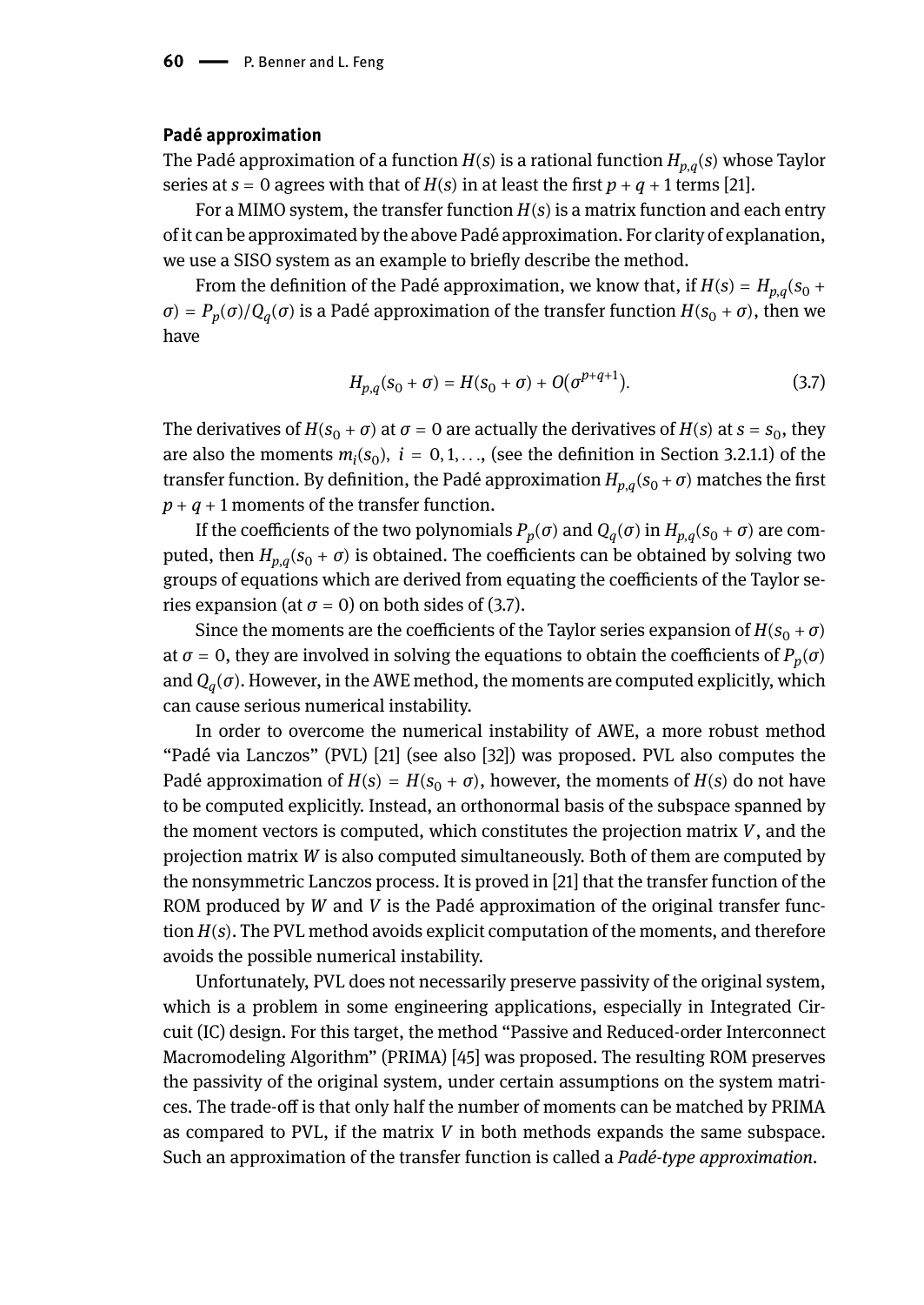**Padé approximation**

The Padé approximation of a function $H(s)$ is a rational function $H_{p,q}(s)$ whose Taylor series at $s = 0$ agrees with that of $H(s)$ in at least the first $p + q + 1$ terms [21].

For a MIMO system, the transfer function $H(s)$ is a matrix function and each entry of it can be approximated by the above Padé approximation. For clarity of explanation, we use a SISO system as an example to briefly describe the method.

From the definition of the Padé approximation, we know that, if $H(s) = H_{p,q}(s_0 + \sigma) = P_p(\sigma)/Q_q(\sigma)$ is a Padé approximation of the transfer function $H(s_0 + \sigma)$, then we have

$$H_{p,q}(s_0 + \sigma) = H(s_0 + \sigma) + O(\sigma^{p+q+1}). \tag{3.7}$$

The derivatives of $H(s_0 + \sigma)$ at $\sigma = 0$ are actually the derivatives of $H(s)$ at $s = s_0$, they are also the moments $m_i(s_0)$, $i = 0, 1, \ldots$, (see the definition in Section 3.2.1.1) of the transfer function. By definition, the Padé approximation $H_{p,q}(s_0 + \sigma)$ matches the first $p + q + 1$ moments of the transfer function.

If the coefficients of the two polynomials $P_p(\sigma)$ and $Q_q(\sigma)$ in $H_{p,q}(s_0 + \sigma)$ are computed, then $H_{p,q}(s_0 + \sigma)$ is obtained. The coefficients can be obtained by solving two groups of equations which are derived from equating the coefficients of the Taylor series expansion (at $\sigma = 0$) on both sides of (3.7).

Since the moments are the coefficients of the Taylor series expansion of $H(s_0 + \sigma)$ at $\sigma = 0$, they are involved in solving the equations to obtain the coefficients of $P_p(\sigma)$ and $Q_q(\sigma)$. However, in the AWE method, the moments are computed explicitly, which can cause serious numerical instability.

In order to overcome the numerical instability of AWE, a more robust method "Padé via Lanczos" (PVL) [21] (see also [32]) was proposed. PVL also computes the Padé approximation of $H(s) = H(s_0 + \sigma)$, however, the moments of $H(s)$ do not have to be computed explicitly. Instead, an orthonormal basis of the subspace spanned by the moment vectors is computed, which constitutes the projection matrix $V$, and the projection matrix $W$ is also computed simultaneously. Both of them are computed by the nonsymmetric Lanczos process. It is proved in [21] that the transfer function of the ROM produced by $W$ and $V$ is the Padé approximation of the original transfer function $H(s)$. The PVL method avoids explicit computation of the moments, and therefore avoids the possible numerical instability.

Unfortunately, PVL does not necessarily preserve passivity of the original system, which is a problem in some engineering applications, especially in Integrated Circuit (IC) design. For this target, the method "Passive and Reduced-order Interconnect Macromodeling Algorithm" (PRIMA) [45] was proposed. The resulting ROM preserves the passivity of the original system, under certain assumptions on the system matrices. The trade-off is that only half the number of moments can be matched by PRIMA as compared to PVL, if the matrix $V$ in both methods expands the same subspace. Such an approximation of the transfer function is called a *Padé-type approximation*.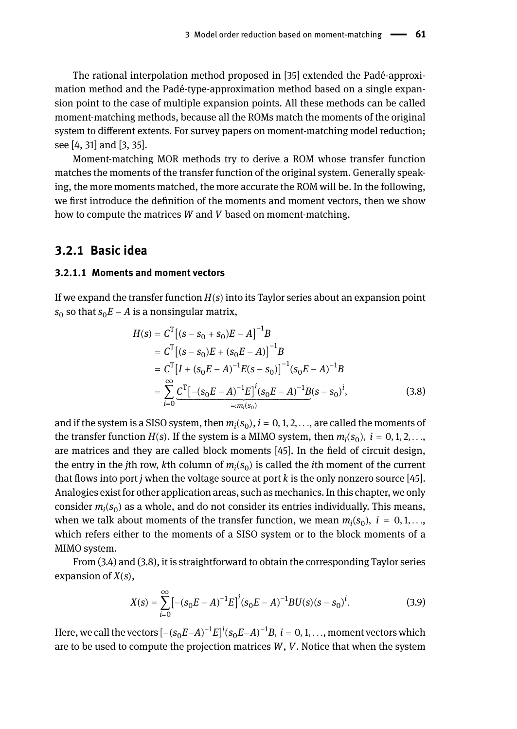The rational interpolation method proposed in [35] extended the Padé-approximation method and the Padé-type-approximation method based on a single expansion point to the case of multiple expansion points. All these methods can be called moment-matching methods, because all the ROMs match the moments of the original system to different extents. For survey papers on moment-matching model reduction; see [4, 31] and [3, 35].

Moment-matching MOR methods try to derive a ROM whose transfer function matches the moments of the transfer function of the original system. Generally speaking, the more moments matched, the more accurate the ROM will be. In the following, we first introduce the definition of the moments and moment vectors, then we show how to compute the matrices $W$ and $V$ based on moment-matching.

## 3.2.1 Basic idea

### 3.2.1.1 Moments and moment vectors

If we expand the transfer function $H(s)$ into its Taylor series about an expansion point $s_0$ so that $s_0 E - A$ is a nonsingular matrix,

$$
\begin{aligned}
H(s) &= C^{\mathrm{T}}\left[(s - s_0 + s_0)E - A\right]^{-1} B \\
&= C^{\mathrm{T}}\left[(s - s_0)E + (s_0 E - A)\right]^{-1} B \\
&= C^{\mathrm{T}}\left[I + (s_0 E - A)^{-1} E (s - s_0)\right]^{-1} (s_0 E - A)^{-1} B \\
&= \sum_{i=0}^{\infty} \underbrace{C^{\mathrm{T}}\left[-(s_0 E - A)^{-1} E\right]^{i} (s_0 E - A)^{-1} B}_{=: m_i(s_0)} (s - s_0)^{i},
\end{aligned}
\tag{3.8}
$$

and if the system is a SISO system, then $m_i(s_0)$, $i = 0, 1, 2, \ldots$, are called the moments of the transfer function $H(s)$. If the system is a MIMO system, then $m_i(s_0)$, $i = 0, 1, 2, \ldots$, are matrices and they are called block moments [45]. In the field of circuit design, the entry in the $j$th row, $k$th column of $m_i(s_0)$ is called the $i$th moment of the current that flows into port $j$ when the voltage source at port $k$ is the only nonzero source [45]. Analogies exist for other application areas, such as mechanics. In this chapter, we only consider $m_i(s_0)$ as a whole, and do not consider its entries individually. This means, when we talk about moments of the transfer function, we mean $m_i(s_0)$, $i = 0, 1, \ldots$, which refers either to the moments of a SISO system or to the block moments of a MIMO system.

From (3.4) and (3.8), it is straightforward to obtain the corresponding Taylor series expansion of $X(s)$,

$$
X(s) = \sum_{i=0}^{\infty} \left[-(s_0 E - A)^{-1} E\right]^{i} (s_0 E - A)^{-1} B U(s) (s - s_0)^{i}.
\tag{3.9}
$$

Here, we call the vectors $[-(s_0 E - A)^{-1} E]^{i} (s_0 E - A)^{-1} B$, $i = 0, 1, \ldots$, moment vectors which are to be used to compute the projection matrices $W$, $V$. Notice that when the system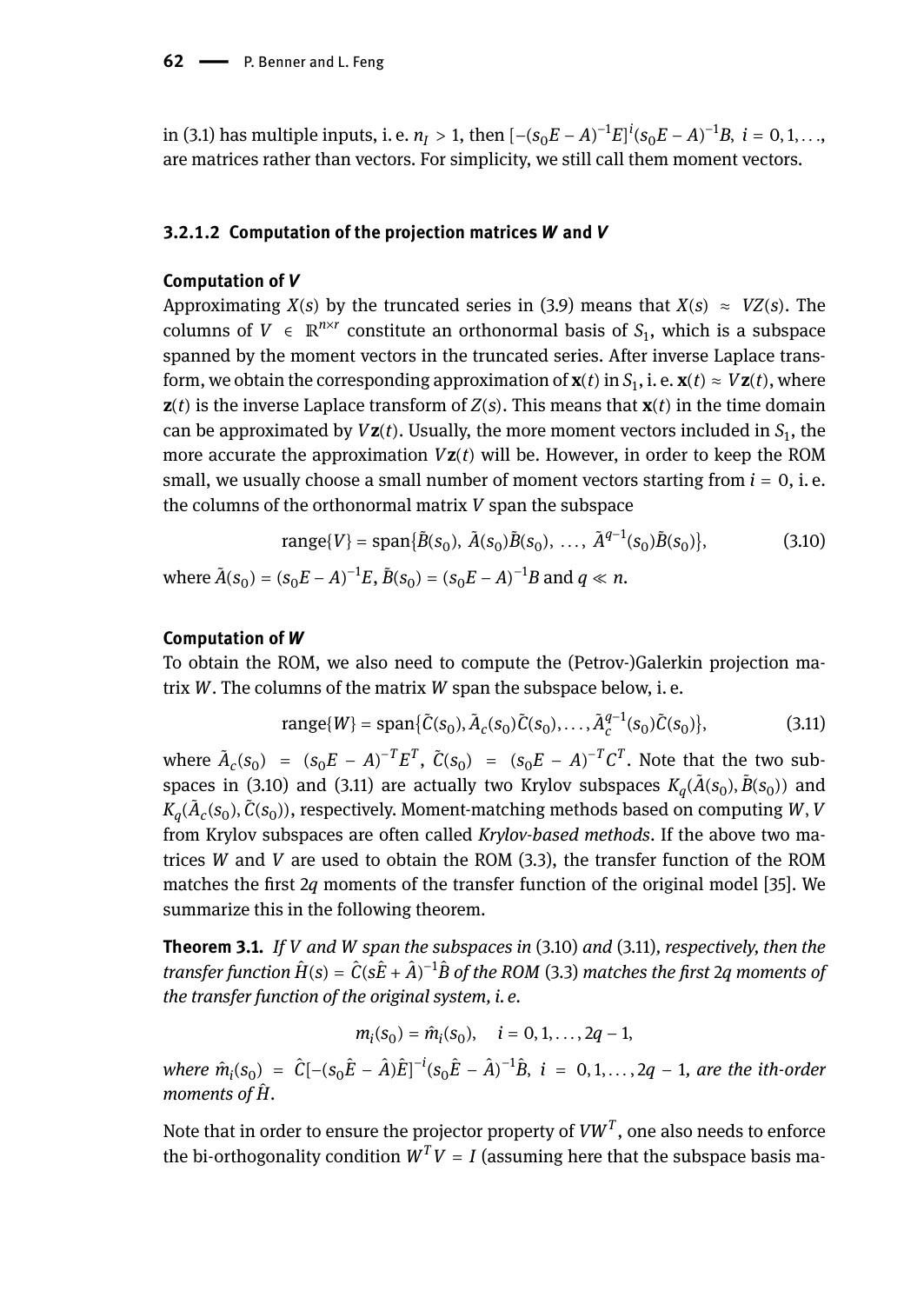in (3.1) has multiple inputs, i. e. $n_I > 1$, then $[-(s_0E - A)^{-1}E]^i(s_0E - A)^{-1}B$, $i = 0, 1, \ldots$, are matrices rather than vectors. For simplicity, we still call them moment vectors.

#### 3.2.1.2 Computation of the projection matrices *W* and *V*

**Computation of *V***

Approximating $X(s)$ by the truncated series in (3.9) means that $X(s) \approx VZ(s)$. The columns of $V \in \mathbb{R}^{n \times r}$ constitute an orthonormal basis of $S_1$, which is a subspace spanned by the moment vectors in the truncated series. After inverse Laplace transform, we obtain the corresponding approximation of $\mathbf{x}(t)$ in $S_1$, i. e. $\mathbf{x}(t) \approx V\mathbf{z}(t)$, where $\mathbf{z}(t)$ is the inverse Laplace transform of $Z(s)$. This means that $\mathbf{x}(t)$ in the time domain can be approximated by $V\mathbf{z}(t)$. Usually, the more moment vectors included in $S_1$, the more accurate the approximation $V\mathbf{z}(t)$ will be. However, in order to keep the ROM small, we usually choose a small number of moment vectors starting from $i = 0$, i. e. the columns of the orthonormal matrix $V$ span the subspace

$$\text{range}\{V\} = \text{span}\{\tilde{B}(s_0),\ \tilde{A}(s_0)\tilde{B}(s_0),\ \ldots,\ \tilde{A}^{q-1}(s_0)\tilde{B}(s_0)\}, \tag{3.10}$$

where $\tilde{A}(s_0) = (s_0E - A)^{-1}E$, $\tilde{B}(s_0) = (s_0E - A)^{-1}B$ and $q \ll n$.

**Computation of *W***

To obtain the ROM, we also need to compute the (Petrov-)Galerkin projection matrix $W$. The columns of the matrix $W$ span the subspace below, i. e.

$$\text{range}\{W\} = \text{span}\{\tilde{C}(s_0), \tilde{A}_c(s_0)\tilde{C}(s_0), \ldots, \tilde{A}_c^{q-1}(s_0)\tilde{C}(s_0)\}, \tag{3.11}$$

where $\tilde{A}_c(s_0) = (s_0E - A)^{-T}E^T$, $\tilde{C}(s_0) = (s_0E - A)^{-T}C^T$. Note that the two subspaces in (3.10) and (3.11) are actually two Krylov subspaces $K_q(\tilde{A}(s_0), \tilde{B}(s_0))$ and $K_q(\tilde{A}_c(s_0), \tilde{C}(s_0))$, respectively. Moment-matching methods based on computing $W, V$ from Krylov subspaces are often called *Krylov-based methods*. If the above two matrices $W$ and $V$ are used to obtain the ROM (3.3), the transfer function of the ROM matches the first $2q$ moments of the transfer function of the original model [35]. We summarize this in the following theorem.

**Theorem 3.1.** *If $V$ and $W$ span the subspaces in* (3.10) *and* (3.11), *respectively, then the transfer function $\hat{H}(s) = \hat{C}(s\hat{E} + \hat{A})^{-1}\hat{B}$ of the ROM* (3.3) *matches the first $2q$ moments of the transfer function of the original system, i. e.*

$$m_i(s_0) = \hat{m}_i(s_0), \quad i = 0, 1, \ldots, 2q - 1,$$

*where $\hat{m}_i(s_0) = \hat{C}[-(s_0\hat{E} - \hat{A})\hat{E}]^{-i}(s_0\hat{E} - \hat{A})^{-1}\hat{B}$, $i = 0, 1, \ldots, 2q - 1$, are the ith-order moments of $\hat{H}$.*

Note that in order to ensure the projector property of $VW^T$, one also needs to enforce the bi-orthogonality condition $W^TV = I$ (assuming here that the subspace basis ma-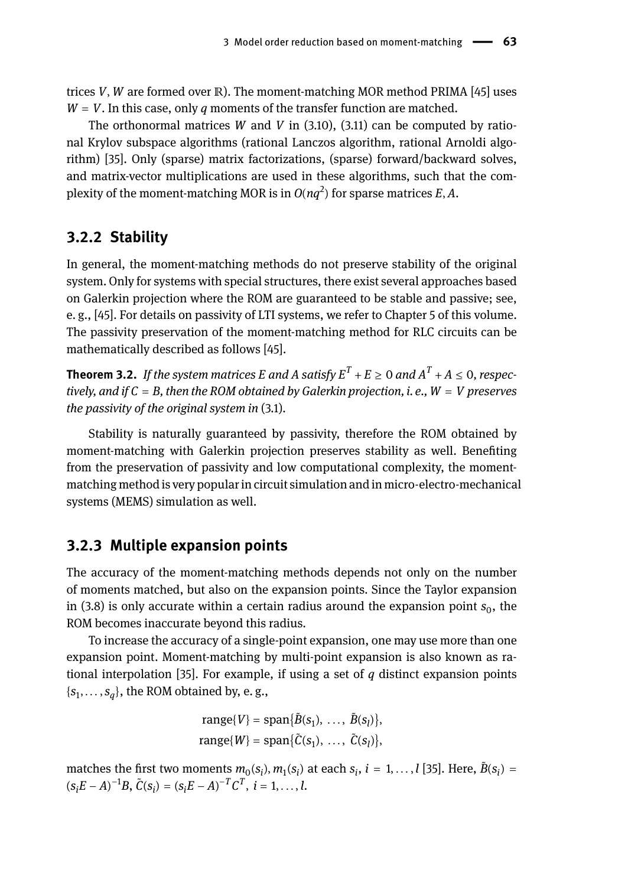trices $V, W$ are formed over $\mathbb{R}$). The moment-matching MOR method PRIMA [45] uses $W = V$. In this case, only $q$ moments of the transfer function are matched.

The orthonormal matrices $W$ and $V$ in (3.10), (3.11) can be computed by rational Krylov subspace algorithms (rational Lanczos algorithm, rational Arnoldi algorithm) [35]. Only (sparse) matrix factorizations, (sparse) forward/backward solves, and matrix-vector multiplications are used in these algorithms, such that the complexity of the moment-matching MOR is in $O(nq^2)$ for sparse matrices $E, A$.

### 3.2.2 Stability

In general, the moment-matching methods do not preserve stability of the original system. Only for systems with special structures, there exist several approaches based on Galerkin projection where the ROM are guaranteed to be stable and passive; see, e. g., [45]. For details on passivity of LTI systems, we refer to Chapter 5 of this volume. The passivity preservation of the moment-matching method for RLC circuits can be mathematically described as follows [45].

**Theorem 3.2.** *If the system matrices E and A satisfy $E^T + E \geq 0$ and $A^T + A \leq 0$, respectively, and if $C = B$, then the ROM obtained by Galerkin projection, i. e., $W = V$ preserves the passivity of the original system in* (3.1).

Stability is naturally guaranteed by passivity, therefore the ROM obtained by moment-matching with Galerkin projection preserves stability as well. Benefiting from the preservation of passivity and low computational complexity, the moment-matching method is very popular in circuit simulation and in micro-electro-mechanical systems (MEMS) simulation as well.

### 3.2.3 Multiple expansion points

The accuracy of the moment-matching methods depends not only on the number of moments matched, but also on the expansion points. Since the Taylor expansion in (3.8) is only accurate within a certain radius around the expansion point $s_0$, the ROM becomes inaccurate beyond this radius.

To increase the accuracy of a single-point expansion, one may use more than one expansion point. Moment-matching by multi-point expansion is also known as rational interpolation [35]. For example, if using a set of $q$ distinct expansion points $\{s_1, \ldots, s_q\}$, the ROM obtained by, e. g.,

$$\operatorname{range}\{V\} = \operatorname{span}\{\tilde{B}(s_1), \ \ldots, \ \tilde{B}(s_l)\},$$
$$\operatorname{range}\{W\} = \operatorname{span}\{\tilde{C}(s_1), \ \ldots, \ \tilde{C}(s_l)\},$$

matches the first two moments $m_0(s_i), m_1(s_i)$ at each $s_i$, $i = 1, \ldots, l$ [35]. Here, $\tilde{B}(s_i) = (s_i E - A)^{-1} B$, $\tilde{C}(s_i) = (s_i E - A)^{-T} C^T$, $i = 1, \ldots, l$.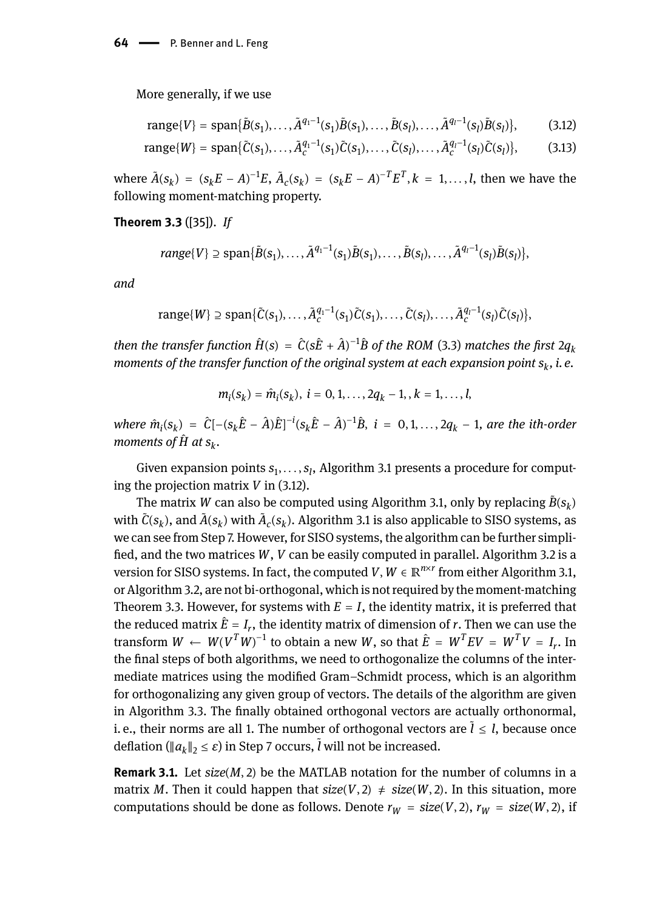More generally, if we use

$$\text{range}\{V\} = \text{span}\{\tilde{B}(s_1), \dots, \tilde{A}^{q_1-1}(s_1)\tilde{B}(s_1), \dots, \tilde{B}(s_l), \dots, \tilde{A}^{q_l-1}(s_l)\tilde{B}(s_l)\}, \tag{3.12}$$

$$\text{range}\{W\} = \text{span}\{\tilde{C}(s_1), \dots, \tilde{A}_c^{q_1-1}(s_1)\tilde{C}(s_1), \dots, \tilde{C}(s_l), \dots, \tilde{A}_c^{q_l-1}(s_l)\tilde{C}(s_l)\}, \tag{3.13}$$

where $\tilde{A}(s_k) = (s_k E - A)^{-1}E$, $\tilde{A}_c(s_k) = (s_k E - A)^{-T}E^T, k = 1, \dots, l$, then we have the following moment-matching property.

**Theorem 3.3** ([35]). *If*

$$\textit{range}\{V\} \supseteq \text{span}\{\tilde{B}(s_1), \dots, \tilde{A}^{q_1-1}(s_1)\tilde{B}(s_1), \dots, \tilde{B}(s_l), \dots, \tilde{A}^{q_l-1}(s_l)\tilde{B}(s_l)\},$$

*and*

$$\text{range}\{W\} \supseteq \text{span}\{\tilde{C}(s_1), \dots, \tilde{A}_c^{q_1-1}(s_1)\tilde{C}(s_1), \dots, \tilde{C}(s_l), \dots, \tilde{A}_c^{q_l-1}(s_l)\tilde{C}(s_l)\},$$

*then the transfer function $\hat{H}(s) = \hat{C}(s\hat{E} + \hat{A})^{-1}\hat{B}$ of the ROM (3.3) matches the first $2q_k$ moments of the transfer function of the original system at each expansion point $s_k$, i. e.*

$$m_i(s_k) = \hat{m}_i(s_k),\ i = 0, 1, \dots, 2q_k - 1, , k = 1, \dots, l,$$

*where $\hat{m}_i(s_k) = \hat{C}[-(s_k\hat{E} - \hat{A})\hat{E}]^{-i}(s_k\hat{E} - \hat{A})^{-1}\hat{B}$, $i = 0, 1, \dots, 2q_k - 1$, are the ith-order moments of $\hat{H}$ at $s_k$.*

Given expansion points $s_1, \dots, s_l$, Algorithm 3.1 presents a procedure for computing the projection matrix $V$ in (3.12).

The matrix $W$ can also be computed using Algorithm 3.1, only by replacing $\tilde{B}(s_k)$ with $\tilde{C}(s_k)$, and $\tilde{A}(s_k)$ with $\tilde{A}_c(s_k)$. Algorithm 3.1 is also applicable to SISO systems, as we can see from Step 7. However, for SISO systems, the algorithm can be further simplified, and the two matrices $W$, $V$ can be easily computed in parallel. Algorithm 3.2 is a version for SISO systems. In fact, the computed $V, W \in \mathbb{R}^{n\times r}$ from either Algorithm 3.1, or Algorithm 3.2, are not bi-orthogonal, which is not required by the moment-matching Theorem 3.3. However, for systems with $E = I$, the identity matrix, it is preferred that the reduced matrix $\hat{E} = I_r$, the identity matrix of dimension of $r$. Then we can use the transform $W \leftarrow W(V^T W)^{-1}$ to obtain a new $W$, so that $\hat{E} = W^T EV = W^T V = I_r$. In the final steps of both algorithms, we need to orthogonalize the columns of the intermediate matrices using the modified Gram–Schmidt process, which is an algorithm for orthogonalizing any given group of vectors. The details of the algorithm are given in Algorithm 3.3. The finally obtained orthogonal vectors are actually orthonormal, i. e., their norms are all 1. The number of orthogonal vectors are $\tilde{l} \le l$, because once deflation ($\|a_k\|_2 \le \varepsilon$) in Step 7 occurs, $\tilde{l}$ will not be increased.

**Remark 3.1.** Let *size*$(M, 2)$ be the MATLAB notation for the number of columns in a matrix $M$. Then it could happen that *size*$(V, 2) \neq$ *size*$(W, 2)$. In this situation, more computations should be done as follows. Denote $r_W =$ *size*$(V, 2)$, $r_W =$ *size*$(W, 2)$, if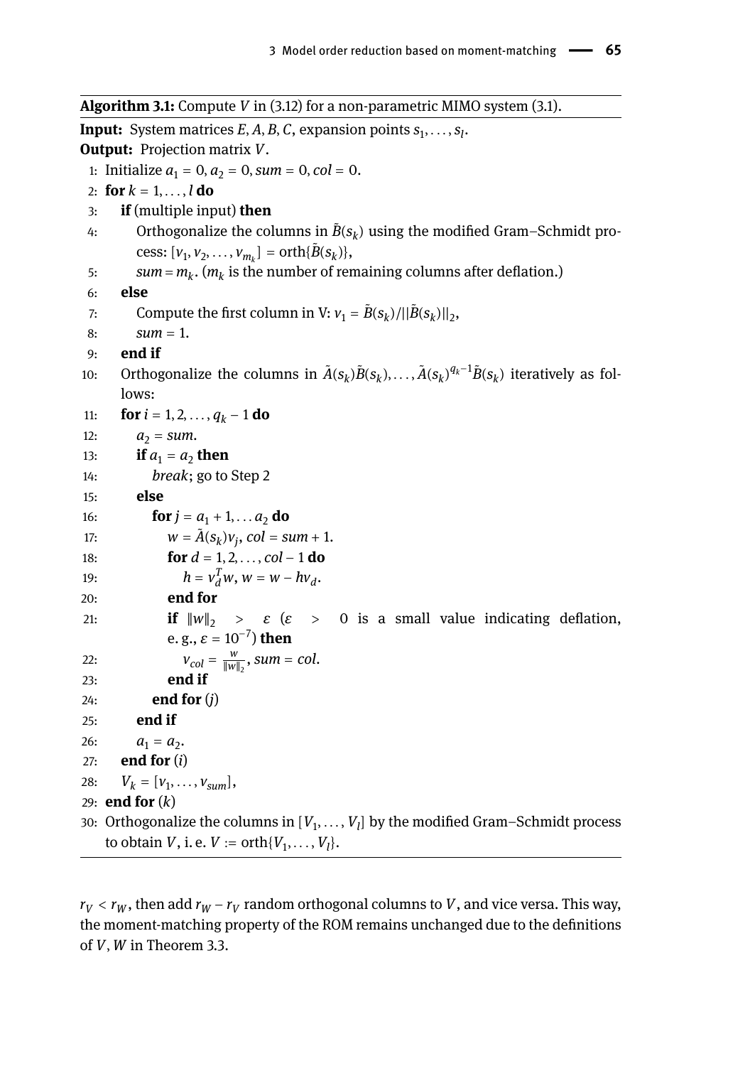**Algorithm 3.1:** Compute $V$ in (3.12) for a non-parametric MIMO system (3.1).

**Input:** System matrices $E, A, B, C$, expansion points $s_1, \dots, s_l$.
**Output:** Projection matrix $V$.

```
1: Initialize a_1 = 0, a_2 = 0, sum = 0, col = 0.
2: for k = 1, ..., l do
3:    if (multiple input) then
4:       Orthogonalize the columns in B̃(s_k) using the modified Gram–Schmidt process: [v_1, v_2, ..., v_{m_k}] = orth{B̃(s_k)},
5:       sum = m_k. (m_k is the number of remaining columns after deflation.)
6:    else
7:       Compute the first column in V: v_1 = B̃(s_k)/||B̃(s_k)||_2,
8:       sum = 1.
9:    end if
10:   Orthogonalize the columns in Ã(s_k)B̃(s_k), ..., Ã(s_k)^{q_k−1}B̃(s_k) iteratively as follows:
11:   for i = 1, 2, ..., q_k − 1 do
12:      a_2 = sum.
13:      if a_1 = a_2 then
14:         break; go to Step 2
15:      else
16:         for j = a_1 + 1, ... a_2 do
17:            w = Ã(s_k)v_j, col = sum + 1.
18:            for d = 1, 2, ..., col − 1 do
19:               h = v_d^T w, w = w − h v_d.
20:            end for
21:            if ||w||_2 > ε (ε > 0 is a small value indicating deflation, e. g., ε = 10^{−7}) then
22:               v_col = w/||w||_2, sum = col.
23:            end if
24:         end for (j)
25:      end if
26:      a_1 = a_2.
27:   end for (i)
28:   V_k = [v_1, ..., v_sum],
29: end for (k)
30: Orthogonalize the columns in [V_1, ..., V_l] by the modified Gram–Schmidt process to obtain V, i. e. V := orth{V_1, ..., V_l}.
```

$r_V < r_W$, then add $r_W - r_V$ random orthogonal columns to $V$, and vice versa. This way, the moment-matching property of the ROM remains unchanged due to the definitions of $V, W$ in Theorem 3.3.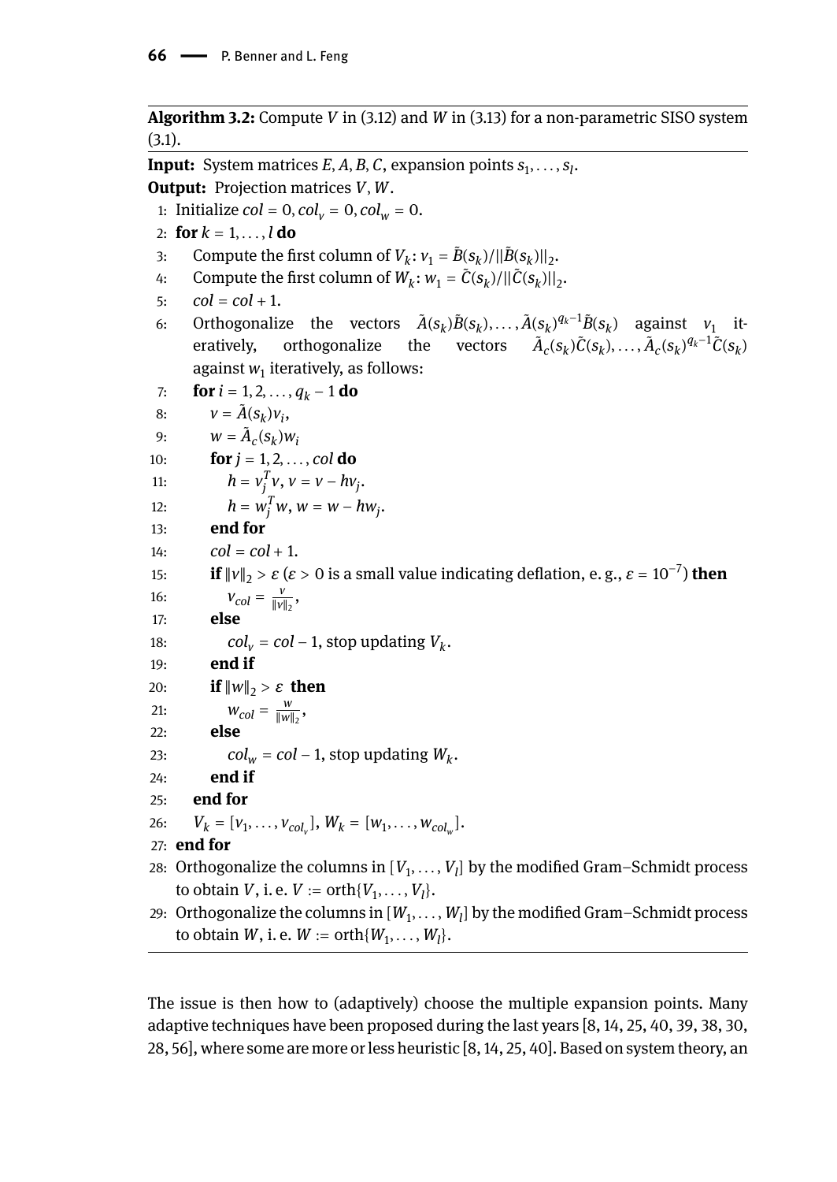**Algorithm 3.2:** Compute $V$ in (3.12) and $W$ in (3.13) for a non-parametric SISO system (3.1).

**Input:** System matrices $E, A, B, C$, expansion points $s_1, \dots, s_l$.
**Output:** Projection matrices $V, W$.

1: Initialize $col = 0, col_v = 0, col_w = 0$.
2: **for** $k = 1, \dots, l$ **do**
3: Compute the first column of $V_k$: $v_1 = \tilde{B}(s_k)/\|\tilde{B}(s_k)\|_2$.
4: Compute the first column of $W_k$: $w_1 = \tilde{C}(s_k)/\|\tilde{C}(s_k)\|_2$.
5: $col = col + 1$.
6: Orthogonalize the vectors $\tilde{A}(s_k)\tilde{B}(s_k), \dots, \tilde{A}(s_k)^{q_k-1}\tilde{B}(s_k)$ against $v_1$ iteratively, orthogonalize the vectors $\tilde{A}_c(s_k)\tilde{C}(s_k), \dots, \tilde{A}_c(s_k)^{q_k-1}\tilde{C}(s_k)$ against $w_1$ iteratively, as follows:
7: **for** $i = 1, 2, \dots, q_k - 1$ **do**
8: $v = \tilde{A}(s_k)v_i$,
9: $w = \tilde{A}_c(s_k)w_i$
10: **for** $j = 1, 2, \dots, col$ **do**
11: $h = v_j^T v$, $v = v - hv_j$.
12: $h = w_j^T w$, $w = w - hw_j$.
13: **end for**
14: $col = col + 1$.
15: **if** $\|v\|_2 > \varepsilon$ ($\varepsilon > 0$ is a small value indicating deflation, e. g., $\varepsilon = 10^{-7}$) **then**
16: $v_{col} = \frac{v}{\|v\|_2}$,
17: **else**
18: $col_v = col - 1$, stop updating $V_k$.
19: **end if**
20: **if** $\|w\|_2 > \varepsilon$ **then**
21: $w_{col} = \frac{w}{\|w\|_2}$,
22: **else**
23: $col_w = col - 1$, stop updating $W_k$.
24: **end if**
25: **end for**
26: $V_k = [v_1, \dots, v_{col_v}]$, $W_k = [w_1, \dots, w_{col_w}]$.
27: **end for**
28: Orthogonalize the columns in $[V_1, \dots, V_l]$ by the modified Gram–Schmidt process to obtain $V$, i. e. $V := \text{orth}\{V_1, \dots, V_l\}$.
29: Orthogonalize the columns in $[W_1, \dots, W_l]$ by the modified Gram–Schmidt process to obtain $W$, i. e. $W := \text{orth}\{W_1, \dots, W_l\}$.

The issue is then how to (adaptively) choose the multiple expansion points. Many adaptive techniques have been proposed during the last years [8, 14, 25, 40, 39, 38, 30, 28, 56], where some are more or less heuristic [8, 14, 25, 40]. Based on system theory, an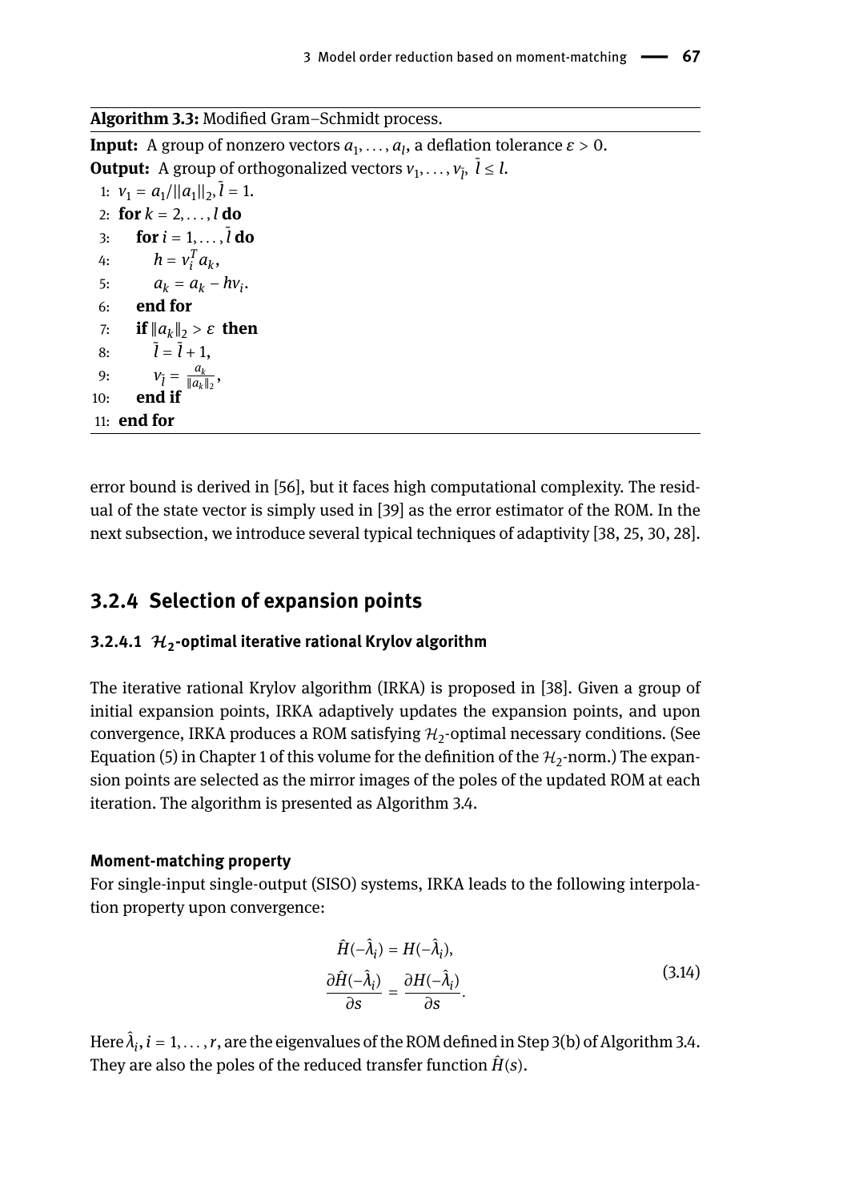**Algorithm 3.3:** Modified Gram–Schmidt process.

**Input:** A group of nonzero vectors $a_1, \ldots, a_l$, a deflation tolerance $\varepsilon > 0$.
**Output:** A group of orthogonalized vectors $v_1, \ldots, v_{\tilde{l}}$, $\tilde{l} \leq l$.

```
1: v_1 = a_1/||a_1||_2, l̃ = 1.
2: for k = 2, ..., l do
3:     for i = 1, ..., l̃ do
4:         h = v_i^T a_k,
5:         a_k = a_k − h v_i.
6:     end for
7:     if ||a_k||_2 > ε then
8:         l̃ = l̃ + 1,
9:         v_l̃ = a_k / ||a_k||_2,
10:    end if
11: end for
```

error bound is derived in [56], but it faces high computational complexity. The residual of the state vector is simply used in [39] as the error estimator of the ROM. In the next subsection, we introduce several typical techniques of adaptivity [38, 25, 30, 28].

## 3.2.4 Selection of expansion points

### 3.2.4.1 $\mathcal{H}_2$-optimal iterative rational Krylov algorithm

The iterative rational Krylov algorithm (IRKA) is proposed in [38]. Given a group of initial expansion points, IRKA adaptively updates the expansion points, and upon convergence, IRKA produces a ROM satisfying $\mathcal{H}_2$-optimal necessary conditions. (See Equation (5) in Chapter 1 of this volume for the definition of the $\mathcal{H}_2$-norm.) The expansion points are selected as the mirror images of the poles of the updated ROM at each iteration. The algorithm is presented as Algorithm 3.4.

#### Moment-matching property

For single-input single-output (SISO) systems, IRKA leads to the following interpolation property upon convergence:

$$
\begin{aligned}
\hat{H}(-\hat{\lambda}_i) &= H(-\hat{\lambda}_i), \\
\frac{\partial \hat{H}(-\hat{\lambda}_i)}{\partial s} &= \frac{\partial H(-\hat{\lambda}_i)}{\partial s}.
\end{aligned}
\tag{3.14}
$$

Here $\hat{\lambda}_i, i = 1, \ldots, r$, are the eigenvalues of the ROM defined in Step 3(b) of Algorithm 3.4. They are also the poles of the reduced transfer function $\hat{H}(s)$.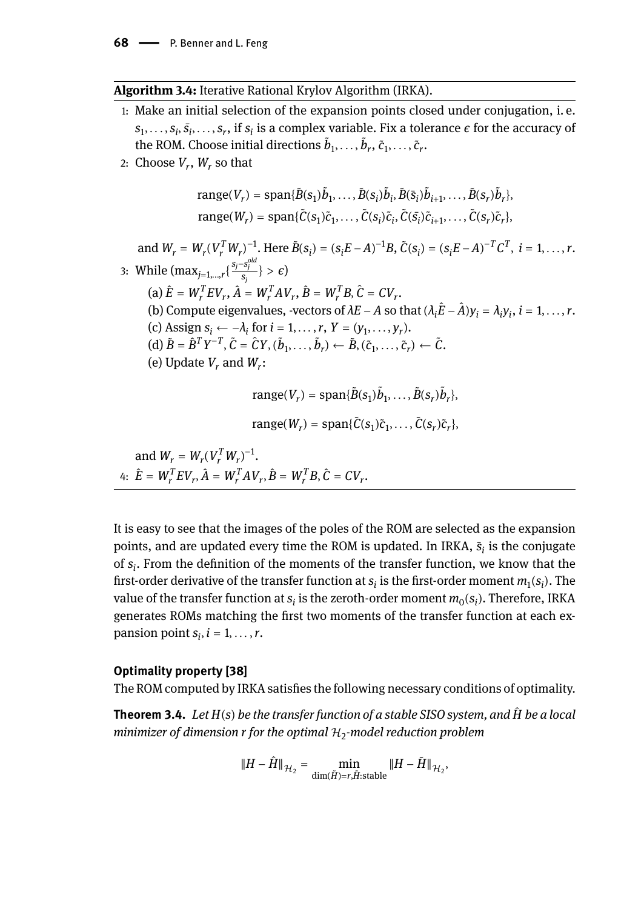**Algorithm 3.4:** Iterative Rational Krylov Algorithm (IRKA).

1: Make an initial selection of the expansion points closed under conjugation, i. e. $s_1, \dots, s_i, \bar{s}_i, \dots, s_r$, if $s_i$ is a complex variable. Fix a tolerance $\epsilon$ for the accuracy of the ROM. Choose initial directions $\tilde{b}_1, \dots, \tilde{b}_r, \tilde{c}_1, \dots, \tilde{c}_r$.

2: Choose $V_r$, $W_r$ so that

$$\operatorname{range}(V_r) = \operatorname{span}\{\tilde{B}(s_1)\tilde{b}_1, \dots, \tilde{B}(s_i)\tilde{b}_i, \tilde{B}(\bar{s}_i)\tilde{b}_{i+1}, \dots, \tilde{B}(s_r)\tilde{b}_r\},$$
$$\operatorname{range}(W_r) = \operatorname{span}\{\tilde{C}(s_1)\tilde{c}_1, \dots, \tilde{C}(s_i)\tilde{c}_i, \tilde{C}(\bar{s}_i)\tilde{c}_{i+1}, \dots, \tilde{C}(s_r)\tilde{c}_r\},$$

and $W_r = W_r(V_r^T W_r)^{-1}$. Here $\tilde{B}(s_i) = (s_i E - A)^{-1} B$, $\tilde{C}(s_i) = (s_i E - A)^{-T} C^T$, $i = 1, \dots, r$.

3: While $(\max_{j=1,\dots,r}\{\frac{s_j - s_j^{old}}{s_j}\} > \epsilon)$

(a) $\hat{E} = W_r^T E V_r$, $\hat{A} = W_r^T A V_r$, $\hat{B} = W_r^T B$, $\hat{C} = C V_r$.

(b) Compute eigenvalues, -vectors of $\lambda E - A$ so that $(\lambda_i \hat{E} - \hat{A}) y_i = \lambda_i y_i$, $i = 1, \dots, r$.

(c) Assign $s_i \leftarrow -\lambda_i$ for $i = 1, \dots, r$, $Y = (y_1, \dots, y_r)$.

(d) $\tilde{B} = \hat{B}^T Y^{-T}$, $\tilde{C} = \hat{C} Y$, $(\tilde{b}_1, \dots, \tilde{b}_r) \leftarrow \tilde{B}$, $(\tilde{c}_1, \dots, \tilde{c}_r) \leftarrow \tilde{C}$.

(e) Update $V_r$ and $W_r$:

$$\operatorname{range}(V_r) = \operatorname{span}\{\tilde{B}(s_1)\tilde{b}_1, \dots, \tilde{B}(s_r)\tilde{b}_r\},$$

$$\operatorname{range}(W_r) = \operatorname{span}\{\tilde{C}(s_1)\tilde{c}_1, \dots, \tilde{C}(s_r)\tilde{c}_r\},$$

and $W_r = W_r(V_r^T W_r)^{-1}$.

4: $\hat{E} = W_r^T E V_r$, $\hat{A} = W_r^T A V_r$, $\hat{B} = W_r^T B$, $\hat{C} = C V_r$.

It is easy to see that the images of the poles of the ROM are selected as the expansion points, and are updated every time the ROM is updated. In IRKA, $\bar{s}_i$ is the conjugate of $s_i$. From the definition of the moments of the transfer function, we know that the first-order derivative of the transfer function at $s_i$ is the first-order moment $m_1(s_i)$. The value of the transfer function at $s_i$ is the zeroth-order moment $m_0(s_i)$. Therefore, IRKA generates ROMs matching the first two moments of the transfer function at each expansion point $s_i$, $i = 1, \dots, r$.

#### Optimality property [38]

The ROM computed by IRKA satisfies the following necessary conditions of optimality.

**Theorem 3.4.** *Let $H(s)$ be the transfer function of a stable SISO system, and $\hat{H}$ be a local minimizer of dimension $r$ for the optimal $\mathcal{H}_2$-model reduction problem*

$$\|H - \hat{H}\|_{\mathcal{H}_2} = \min_{\dim(\tilde{H}) = r, \tilde{H}:\text{stable}} \|H - \tilde{H}\|_{\mathcal{H}_2},$$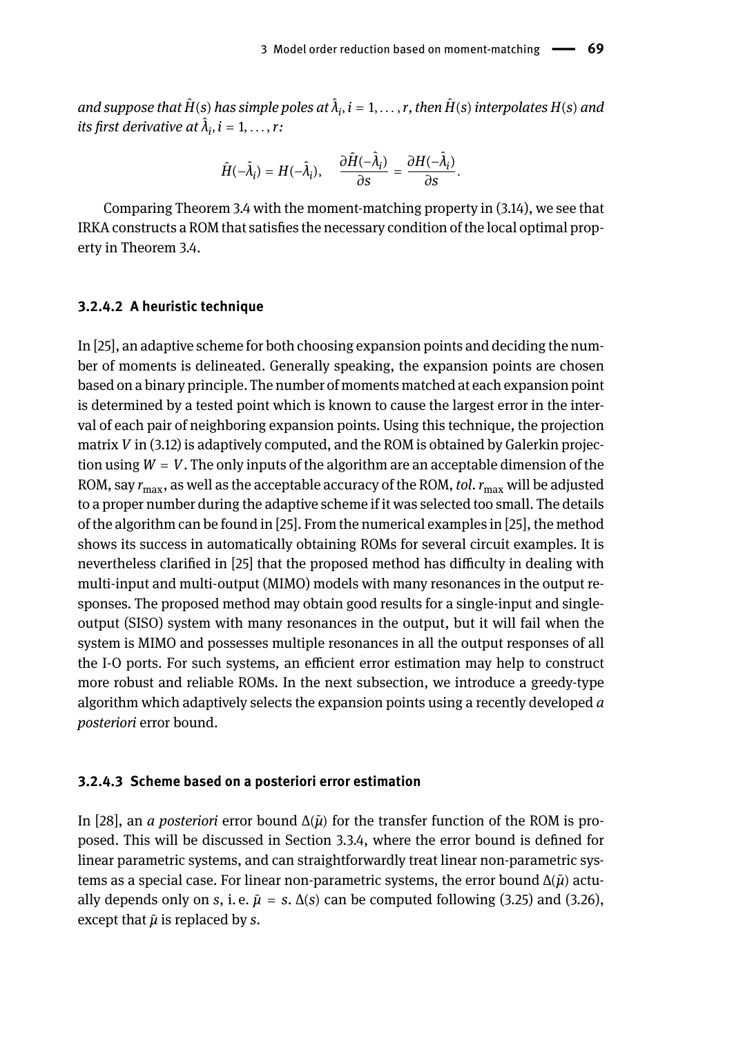*and suppose that $\hat{H}(s)$ has simple poles at $\hat{\lambda}_i, i = 1, \ldots, r$, then $\hat{H}(s)$ interpolates $H(s)$ and its first derivative at $\hat{\lambda}_i, i = 1, \ldots, r$:*

$$\hat{H}(-\hat{\lambda}_i) = H(-\hat{\lambda}_i), \quad \frac{\partial \hat{H}(-\hat{\lambda}_i)}{\partial s} = \frac{\partial H(-\hat{\lambda}_i)}{\partial s}.$$

Comparing Theorem 3.4 with the moment-matching property in (3.14), we see that IRKA constructs a ROM that satisfies the necessary condition of the local optimal property in Theorem 3.4.

#### 3.2.4.2 A heuristic technique

In [25], an adaptive scheme for both choosing expansion points and deciding the number of moments is delineated. Generally speaking, the expansion points are chosen based on a binary principle. The number of moments matched at each expansion point is determined by a tested point which is known to cause the largest error in the interval of each pair of neighboring expansion points. Using this technique, the projection matrix $V$ in (3.12) is adaptively computed, and the ROM is obtained by Galerkin projection using $W = V$. The only inputs of the algorithm are an acceptable dimension of the ROM, say $r_{\max}$, as well as the acceptable accuracy of the ROM, *tol*. $r_{\max}$ will be adjusted to a proper number during the adaptive scheme if it was selected too small. The details of the algorithm can be found in [25]. From the numerical examples in [25], the method shows its success in automatically obtaining ROMs for several circuit examples. It is nevertheless clarified in [25] that the proposed method has difficulty in dealing with multi-input and multi-output (MIMO) models with many resonances in the output responses. The proposed method may obtain good results for a single-input and single-output (SISO) system with many resonances in the output, but it will fail when the system is MIMO and possesses multiple resonances in all the output responses of all the I-O ports. For such systems, an efficient error estimation may help to construct more robust and reliable ROMs. In the next subsection, we introduce a greedy-type algorithm which adaptively selects the expansion points using a recently developed *a posteriori* error bound.

#### 3.2.4.3 Scheme based on a posteriori error estimation

In [28], an *a posteriori* error bound $\Delta(\tilde{\mu})$ for the transfer function of the ROM is proposed. This will be discussed in Section 3.3.4, where the error bound is defined for linear parametric systems, and can straightforwardly treat linear non-parametric systems as a special case. For linear non-parametric systems, the error bound $\Delta(\tilde{\mu})$ actually depends only on $s$, i. e. $\tilde{\mu} = s$. $\Delta(s)$ can be computed following (3.25) and (3.26), except that $\tilde{\mu}$ is replaced by $s$.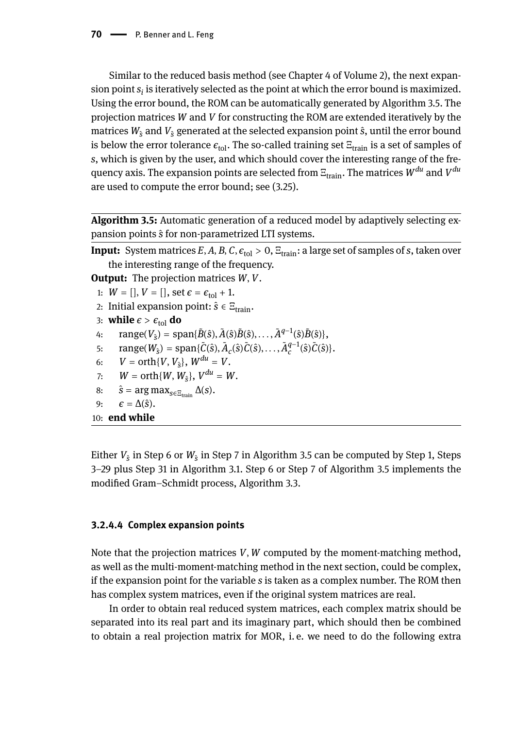Similar to the reduced basis method (see Chapter 4 of Volume 2), the next expansion point $s_i$ is iteratively selected as the point at which the error bound is maximized. Using the error bound, the ROM can be automatically generated by Algorithm 3.5. The projection matrices $W$ and $V$ for constructing the ROM are extended iteratively by the matrices $W_{\hat{s}}$ and $V_{\hat{s}}$ generated at the selected expansion point $\hat{s}$, until the error bound is below the error tolerance $\epsilon_{\text{tol}}$. The so-called training set $\Xi_{\text{train}}$ is a set of samples of $s$, which is given by the user, and which should cover the interesting range of the frequency axis. The expansion points are selected from $\Xi_{\text{train}}$. The matrices $W^{du}$ and $V^{du}$ are used to compute the error bound; see (3.25).

---

**Algorithm 3.5:** Automatic generation of a reduced model by adaptively selecting expansion points $\hat{s}$ for non-parametrized LTI systems.

---

**Input:** System matrices $E, A, B, C, \epsilon_{\text{tol}} > 0$, $\Xi_{\text{train}}$: a large set of samples of $s$, taken over the interesting range of the frequency.

**Output:** The projection matrices $W, V$.

1: $W = [], V = []$, set $\epsilon = \epsilon_{\text{tol}} + 1$.
2: Initial expansion point: $\hat{s} \in \Xi_{\text{train}}$.
3: **while** $\epsilon > \epsilon_{\text{tol}}$ **do**
4: $\quad$ $\text{range}(V_{\hat{s}}) = \text{span}\{\tilde{B}(\hat{s}), \tilde{A}(\hat{s})\tilde{B}(\hat{s}), \ldots, \tilde{A}^{q-1}(\hat{s})\tilde{B}(\hat{s})\}$,
5: $\quad$ $\text{range}(W_{\hat{s}}) = \text{span}\{\tilde{C}(\hat{s}), \tilde{A}_c(\hat{s})\tilde{C}(\hat{s}), \ldots, \tilde{A}_c^{q-1}(\hat{s})\tilde{C}(\hat{s})\}$.
6: $\quad$ $V = \text{orth}\{V, V_{\hat{s}}\}$, $W^{du} = V$.
7: $\quad$ $W = \text{orth}\{W, W_{\hat{s}}\}$, $V^{du} = W$.
8: $\quad$ $\hat{s} = \arg\max_{s \in \Xi_{\text{train}}} \Delta(s)$.
9: $\quad$ $\epsilon = \Delta(\hat{s})$.
10: **end while**

---

Either $V_{\hat{s}}$ in Step 6 or $W_{\hat{s}}$ in Step 7 in Algorithm 3.5 can be computed by Step 1, Steps 3–29 plus Step 31 in Algorithm 3.1. Step 6 or Step 7 of Algorithm 3.5 implements the modified Gram–Schmidt process, Algorithm 3.3.

#### 3.2.4.4 Complex expansion points

Note that the projection matrices $V, W$ computed by the moment-matching method, as well as the multi-moment-matching method in the next section, could be complex, if the expansion point for the variable $s$ is taken as a complex number. The ROM then has complex system matrices, even if the original system matrices are real.

In order to obtain real reduced system matrices, each complex matrix should be separated into its real part and its imaginary part, which should then be combined to obtain a real projection matrix for MOR, i. e. we need to do the following extra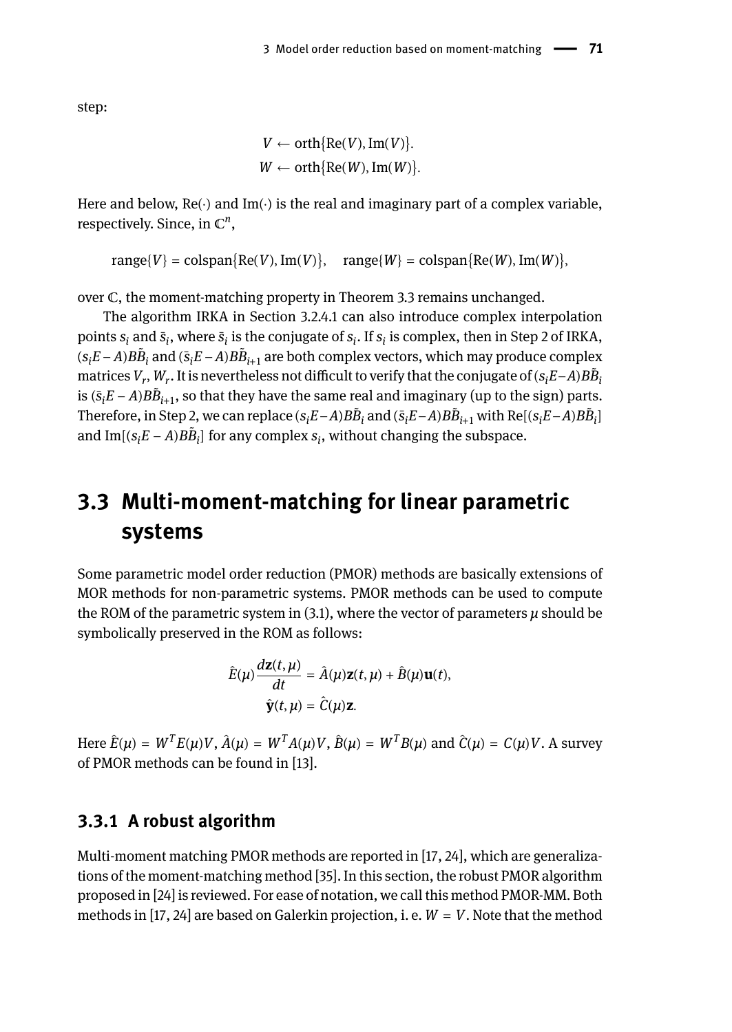step:

$$V \leftarrow \text{orth}\{\text{Re}(V), \text{Im}(V)\}.$$
$$W \leftarrow \text{orth}\{\text{Re}(W), \text{Im}(W)\}.$$

Here and below, $\text{Re}(\cdot)$ and $\text{Im}(\cdot)$ is the real and imaginary part of a complex variable, respectively. Since, in $\mathbb{C}^n$,

$$\text{range}\{V\} = \text{colspan}\{\text{Re}(V), \text{Im}(V)\}, \quad \text{range}\{W\} = \text{colspan}\{\text{Re}(W), \text{Im}(W)\},$$

over $\mathbb{C}$, the moment-matching property in Theorem 3.3 remains unchanged.

The algorithm IRKA in Section 3.2.4.1 can also introduce complex interpolation points $s_i$ and $\bar{s}_i$, where $\bar{s}_i$ is the conjugate of $s_i$. If $s_i$ is complex, then in Step 2 of IRKA, $(s_iE - A)B\tilde{B}_i$ and $(\bar{s}_iE - A)B\tilde{B}_{i+1}$ are both complex vectors, which may produce complex matrices $V_r$, $W_r$. It is nevertheless not difficult to verify that the conjugate of $(s_iE - A)B\tilde{B}_i$ is $(\bar{s}_iE - A)B\tilde{B}_{i+1}$, so that they have the same real and imaginary (up to the sign) parts. Therefore, in Step 2, we can replace $(s_iE - A)B\tilde{B}_i$ and $(\bar{s}_iE - A)B\tilde{B}_{i+1}$ with $\text{Re}[(s_iE - A)B\tilde{B}_i]$ and $\text{Im}[(s_iE - A)B\tilde{B}_i]$ for any complex $s_i$, without changing the subspace.

## 3.3 Multi-moment-matching for linear parametric systems

Some parametric model order reduction (PMOR) methods are basically extensions of MOR methods for non-parametric systems. PMOR methods can be used to compute the ROM of the parametric system in (3.1), where the vector of parameters $\mu$ should be symbolically preserved in the ROM as follows:

$$\hat{E}(\mu)\frac{d\mathbf{z}(t, \mu)}{dt} = \hat{A}(\mu)\mathbf{z}(t, \mu) + \hat{B}(\mu)\mathbf{u}(t),$$
$$\hat{\mathbf{y}}(t, \mu) = \hat{C}(\mu)\mathbf{z}.$$

Here $\hat{E}(\mu) = W^T E(\mu)V$, $\hat{A}(\mu) = W^T A(\mu)V$, $\hat{B}(\mu) = W^T B(\mu)$ and $\hat{C}(\mu) = C(\mu)V$. A survey of PMOR methods can be found in [13].

### 3.3.1 A robust algorithm

Multi-moment matching PMOR methods are reported in [17, 24], which are generalizations of the moment-matching method [35]. In this section, the robust PMOR algorithm proposed in [24] is reviewed. For ease of notation, we call this method PMOR-MM. Both methods in [17, 24] are based on Galerkin projection, i. e. $W = V$. Note that the method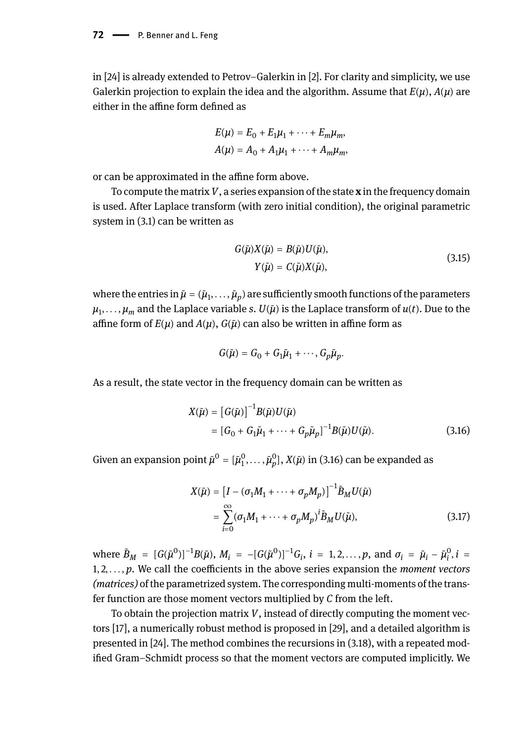in [24] is already extended to Petrov–Galerkin in [2]. For clarity and simplicity, we use Galerkin projection to explain the idea and the algorithm. Assume that $E(\mu)$, $A(\mu)$ are either in the affine form defined as

$$E(\mu) = E_0 + E_1\mu_1 + \cdots + E_m\mu_m,$$
$$A(\mu) = A_0 + A_1\mu_1 + \cdots + A_m\mu_m,$$

or can be approximated in the affine form above.

To compute the matrix $V$, a series expansion of the state $\mathbf{x}$ in the frequency domain is used. After Laplace transform (with zero initial condition), the original parametric system in (3.1) can be written as

$$\begin{aligned} G(\tilde{\mu})X(\tilde{\mu}) &= B(\tilde{\mu})U(\tilde{\mu}), \\ Y(\tilde{\mu}) &= C(\tilde{\mu})X(\tilde{\mu}), \end{aligned} \tag{3.15}$$

where the entries in $\tilde{\mu} = (\tilde{\mu}_1, \ldots, \tilde{\mu}_p)$ are sufficiently smooth functions of the parameters $\mu_1, \ldots, \mu_m$ and the Laplace variable $s$. $U(\tilde{\mu})$ is the Laplace transform of $u(t)$. Due to the affine form of $E(\mu)$ and $A(\mu)$, $G(\tilde{\mu})$ can also be written in affine form as

$$G(\tilde{\mu}) = G_0 + G_1\tilde{\mu}_1 + \cdots, G_p\tilde{\mu}_p.$$

As a result, the state vector in the frequency domain can be written as

$$\begin{aligned} X(\tilde{\mu}) &= \left[G(\tilde{\mu})\right]^{-1} B(\tilde{\mu})U(\tilde{\mu}) \\ &= [G_0 + G_1\tilde{\mu}_1 + \cdots + G_p\tilde{\mu}_p]^{-1} B(\tilde{\mu})U(\tilde{\mu}). \end{aligned} \tag{3.16}$$

Given an expansion point $\tilde{\mu}^0 = [\tilde{\mu}_1^0, \ldots, \tilde{\mu}_p^0]$, $X(\tilde{\mu})$ in (3.16) can be expanded as

$$\begin{aligned} X(\tilde{\mu}) &= \left[I - (\sigma_1 M_1 + \cdots + \sigma_p M_p)\right]^{-1} \tilde{B}_M U(\tilde{\mu}) \\ &= \sum_{i=0}^{\infty} (\sigma_1 M_1 + \cdots + \sigma_p M_p)^i \tilde{B}_M U(\tilde{\mu}), \end{aligned} \tag{3.17}$$

where $\tilde{B}_M = [G(\tilde{\mu}^0)]^{-1} B(\tilde{\mu})$, $M_i = -[G(\tilde{\mu}^0)]^{-1} G_i$, $i = 1, 2, \ldots, p$, and $\sigma_i = \tilde{\mu}_i - \tilde{\mu}_i^0$, $i = 1, 2, \ldots, p$. We call the coefficients in the above series expansion the *moment vectors (matrices)* of the parametrized system. The corresponding multi-moments of the transfer function are those moment vectors multiplied by $C$ from the left.

To obtain the projection matrix $V$, instead of directly computing the moment vectors [17], a numerically robust method is proposed in [29], and a detailed algorithm is presented in [24]. The method combines the recursions in (3.18), with a repeated modified Gram–Schmidt process so that the moment vectors are computed implicitly. We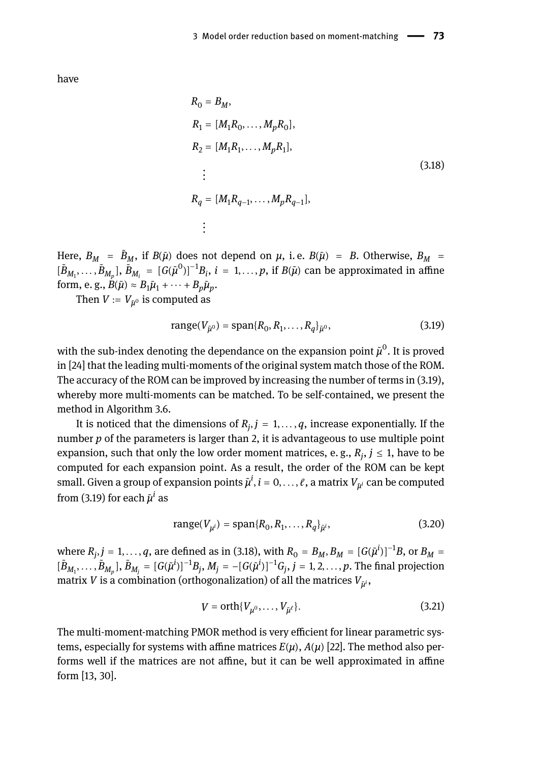have

$$
\begin{aligned}
R_0 &= B_M, \\
R_1 &= [M_1 R_0, \dots, M_p R_0], \\
R_2 &= [M_1 R_1, \dots, M_p R_1], \\
&\vdots \\
R_q &= [M_1 R_{q-1}, \dots, M_p R_{q-1}], \\
&\vdots
\end{aligned}
\tag{3.18}
$$

Here, $B_M = \tilde{B}_M$, if $B(\tilde{\mu})$ does not depend on $\mu$, i. e. $B(\tilde{\mu}) = B$. Otherwise, $B_M = [\tilde{B}_{M_1}, \dots, \tilde{B}_{M_p}]$, $\tilde{B}_{M_i} = [G(\tilde{\mu}^0)]^{-1} B_i$, $i = 1, \dots, p$, if $B(\tilde{\mu})$ can be approximated in affine form, e. g., $B(\tilde{\mu}) \approx B_1 \tilde{\mu}_1 + \cdots + B_p \tilde{\mu}_p$.

Then $V := V_{\tilde{\mu}^0}$ is computed as

$$
\operatorname{range}(V_{\tilde{\mu}^0}) = \operatorname{span}\{R_0, R_1, \dots, R_q\}_{\tilde{\mu}^0}, \tag{3.19}
$$

with the sub-index denoting the dependance on the expansion point $\tilde{\mu}^0$. It is proved in [24] that the leading multi-moments of the original system match those of the ROM. The accuracy of the ROM can be improved by increasing the number of terms in (3.19), whereby more multi-moments can be matched. To be self-contained, we present the method in Algorithm 3.6.

It is noticed that the dimensions of $R_j, j = 1, \dots, q$, increase exponentially. If the number $p$ of the parameters is larger than 2, it is advantageous to use multiple point expansion, such that only the low order moment matrices, e. g., $R_j$, $j \leq 1$, have to be computed for each expansion point. As a result, the order of the ROM can be kept small. Given a group of expansion points $\tilde{\mu}^i, i = 0, \dots, \ell$, a matrix $V_{\tilde{\mu}^i}$ can be computed from (3.19) for each $\tilde{\mu}^i$ as

$$
\operatorname{range}(V_{\mu^i}) = \operatorname{span}\{R_0, R_1, \dots, R_q\}_{\tilde{\mu}^i}, \tag{3.20}
$$

where $R_j, j = 1, \dots, q$, are defined as in (3.18), with $R_0 = B_M, B_M = [G(\tilde{\mu}^i)]^{-1} B$, or $B_M = [\tilde{B}_{M_1}, \dots, \tilde{B}_{M_p}]$, $\tilde{B}_{M_j} = [G(\tilde{\mu}^i)]^{-1} B_j$, $M_j = -[G(\tilde{\mu}^i)]^{-1} G_j$, $j = 1, 2, \dots, p$. The final projection matrix $V$ is a combination (orthogonalization) of all the matrices $V_{\tilde{\mu}^i}$,

$$
V = \operatorname{orth}\{V_{\mu^0}, \dots, V_{\tilde{\mu}^\ell}\}. \tag{3.21}
$$

The multi-moment-matching PMOR method is very efficient for linear parametric systems, especially for systems with affine matrices $E(\mu)$, $A(\mu)$ [22]. The method also performs well if the matrices are not affine, but it can be well approximated in affine form [13, 30].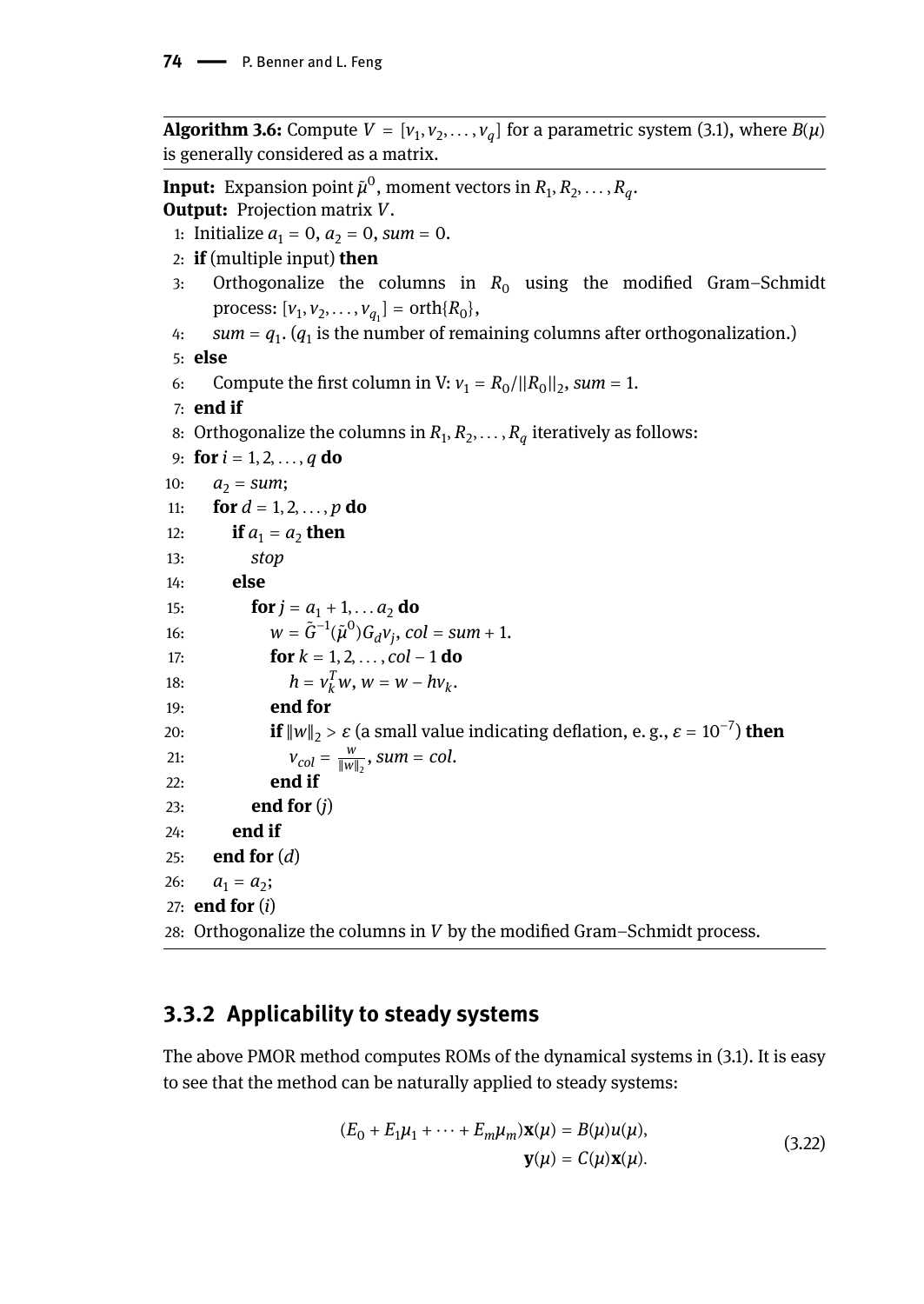**Algorithm 3.6:** Compute $V = [v_1, v_2, \ldots, v_q]$ for a parametric system (3.1), where $B(\mu)$ is generally considered as a matrix.

**Input:** Expansion point $\tilde{\mu}^0$, moment vectors in $R_1, R_2, \ldots, R_q$.
**Output:** Projection matrix $V$.

1: Initialize $a_1 = 0$, $a_2 = 0$, $sum = 0$.
2: **if** (multiple input) **then**
3: Orthogonalize the columns in $R_0$ using the modified Gram–Schmidt process: $[v_1, v_2, \ldots, v_{q_1}] = \text{orth}\{R_0\}$,
4: $sum = q_1$. ($q_1$ is the number of remaining columns after orthogonalization.)
5: **else**
6: Compute the first column in V: $v_1 = R_0/\|R_0\|_2$, $sum = 1$.
7: **end if**
8: Orthogonalize the columns in $R_1, R_2, \ldots, R_q$ iteratively as follows:
9: **for** $i = 1, 2, \ldots, q$ **do**
10: $a_2 = sum$;
11: **for** $d = 1, 2, \ldots, p$ **do**
12: **if** $a_1 = a_2$ **then**
13: *stop*
14: **else**
15: **for** $j = a_1 + 1, \ldots a_2$ **do**
16: $w = \tilde{G}^{-1}(\tilde{\mu}^0) G_d v_j$, $col = sum + 1$.
17: **for** $k = 1, 2, \ldots, col - 1$ **do**
18: $h = v_k^T w$, $w = w - h v_k$.
19: **end for**
20: **if** $\|w\|_2 > \varepsilon$ (a small value indicating deflation, e. g., $\varepsilon = 10^{-7}$) **then**
21: $v_{col} = \frac{w}{\|w\|_2}$, $sum = col$.
22: **end if**
23: **end for** ($j$)
24: **end if**
25: **end for** ($d$)
26: $a_1 = a_2$;
27: **end for** ($i$)
28: Orthogonalize the columns in $V$ by the modified Gram–Schmidt process.

### 3.3.2 Applicability to steady systems

The above PMOR method computes ROMs of the dynamical systems in (3.1). It is easy to see that the method can be naturally applied to steady systems:

$$
\begin{aligned}
(E_0 + E_1\mu_1 + \cdots + E_m\mu_m)\mathbf{x}(\mu) &= B(\mu)u(\mu), \\
\mathbf{y}(\mu) &= C(\mu)\mathbf{x}(\mu).
\end{aligned}
\tag{3.22}
$$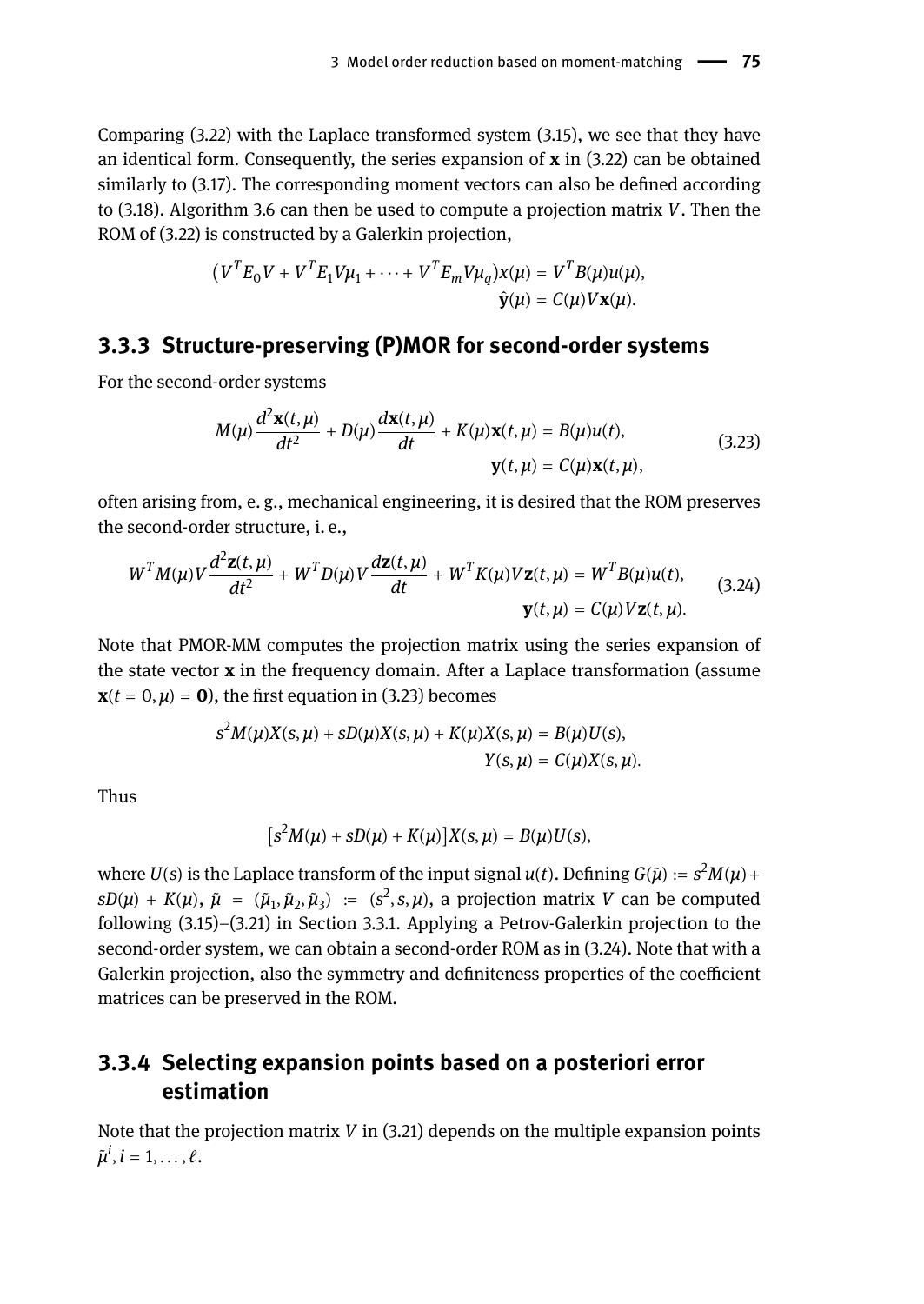Comparing (3.22) with the Laplace transformed system (3.15), we see that they have an identical form. Consequently, the series expansion of $\mathbf{x}$ in (3.22) can be obtained similarly to (3.17). The corresponding moment vectors can also be defined according to (3.18). Algorithm 3.6 can then be used to compute a projection matrix $V$. Then the ROM of (3.22) is constructed by a Galerkin projection,

$$
\begin{aligned}
(V^T E_0 V + V^T E_1 V \mu_1 + \cdots + V^T E_m V \mu_q) x(\mu) &= V^T B(\mu) u(\mu), \\
\hat{\mathbf{y}}(\mu) &= C(\mu) V \mathbf{x}(\mu).
\end{aligned}
$$

### 3.3.3 Structure-preserving (P)MOR for second-order systems

For the second-order systems

$$
\begin{aligned}
M(\mu)\frac{d^2\mathbf{x}(t,\mu)}{dt^2} + D(\mu)\frac{d\mathbf{x}(t,\mu)}{dt} + K(\mu)\mathbf{x}(t,\mu) &= B(\mu)u(t), \\
\mathbf{y}(t,\mu) &= C(\mu)\mathbf{x}(t,\mu),
\end{aligned}
\tag{3.23}
$$

often arising from, e. g., mechanical engineering, it is desired that the ROM preserves the second-order structure, i. e.,

$$
\begin{aligned}
W^T M(\mu) V \frac{d^2\mathbf{z}(t,\mu)}{dt^2} + W^T D(\mu) V \frac{d\mathbf{z}(t,\mu)}{dt} + W^T K(\mu) V \mathbf{z}(t,\mu) &= W^T B(\mu) u(t), \\
\mathbf{y}(t,\mu) &= C(\mu) V \mathbf{z}(t,\mu).
\end{aligned}
\tag{3.24}
$$

Note that PMOR-MM computes the projection matrix using the series expansion of the state vector $\mathbf{x}$ in the frequency domain. After a Laplace transformation (assume $\mathbf{x}(t=0,\mu) = \mathbf{0}$), the first equation in (3.23) becomes

$$
\begin{aligned}
s^2 M(\mu) X(s,\mu) + sD(\mu) X(s,\mu) + K(\mu) X(s,\mu) &= B(\mu) U(s), \\
Y(s,\mu) &= C(\mu) X(s,\mu).
\end{aligned}
$$

Thus

$$
[s^2 M(\mu) + sD(\mu) + K(\mu)] X(s,\mu) = B(\mu) U(s),
$$

where $U(s)$ is the Laplace transform of the input signal $u(t)$. Defining $G(\tilde{\mu}) := s^2 M(\mu) + sD(\mu) + K(\mu)$, $\tilde{\mu} = (\tilde{\mu}_1, \tilde{\mu}_2, \tilde{\mu}_3) := (s^2, s, \mu)$, a projection matrix $V$ can be computed following (3.15)–(3.21) in Section 3.3.1. Applying a Petrov-Galerkin projection to the second-order system, we can obtain a second-order ROM as in (3.24). Note that with a Galerkin projection, also the symmetry and definiteness properties of the coefficient matrices can be preserved in the ROM.

### 3.3.4 Selecting expansion points based on a posteriori error estimation

Note that the projection matrix $V$ in (3.21) depends on the multiple expansion points $\tilde{\mu}^i, i = 1, \ldots, \ell$.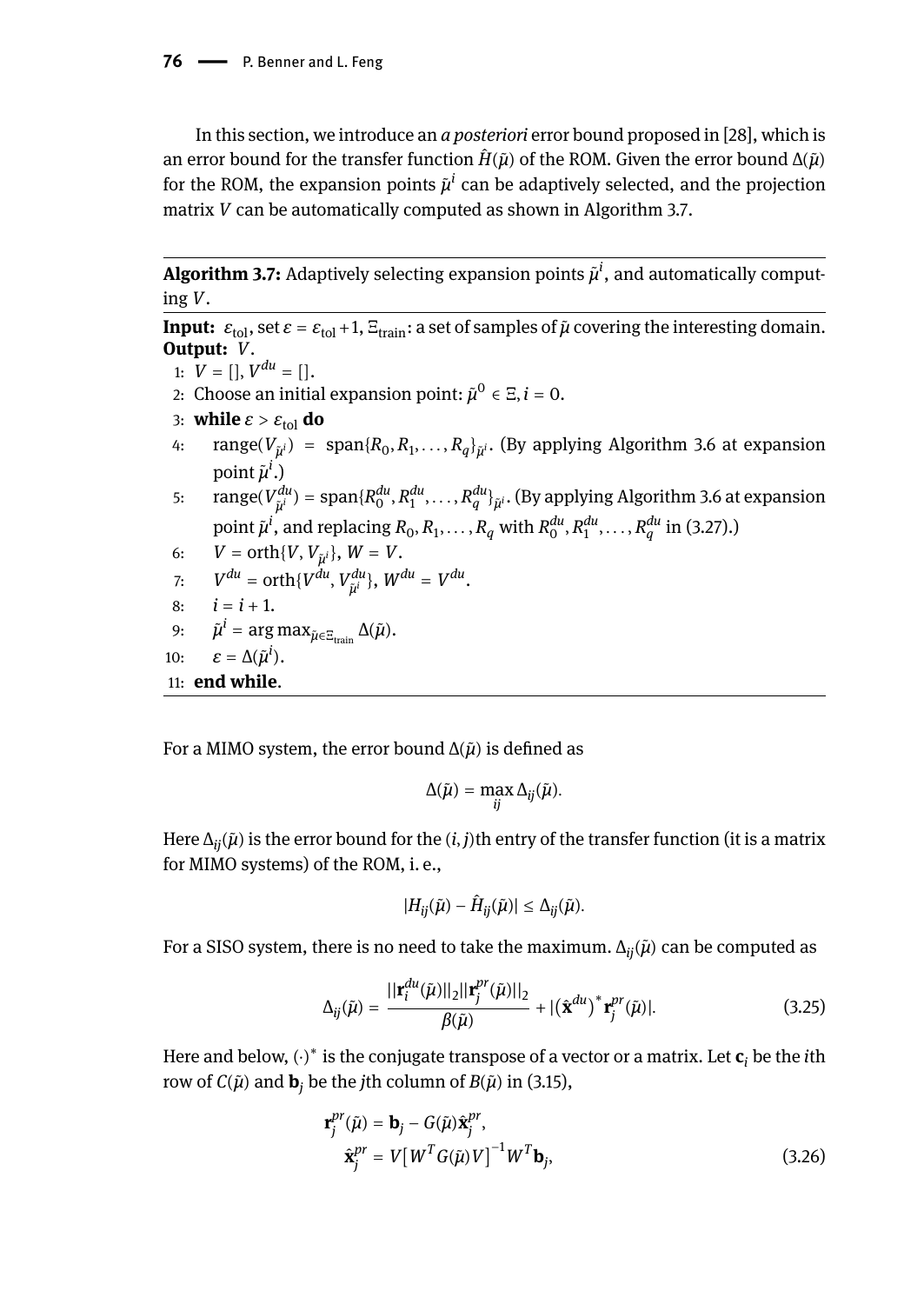In this section, we introduce an *a posteriori* error bound proposed in [28], which is an error bound for the transfer function $\hat{H}(\tilde{\mu})$ of the ROM. Given the error bound $\Delta(\tilde{\mu})$ for the ROM, the expansion points $\tilde{\mu}^i$ can be adaptively selected, and the projection matrix $V$ can be automatically computed as shown in Algorithm 3.7.

---

**Algorithm 3.7:** Adaptively selecting expansion points $\tilde{\mu}^i$, and automatically computing $V$.

---

**Input:** $\varepsilon_{\text{tol}}$, set $\varepsilon = \varepsilon_{\text{tol}} + 1$, $\Xi_{\text{train}}$: a set of samples of $\tilde{\mu}$ covering the interesting domain.
**Output:** $V$.

1: $V = []$, $V^{du} = []$.
2: Choose an initial expansion point: $\tilde{\mu}^0 \in \Xi$, $i = 0$.
3: **while** $\varepsilon > \varepsilon_{\text{tol}}$ **do**
4: range($V_{\tilde{\mu}^i}$) = span$\{R_0, R_1, \ldots, R_q\}_{\tilde{\mu}^i}$. (By applying Algorithm 3.6 at expansion point $\tilde{\mu}^i$.)
5: range($V^{du}_{\tilde{\mu}^i}$) = span$\{R^{du}_0, R^{du}_1, \ldots, R^{du}_q\}_{\tilde{\mu}^i}$. (By applying Algorithm 3.6 at expansion point $\tilde{\mu}^i$, and replacing $R_0, R_1, \ldots, R_q$ with $R^{du}_0, R^{du}_1, \ldots, R^{du}_q$ in (3.27).)
6: $V = \text{orth}\{V, V_{\tilde{\mu}^i}\}$, $W = V$.
7: $V^{du} = \text{orth}\{V^{du}, V^{du}_{\tilde{\mu}^i}\}$, $W^{du} = V^{du}$.
8: $i = i + 1$.
9: $\tilde{\mu}^i = \arg\max_{\tilde{\mu} \in \Xi_{\text{train}}} \Delta(\tilde{\mu})$.
10: $\varepsilon = \Delta(\tilde{\mu}^i)$.
11: **end while**.

---

For a MIMO system, the error bound $\Delta(\tilde{\mu})$ is defined as

$$\Delta(\tilde{\mu}) = \max_{ij} \Delta_{ij}(\tilde{\mu}).$$

Here $\Delta_{ij}(\tilde{\mu})$ is the error bound for the $(i, j)$th entry of the transfer function (it is a matrix for MIMO systems) of the ROM, i. e.,

$$|H_{ij}(\tilde{\mu}) - \hat{H}_{ij}(\tilde{\mu})| \le \Delta_{ij}(\tilde{\mu}).$$

For a SISO system, there is no need to take the maximum. $\Delta_{ij}(\tilde{\mu})$ can be computed as

$$\Delta_{ij}(\tilde{\mu}) = \frac{||\mathbf{r}^{du}_i(\tilde{\mu})||_2 ||\mathbf{r}^{pr}_j(\tilde{\mu})||_2}{\beta(\tilde{\mu})} + |(\hat{\mathbf{x}}^{du})^* \mathbf{r}^{pr}_j(\tilde{\mu})|. \tag{3.25}$$

Here and below, $(\cdot)^*$ is the conjugate transpose of a vector or a matrix. Let $\mathbf{c}_i$ be the $i$th row of $C(\tilde{\mu})$ and $\mathbf{b}_j$ be the $j$th column of $B(\tilde{\mu})$ in (3.15),

$$\begin{aligned}
\mathbf{r}^{pr}_j(\tilde{\mu}) &= \mathbf{b}_j - G(\tilde{\mu})\hat{\mathbf{x}}^{pr}_j, \\
\hat{\mathbf{x}}^{pr}_j &= V[W^T G(\tilde{\mu}) V]^{-1} W^T \mathbf{b}_j,
\end{aligned} \tag{3.26}$$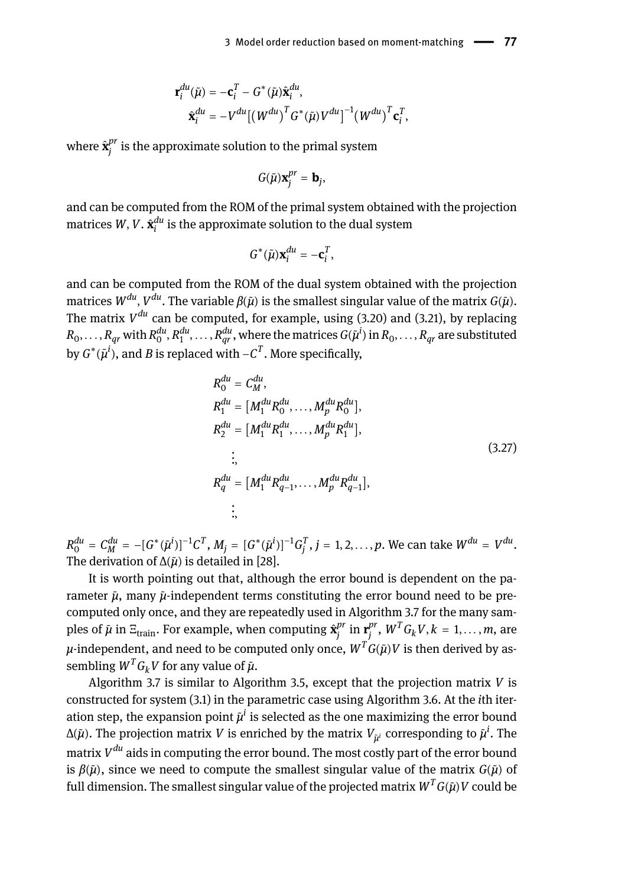$$\mathbf{r}_i^{du}(\tilde{\mu}) = -\mathbf{c}_i^T - G^*(\tilde{\mu})\hat{\mathbf{x}}_i^{du},$$
$$\hat{\mathbf{x}}_i^{du} = -V^{du}\left[\left(W^{du}\right)^T G^*(\tilde{\mu}) V^{du}\right]^{-1}\left(W^{du}\right)^T \mathbf{c}_i^T,$$

where $\hat{\mathbf{x}}_j^{pr}$ is the approximate solution to the primal system

$$G(\tilde{\mu})\mathbf{x}_j^{pr} = \mathbf{b}_j,$$

and can be computed from the ROM of the primal system obtained with the projection matrices $W, V$. $\hat{\mathbf{x}}_i^{du}$ is the approximate solution to the dual system

$$G^*(\tilde{\mu})\mathbf{x}_i^{du} = -\mathbf{c}_i^T,$$

and can be computed from the ROM of the dual system obtained with the projection matrices $W^{du}, V^{du}$. The variable $\beta(\tilde{\mu})$ is the smallest singular value of the matrix $G(\tilde{\mu})$. The matrix $V^{du}$ can be computed, for example, using (3.20) and (3.21), by replacing $R_0, \ldots, R_{qr}$ with $R_0^{du}, R_1^{du}, \ldots, R_{qr}^{du}$, where the matrices $G(\tilde{\mu}^i)$ in $R_0, \ldots, R_{qr}$ are substituted by $G^*(\tilde{\mu}^i)$, and $B$ is replaced with $-C^T$. More specifically,

$$
\begin{aligned}
R_0^{du} &= C_M^{du}, \\
R_1^{du} &= [M_1^{du} R_0^{du}, \ldots, M_p^{du} R_0^{du}], \\
R_2^{du} &= [M_1^{du} R_1^{du}, \ldots, M_p^{du} R_1^{du}], \\
&\vdots, \\
R_q^{du} &= [M_1^{du} R_{q-1}^{du}, \ldots, M_p^{du} R_{q-1}^{du}], \\
&\vdots,
\end{aligned}
\tag{3.27}
$$

$R_0^{du} = C_M^{du} = -[G^*(\tilde{\mu}^i)]^{-1} C^T$, $M_j = [G^*(\tilde{\mu}^i)]^{-1} G_j^T$, $j = 1, 2, \ldots, p$. We can take $W^{du} = V^{du}$. The derivation of $\Delta(\tilde{\mu})$ is detailed in [28].

It is worth pointing out that, although the error bound is dependent on the parameter $\tilde{\mu}$, many $\tilde{\mu}$-independent terms constituting the error bound need to be precomputed only once, and they are repeatedly used in Algorithm 3.7 for the many samples of $\tilde{\mu}$ in $\Xi_{\text{train}}$. For example, when computing $\hat{\mathbf{x}}_j^{pr}$ in $\mathbf{r}_j^{pr}$, $W^T G_k V, k = 1, \ldots, m$, are $\mu$-independent, and need to be computed only once, $W^T G(\tilde{\mu}) V$ is then derived by assembling $W^T G_k V$ for any value of $\tilde{\mu}$.

Algorithm 3.7 is similar to Algorithm 3.5, except that the projection matrix $V$ is constructed for system (3.1) in the parametric case using Algorithm 3.6. At the $i$th iteration step, the expansion point $\tilde{\mu}^i$ is selected as the one maximizing the error bound $\Delta(\tilde{\mu})$. The projection matrix $V$ is enriched by the matrix $V_{\tilde{\mu}^i}$ corresponding to $\tilde{\mu}^i$. The matrix $V^{du}$ aids in computing the error bound. The most costly part of the error bound is $\beta(\tilde{\mu})$, since we need to compute the smallest singular value of the matrix $G(\tilde{\mu})$ of full dimension. The smallest singular value of the projected matrix $W^T G(\tilde{\mu}) V$ could be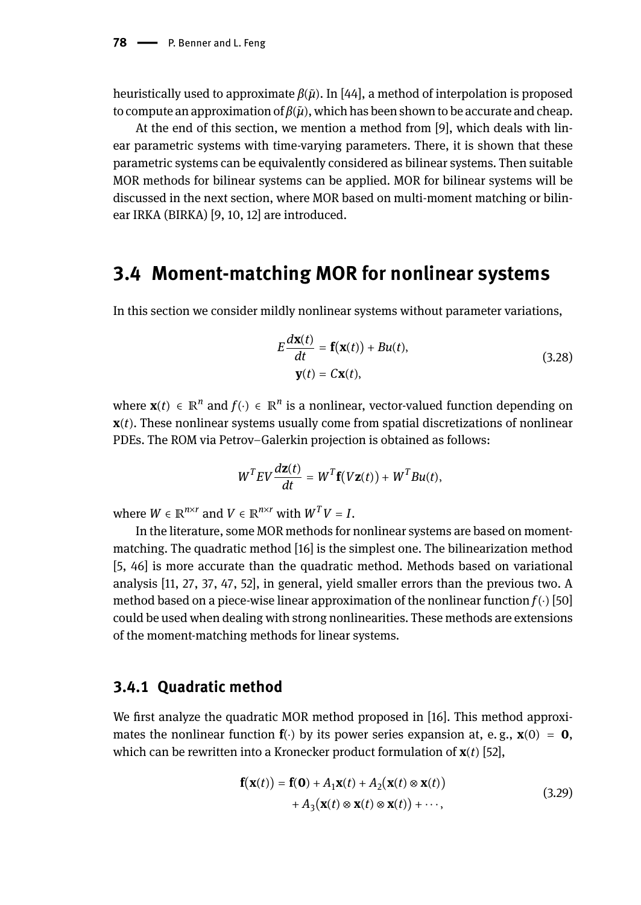heuristically used to approximate $\beta(\tilde{\mu})$. In [44], a method of interpolation is proposed to compute an approximation of $\beta(\tilde{\mu})$, which has been shown to be accurate and cheap.

At the end of this section, we mention a method from [9], which deals with linear parametric systems with time-varying parameters. There, it is shown that these parametric systems can be equivalently considered as bilinear systems. Then suitable MOR methods for bilinear systems can be applied. MOR for bilinear systems will be discussed in the next section, where MOR based on multi-moment matching or bilinear IRKA (BIRKA) [9, 10, 12] are introduced.

## 3.4 Moment-matching MOR for nonlinear systems

In this section we consider mildly nonlinear systems without parameter variations,

$$
\begin{aligned}
E\frac{d\mathbf{x}(t)}{dt} &= \mathbf{f}(\mathbf{x}(t)) + Bu(t), \\
\mathbf{y}(t) &= C\mathbf{x}(t),
\end{aligned}
\tag{3.28}
$$

where $\mathbf{x}(t) \in \mathbb{R}^n$ and $f(\cdot) \in \mathbb{R}^n$ is a nonlinear, vector-valued function depending on $\mathbf{x}(t)$. These nonlinear systems usually come from spatial discretizations of nonlinear PDEs. The ROM via Petrov–Galerkin projection is obtained as follows:

$$
W^T EV\frac{d\mathbf{z}(t)}{dt} = W^T\mathbf{f}(V\mathbf{z}(t)) + W^T Bu(t),
$$

where $W \in \mathbb{R}^{n\times r}$ and $V \in \mathbb{R}^{n\times r}$ with $W^T V = I$.

In the literature, some MOR methods for nonlinear systems are based on moment-matching. The quadratic method [16] is the simplest one. The bilinearization method [5, 46] is more accurate than the quadratic method. Methods based on variational analysis [11, 27, 37, 47, 52], in general, yield smaller errors than the previous two. A method based on a piece-wise linear approximation of the nonlinear function $f(\cdot)$ [50] could be used when dealing with strong nonlinearities. These methods are extensions of the moment-matching methods for linear systems.

### 3.4.1 Quadratic method

We first analyze the quadratic MOR method proposed in [16]. This method approximates the nonlinear function $\mathbf{f}(\cdot)$ by its power series expansion at, e. g., $\mathbf{x}(0) = \mathbf{0}$, which can be rewritten into a Kronecker product formulation of $\mathbf{x}(t)$ [52],

$$
\begin{aligned}
\mathbf{f}(\mathbf{x}(t)) = \mathbf{f}(\mathbf{0}) &+ A_1\mathbf{x}(t) + A_2(\mathbf{x}(t)\otimes\mathbf{x}(t)) \\
&+ A_3(\mathbf{x}(t)\otimes\mathbf{x}(t)\otimes\mathbf{x}(t)) + \cdots,
\end{aligned}
\tag{3.29}
$$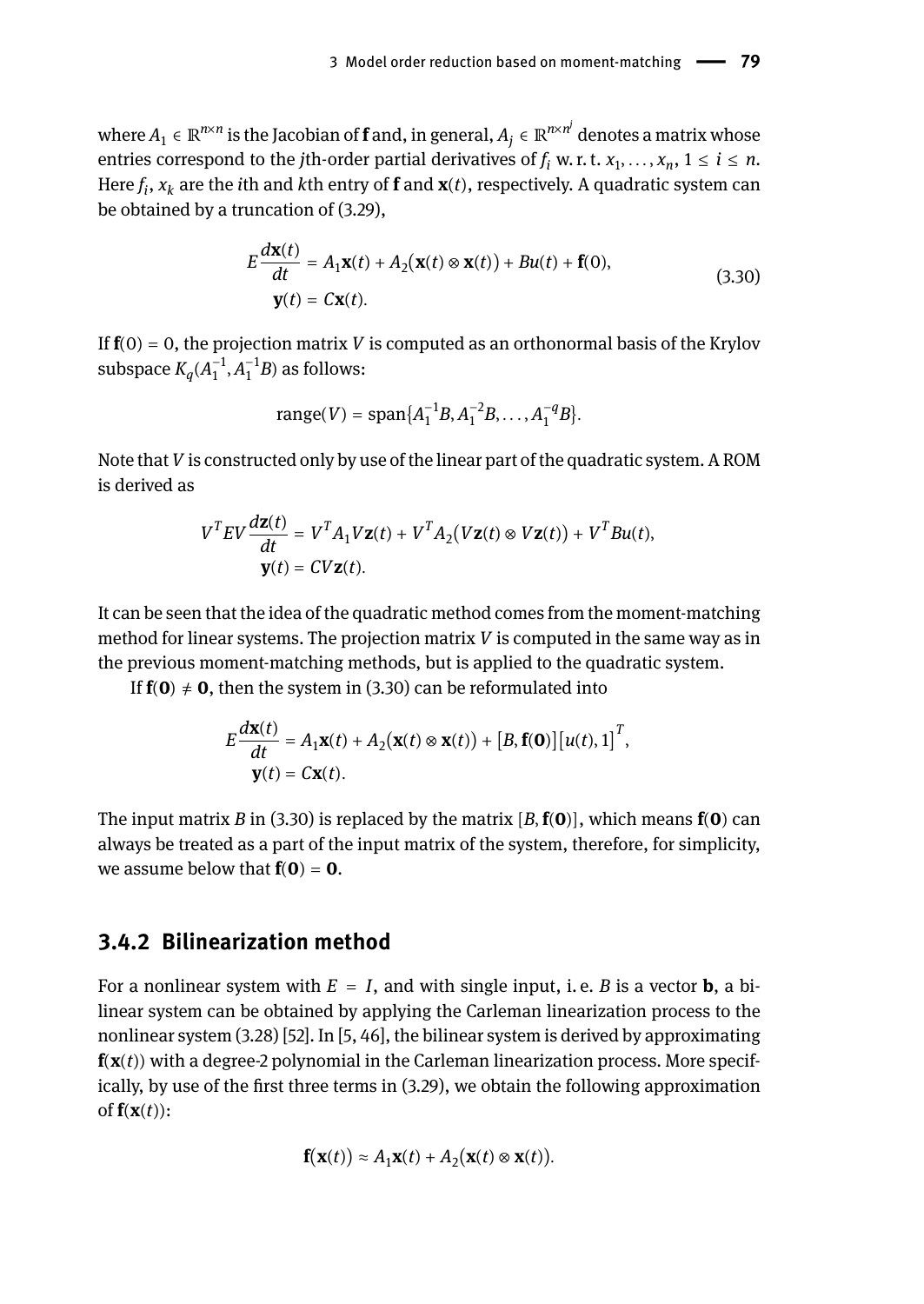where $A_1 \in \mathbb{R}^{n \times n}$ is the Jacobian of $\mathbf{f}$ and, in general, $A_j \in \mathbb{R}^{n \times n^j}$ denotes a matrix whose entries correspond to the $j$th-order partial derivatives of $f_i$ w. r. t. $x_1, \ldots, x_n$, $1 \leq i \leq n$. Here $f_i$, $x_k$ are the $i$th and $k$th entry of $\mathbf{f}$ and $\mathbf{x}(t)$, respectively. A quadratic system can be obtained by a truncation of (3.29),

$$
\begin{aligned}
E\frac{d\mathbf{x}(t)}{dt} &= A_1\mathbf{x}(t) + A_2\big(\mathbf{x}(t) \otimes \mathbf{x}(t)\big) + Bu(t) + \mathbf{f}(0), \\
\mathbf{y}(t) &= C\mathbf{x}(t).
\end{aligned}
\tag{3.30}
$$

If $\mathbf{f}(0) = 0$, the projection matrix $V$ is computed as an orthonormal basis of the Krylov subspace $K_q(A_1^{-1}, A_1^{-1}B)$ as follows:

$$
\text{range}(V) = \text{span}\{A_1^{-1}B, A_1^{-2}B, \ldots, A_1^{-q}B\}.
$$

Note that $V$ is constructed only by use of the linear part of the quadratic system. A ROM is derived as

$$
\begin{aligned}
V^TEV\frac{d\mathbf{z}(t)}{dt} &= V^TA_1V\mathbf{z}(t) + V^TA_2\big(V\mathbf{z}(t) \otimes V\mathbf{z}(t)\big) + V^TBu(t), \\
\mathbf{y}(t) &= CV\mathbf{z}(t).
\end{aligned}
$$

It can be seen that the idea of the quadratic method comes from the moment-matching method for linear systems. The projection matrix $V$ is computed in the same way as in the previous moment-matching methods, but is applied to the quadratic system.

If $\mathbf{f}(\mathbf{0}) \neq \mathbf{0}$, then the system in (3.30) can be reformulated into

$$
\begin{aligned}
E\frac{d\mathbf{x}(t)}{dt} &= A_1\mathbf{x}(t) + A_2\big(\mathbf{x}(t) \otimes \mathbf{x}(t)\big) + \big[B, \mathbf{f}(\mathbf{0})\big]\big[u(t), 1\big]^T, \\
\mathbf{y}(t) &= C\mathbf{x}(t).
\end{aligned}
$$

The input matrix $B$ in (3.30) is replaced by the matrix $[B, \mathbf{f}(\mathbf{0})]$, which means $\mathbf{f}(\mathbf{0})$ can always be treated as a part of the input matrix of the system, therefore, for simplicity, we assume below that $\mathbf{f}(\mathbf{0}) = \mathbf{0}$.

### 3.4.2 Bilinearization method

For a nonlinear system with $E = I$, and with single input, i. e. $B$ is a vector $\mathbf{b}$, a bilinear system can be obtained by applying the Carleman linearization process to the nonlinear system (3.28) [52]. In [5, 46], the bilinear system is derived by approximating $\mathbf{f}(\mathbf{x}(t))$ with a degree-2 polynomial in the Carleman linearization process. More specifically, by use of the first three terms in (3.29), we obtain the following approximation of $\mathbf{f}(\mathbf{x}(t))$:

$$
\mathbf{f}\big(\mathbf{x}(t)\big) \approx A_1\mathbf{x}(t) + A_2\big(\mathbf{x}(t) \otimes \mathbf{x}(t)\big).
$$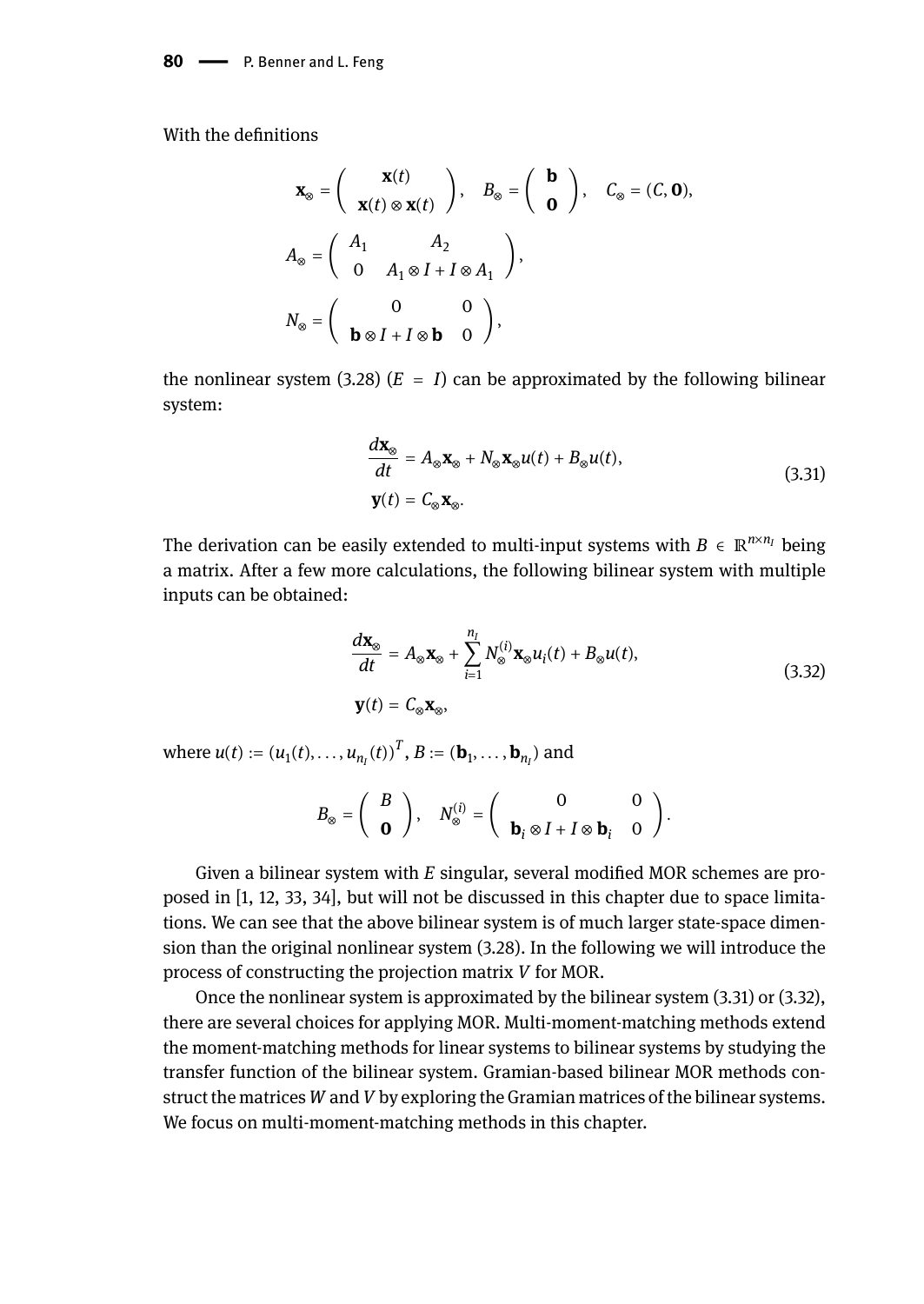With the definitions

$$\mathbf{x}_{\otimes} = \begin{pmatrix} \mathbf{x}(t) \\ \mathbf{x}(t) \otimes \mathbf{x}(t) \end{pmatrix}, \quad B_{\otimes} = \begin{pmatrix} \mathbf{b} \\ \mathbf{0} \end{pmatrix}, \quad C_{\otimes} = (C, \mathbf{0}),$$

$$A_{\otimes} = \begin{pmatrix} A_1 & A_2 \\ 0 & A_1 \otimes I + I \otimes A_1 \end{pmatrix},$$

$$N_{\otimes} = \begin{pmatrix} 0 & 0 \\ \mathbf{b} \otimes I + I \otimes \mathbf{b} & 0 \end{pmatrix},$$

the nonlinear system (3.28) ($E = I$) can be approximated by the following bilinear system:

$$\begin{aligned} \frac{d\mathbf{x}_{\otimes}}{dt} &= A_{\otimes}\mathbf{x}_{\otimes} + N_{\otimes}\mathbf{x}_{\otimes}u(t) + B_{\otimes}u(t), \\ \mathbf{y}(t) &= C_{\otimes}\mathbf{x}_{\otimes}. \end{aligned} \tag{3.31}$$

The derivation can be easily extended to multi-input systems with $B \in \mathbb{R}^{n \times n_I}$ being a matrix. After a few more calculations, the following bilinear system with multiple inputs can be obtained:

$$\begin{aligned} \frac{d\mathbf{x}_{\otimes}}{dt} &= A_{\otimes}\mathbf{x}_{\otimes} + \sum_{i=1}^{n_I} N_{\otimes}^{(i)}\mathbf{x}_{\otimes}u_i(t) + B_{\otimes}u(t), \\ \mathbf{y}(t) &= C_{\otimes}\mathbf{x}_{\otimes}, \end{aligned} \tag{3.32}$$

where $u(t) := (u_1(t), \dots, u_{n_I}(t))^T$, $B := (\mathbf{b}_1, \dots, \mathbf{b}_{n_I})$ and

$$B_{\otimes} = \begin{pmatrix} B \\ \mathbf{0} \end{pmatrix}, \quad N_{\otimes}^{(i)} = \begin{pmatrix} 0 & 0 \\ \mathbf{b}_i \otimes I + I \otimes \mathbf{b}_i & 0 \end{pmatrix}.$$

Given a bilinear system with $E$ singular, several modified MOR schemes are proposed in [1, 12, 33, 34], but will not be discussed in this chapter due to space limitations. We can see that the above bilinear system is of much larger state-space dimension than the original nonlinear system (3.28). In the following we will introduce the process of constructing the projection matrix $V$ for MOR.

Once the nonlinear system is approximated by the bilinear system (3.31) or (3.32), there are several choices for applying MOR. Multi-moment-matching methods extend the moment-matching methods for linear systems to bilinear systems by studying the transfer function of the bilinear system. Gramian-based bilinear MOR methods construct the matrices $W$ and $V$ by exploring the Gramian matrices of the bilinear systems. We focus on multi-moment-matching methods in this chapter.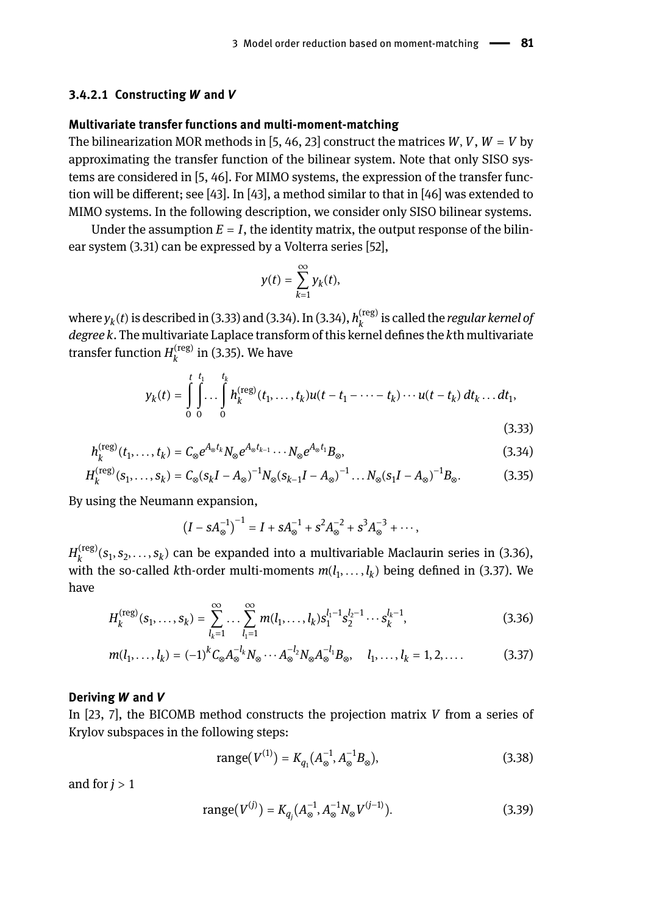#### 3.4.2.1 Constructing *W* and *V*

**Multivariate transfer functions and multi-moment-matching**

The bilinearization MOR methods in [5, 46, 23] construct the matrices $W, V$, $W = V$ by approximating the transfer function of the bilinear system. Note that only SISO systems are considered in [5, 46]. For MIMO systems, the expression of the transfer function will be different; see [43]. In [43], a method similar to that in [46] was extended to MIMO systems. In the following description, we consider only SISO bilinear systems.

Under the assumption $E = I$, the identity matrix, the output response of the bilinear system (3.31) can be expressed by a Volterra series [52],

$$y(t) = \sum_{k=1}^{\infty} y_k(t),$$

where $y_k(t)$ is described in (3.33) and (3.34). In (3.34), $h_k^{(\text{reg})}$ is called the *regular kernel of degree k*. The multivariate Laplace transform of this kernel defines the $k$th multivariate transfer function $H_k^{(\text{reg})}$ in (3.35). We have

$$y_k(t) = \int_0^t \int_0^{t_1} \dots \int_0^{t_k} h_k^{(\text{reg})}(t_1, \dots, t_k) u(t - t_1 - \dots - t_k) \cdots u(t - t_k)\, dt_k \dots dt_1, \tag{3.33}$$

$$h_k^{(\text{reg})}(t_1, \dots, t_k) = C_\otimes e^{A_\otimes t_k} N_\otimes e^{A_\otimes t_{k-1}} \cdots N_\otimes e^{A_\otimes t_1} B_\otimes, \tag{3.34}$$

$$H_k^{(\text{reg})}(s_1, \dots, s_k) = C_\otimes (s_k I - A_\otimes)^{-1} N_\otimes (s_{k-1} I - A_\otimes)^{-1} \dots N_\otimes (s_1 I - A_\otimes)^{-1} B_\otimes. \tag{3.35}$$

By using the Neumann expansion,

$$\left(I - sA_\otimes^{-1}\right)^{-1} = I + sA_\otimes^{-1} + s^2 A_\otimes^{-2} + s^3 A_\otimes^{-3} + \cdots,$$

$H_k^{(\text{reg})}(s_1, s_2, \dots, s_k)$ can be expanded into a multivariable Maclaurin series in (3.36), with the so-called $k$th-order multi-moments $m(l_1, \dots, l_k)$ being defined in (3.37). We have

$$H_k^{(\text{reg})}(s_1, \dots, s_k) = \sum_{l_k=1}^{\infty} \dots \sum_{l_1=1}^{\infty} m(l_1, \dots, l_k) s_1^{l_1 - 1} s_2^{l_2 - 1} \cdots s_k^{l_k - 1}, \tag{3.36}$$

$$m(l_1, \dots, l_k) = (-1)^k C_\otimes A_\otimes^{-l_k} N_\otimes \cdots A_\otimes^{-l_2} N_\otimes A_\otimes^{-l_1} B_\otimes, \quad l_1, \dots, l_k = 1, 2, \dots. \tag{3.37}$$

**Deriving *W* and *V***

In [23, 7], the BICOMB method constructs the projection matrix $V$ from a series of Krylov subspaces in the following steps:

$$\text{range}(V^{(1)}) = K_{q_1}(A_\otimes^{-1}, A_\otimes^{-1} B_\otimes), \tag{3.38}$$

and for $j > 1$

$$\text{range}(V^{(j)}) = K_{q_j}(A_\otimes^{-1}, A_\otimes^{-1} N_\otimes V^{(j-1)}). \tag{3.39}$$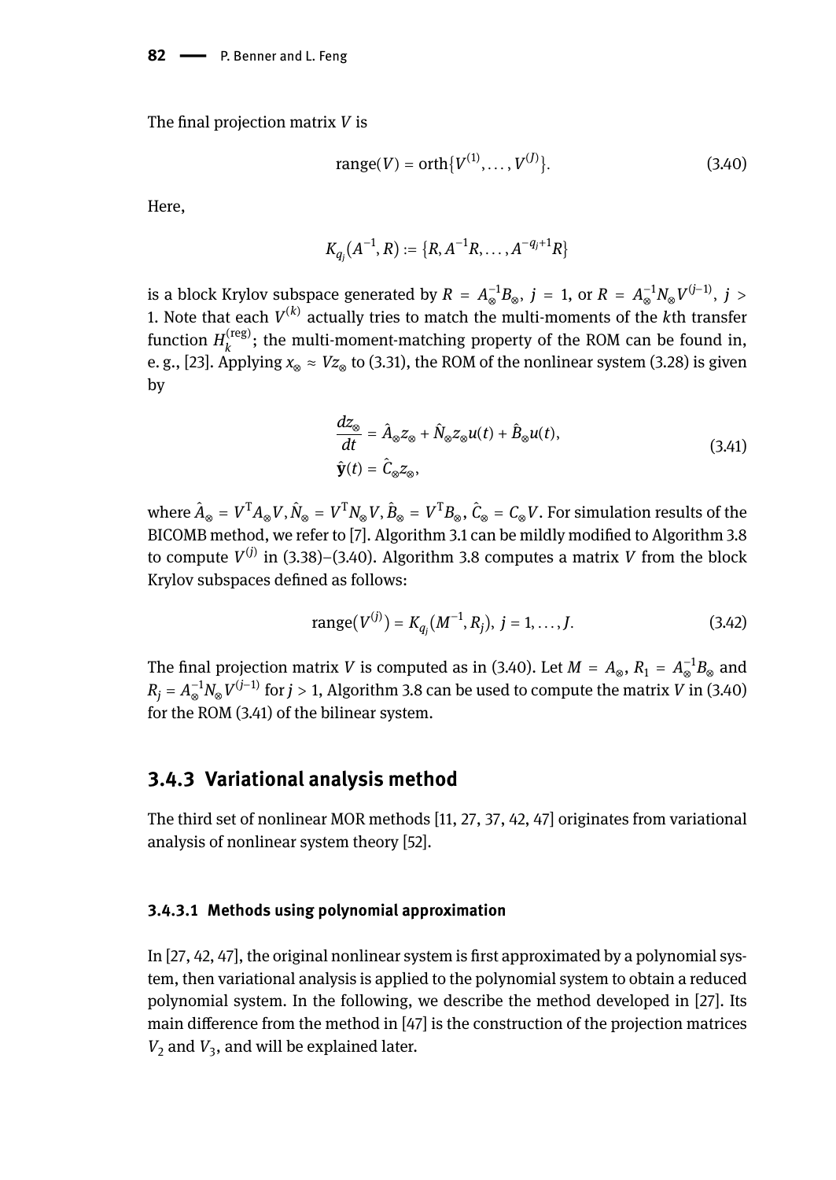The final projection matrix $V$ is

$$\text{range}(V) = \text{orth}\{V^{(1)}, \ldots, V^{(J)}\}. \tag{3.40}$$

Here,

$$K_{q_j}(A^{-1}, R) := \{R, A^{-1}R, \ldots, A^{-q_j+1}R\}$$

is a block Krylov subspace generated by $R = A_{\otimes}^{-1}B_{\otimes}$, $j = 1$, or $R = A_{\otimes}^{-1}N_{\otimes}V^{(j-1)}$, $j > 1$. Note that each $V^{(k)}$ actually tries to match the multi-moments of the $k$th transfer function $H_k^{(\text{reg})}$; the multi-moment-matching property of the ROM can be found in, e. g., [23]. Applying $x_{\otimes} \approx Vz_{\otimes}$ to (3.31), the ROM of the nonlinear system (3.28) is given by

$$\begin{aligned} \frac{dz_{\otimes}}{dt} &= \hat{A}_{\otimes}z_{\otimes} + \hat{N}_{\otimes}z_{\otimes}u(t) + \hat{B}_{\otimes}u(t), \\ \hat{\mathbf{y}}(t) &= \hat{C}_{\otimes}z_{\otimes}, \end{aligned} \tag{3.41}$$

where $\hat{A}_{\otimes} = V^{\mathrm{T}}A_{\otimes}V, \hat{N}_{\otimes} = V^{\mathrm{T}}N_{\otimes}V, \hat{B}_{\otimes} = V^{\mathrm{T}}B_{\otimes}$, $\hat{C}_{\otimes} = C_{\otimes}V$. For simulation results of the BICOMB method, we refer to [7]. Algorithm 3.1 can be mildly modified to Algorithm 3.8 to compute $V^{(j)}$ in (3.38)–(3.40). Algorithm 3.8 computes a matrix $V$ from the block Krylov subspaces defined as follows:

$$\text{range}(V^{(j)}) = K_{q_j}(M^{-1}, R_j), \; j = 1, \ldots, J. \tag{3.42}$$

The final projection matrix $V$ is computed as in (3.40). Let $M = A_{\otimes}$, $R_1 = A_{\otimes}^{-1}B_{\otimes}$ and $R_j = A_{\otimes}^{-1}N_{\otimes}V^{(j-1)}$ for $j > 1$, Algorithm 3.8 can be used to compute the matrix $V$ in (3.40) for the ROM (3.41) of the bilinear system.

### 3.4.3 Variational analysis method

The third set of nonlinear MOR methods [11, 27, 37, 42, 47] originates from variational analysis of nonlinear system theory [52].

#### 3.4.3.1 Methods using polynomial approximation

In [27, 42, 47], the original nonlinear system is first approximated by a polynomial system, then variational analysis is applied to the polynomial system to obtain a reduced polynomial system. In the following, we describe the method developed in [27]. Its main difference from the method in [47] is the construction of the projection matrices $V_2$ and $V_3$, and will be explained later.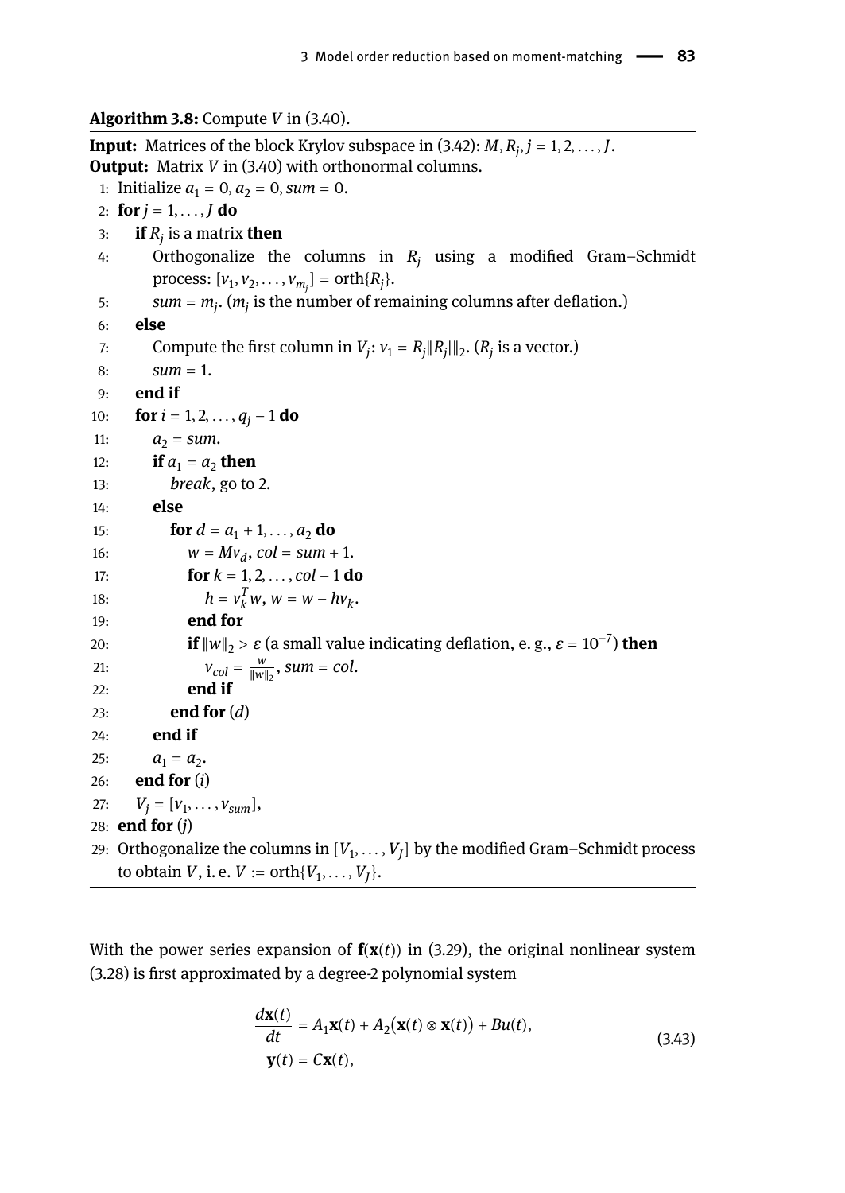**Algorithm 3.8:** Compute $V$ in (3.40).

**Input:** Matrices of the block Krylov subspace in (3.42): $M, R_j, j = 1, 2, \ldots, J$.
**Output:** Matrix $V$ in (3.40) with orthonormal columns.

```
1: Initialize a_1 = 0, a_2 = 0, sum = 0.
2: for j = 1, ..., J do
3:    if R_j is a matrix then
4:       Orthogonalize the columns in R_j using a modified Gram–Schmidt
         process: [v_1, v_2, ..., v_{m_j}] = orth{R_j}.
5:       sum = m_j. (m_j is the number of remaining columns after deflation.)
6:    else
7:       Compute the first column in V_j: v_1 = R_j‖R_j‖_2. (R_j is a vector.)
8:       sum = 1.
9:    end if
10:   for i = 1, 2, ..., q_j − 1 do
11:      a_2 = sum.
12:      if a_1 = a_2 then
13:         break, go to 2.
14:      else
15:         for d = a_1 + 1, ..., a_2 do
16:            w = M v_d, col = sum + 1.
17:            for k = 1, 2, ..., col − 1 do
18:               h = v_k^T w, w = w − h v_k.
19:            end for
20:            if ‖w‖_2 > ε (a small value indicating deflation, e. g., ε = 10^{−7}) then
21:               v_col = w / ‖w‖_2, sum = col.
22:            end if
23:         end for (d)
24:      end if
25:      a_1 = a_2.
26:   end for (i)
27:   V_j = [v_1, ..., v_sum],
28: end for (j)
29: Orthogonalize the columns in [V_1, ..., V_J] by the modified Gram–Schmidt process
    to obtain V, i. e. V := orth{V_1, ..., V_J}.
```

With the power series expansion of $\mathbf{f}(\mathbf{x}(t))$ in (3.29), the original nonlinear system (3.28) is first approximated by a degree-2 polynomial system

$$
\begin{aligned}
\frac{d\mathbf{x}(t)}{dt} &= A_1\mathbf{x}(t) + A_2\big(\mathbf{x}(t) \otimes \mathbf{x}(t)\big) + Bu(t), \\
\mathbf{y}(t) &= C\mathbf{x}(t),
\end{aligned}
\tag{3.43}
$$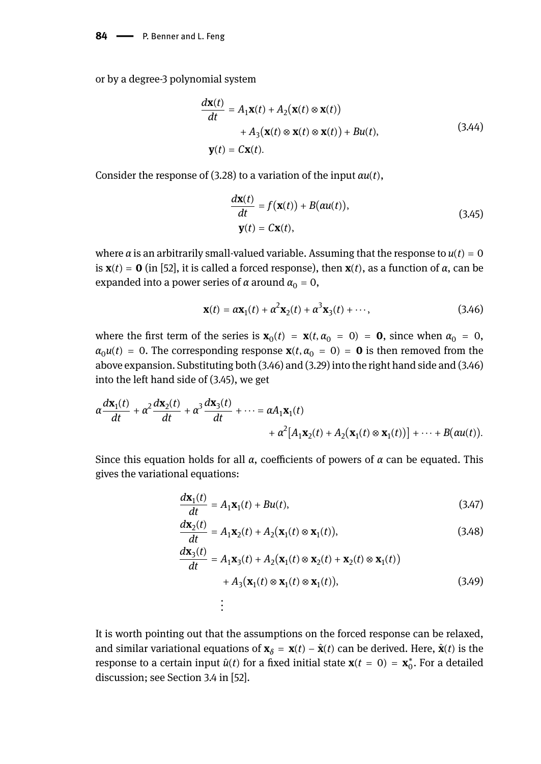or by a degree-3 polynomial system

$$
\begin{aligned}
\frac{d\mathbf{x}(t)}{dt} &= A_1\mathbf{x}(t) + A_2\big(\mathbf{x}(t)\otimes\mathbf{x}(t)\big) \\
&\quad + A_3\big(\mathbf{x}(t)\otimes\mathbf{x}(t)\otimes\mathbf{x}(t)\big) + Bu(t), \\
\mathbf{y}(t) &= C\mathbf{x}(t).
\end{aligned}
\tag{3.44}
$$

Consider the response of (3.28) to a variation of the input $\alpha u(t)$,

$$
\begin{aligned}
\frac{d\mathbf{x}(t)}{dt} &= f\big(\mathbf{x}(t)\big) + B\big(\alpha u(t)\big), \\
\mathbf{y}(t) &= C\mathbf{x}(t),
\end{aligned}
\tag{3.45}
$$

where $\alpha$ is an arbitrarily small-valued variable. Assuming that the response to $u(t) = 0$ is $\mathbf{x}(t) = \mathbf{0}$ (in [52], it is called a forced response), then $\mathbf{x}(t)$, as a function of $\alpha$, can be expanded into a power series of $\alpha$ around $\alpha_0 = 0$,

$$
\mathbf{x}(t) = \alpha\mathbf{x}_1(t) + \alpha^2\mathbf{x}_2(t) + \alpha^3\mathbf{x}_3(t) + \cdots,
\tag{3.46}
$$

where the first term of the series is $\mathbf{x}_0(t) = \mathbf{x}(t, \alpha_0 = 0) = \mathbf{0}$, since when $\alpha_0 = 0$, $\alpha_0 u(t) = 0$. The corresponding response $\mathbf{x}(t, \alpha_0 = 0) = \mathbf{0}$ is then removed from the above expansion. Substituting both (3.46) and (3.29) into the right hand side and (3.46) into the left hand side of (3.45), we get

$$
\begin{aligned}
\alpha\frac{d\mathbf{x}_1(t)}{dt} + \alpha^2\frac{d\mathbf{x}_2(t)}{dt} + \alpha^3\frac{d\mathbf{x}_3(t)}{dt} + \cdots &= \alpha A_1\mathbf{x}_1(t) \\
&\quad + \alpha^2\big[A_1\mathbf{x}_2(t) + A_2\big(\mathbf{x}_1(t)\otimes\mathbf{x}_1(t)\big)\big] + \cdots + B\big(\alpha u(t)\big).
\end{aligned}
$$

Since this equation holds for all $\alpha$, coefficients of powers of $\alpha$ can be equated. This gives the variational equations:

$$
\frac{d\mathbf{x}_1(t)}{dt} = A_1\mathbf{x}_1(t) + Bu(t),
\tag{3.47}
$$

$$
\frac{d\mathbf{x}_2(t)}{dt} = A_1\mathbf{x}_2(t) + A_2\big(\mathbf{x}_1(t)\otimes\mathbf{x}_1(t)\big),
\tag{3.48}
$$

$$
\begin{aligned}
\frac{d\mathbf{x}_3(t)}{dt} &= A_1\mathbf{x}_3(t) + A_2\big(\mathbf{x}_1(t)\otimes\mathbf{x}_2(t) + \mathbf{x}_2(t)\otimes\mathbf{x}_1(t)\big) \\
&\quad + A_3\big(\mathbf{x}_1(t)\otimes\mathbf{x}_1(t)\otimes\mathbf{x}_1(t)\big),
\end{aligned}
\tag{3.49}
$$

$$
\vdots
$$

It is worth pointing out that the assumptions on the forced response can be relaxed, and similar variational equations of $\mathbf{x}_\delta = \mathbf{x}(t) - \hat{\mathbf{x}}(t)$ can be derived. Here, $\hat{\mathbf{x}}(t)$ is the response to a certain input $\hat{u}(t)$ for a fixed initial state $\mathbf{x}(t = 0) = \mathbf{x}_0^*$. For a detailed discussion; see Section 3.4 in [52].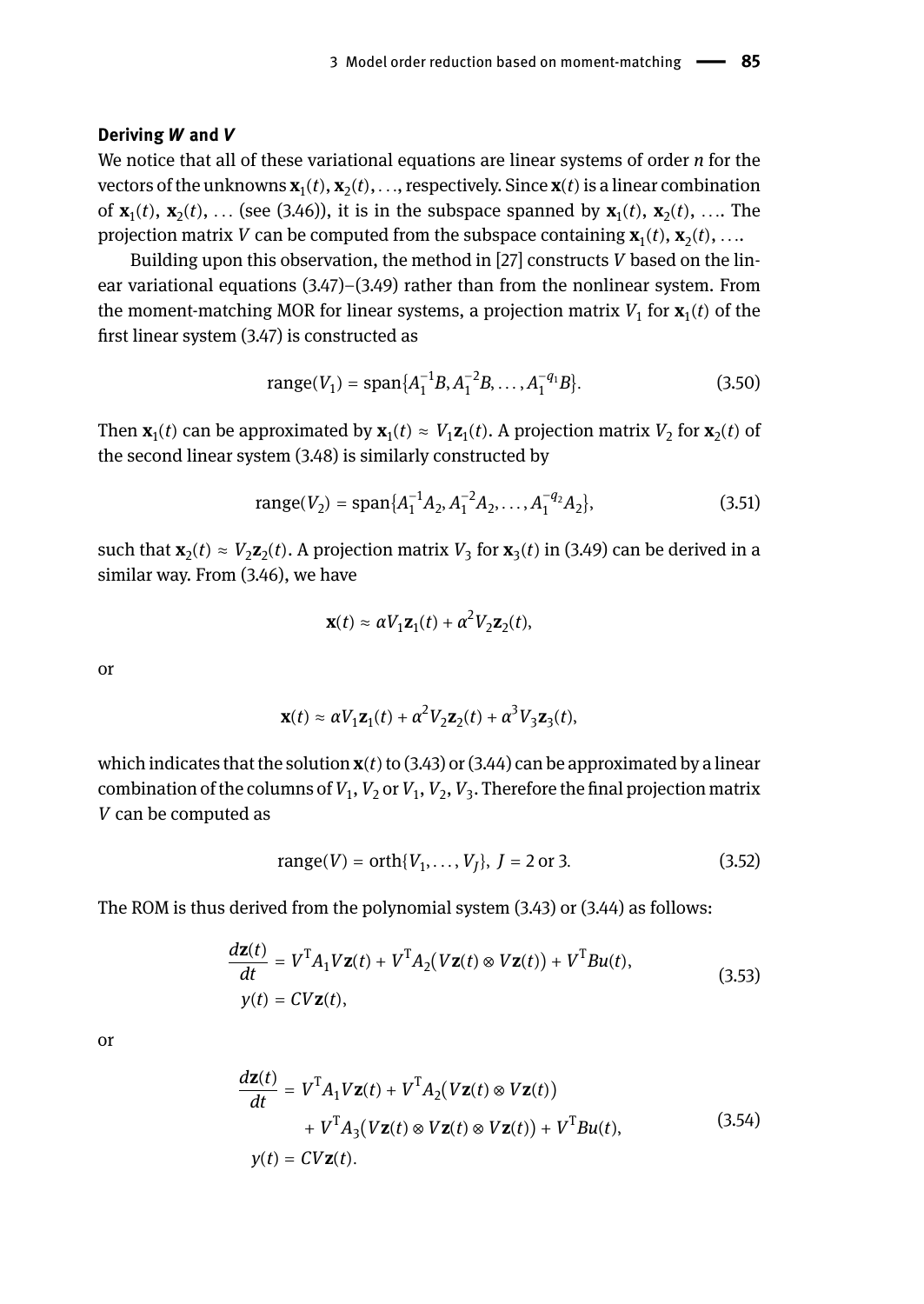**Deriving *W* and *V***

We notice that all of these variational equations are linear systems of order $n$ for the vectors of the unknowns $\mathbf{x}_1(t), \mathbf{x}_2(t), \ldots$, respectively. Since $\mathbf{x}(t)$ is a linear combination of $\mathbf{x}_1(t)$, $\mathbf{x}_2(t)$, … (see (3.46)), it is in the subspace spanned by $\mathbf{x}_1(t)$, $\mathbf{x}_2(t)$, …. The projection matrix $V$ can be computed from the subspace containing $\mathbf{x}_1(t)$, $\mathbf{x}_2(t)$, ….

Building upon this observation, the method in [27] constructs $V$ based on the linear variational equations (3.47)–(3.49) rather than from the nonlinear system. From the moment-matching MOR for linear systems, a projection matrix $V_1$ for $\mathbf{x}_1(t)$ of the first linear system (3.47) is constructed as

$$\text{range}(V_1) = \text{span}\{A_1^{-1}B, A_1^{-2}B, \ldots, A_1^{-q_1}B\}. \tag{3.50}$$

Then $\mathbf{x}_1(t)$ can be approximated by $\mathbf{x}_1(t) \approx V_1\mathbf{z}_1(t)$. A projection matrix $V_2$ for $\mathbf{x}_2(t)$ of the second linear system (3.48) is similarly constructed by

$$\text{range}(V_2) = \text{span}\{A_1^{-1}A_2, A_1^{-2}A_2, \ldots, A_1^{-q_2}A_2\}, \tag{3.51}$$

such that $\mathbf{x}_2(t) \approx V_2\mathbf{z}_2(t)$. A projection matrix $V_3$ for $\mathbf{x}_3(t)$ in (3.49) can be derived in a similar way. From (3.46), we have

$$\mathbf{x}(t) \approx \alpha V_1\mathbf{z}_1(t) + \alpha^2 V_2\mathbf{z}_2(t),$$

or

$$\mathbf{x}(t) \approx \alpha V_1\mathbf{z}_1(t) + \alpha^2 V_2\mathbf{z}_2(t) + \alpha^3 V_3\mathbf{z}_3(t),$$

which indicates that the solution $\mathbf{x}(t)$ to (3.43) or (3.44) can be approximated by a linear combination of the columns of $V_1, V_2$ or $V_1, V_2, V_3$. Therefore the final projection matrix $V$ can be computed as

$$\text{range}(V) = \text{orth}\{V_1, \ldots, V_J\}, \; J = 2 \text{ or } 3. \tag{3.52}$$

The ROM is thus derived from the polynomial system (3.43) or (3.44) as follows:

$$\begin{aligned}
\frac{d\mathbf{z}(t)}{dt} &= V^{\mathrm{T}}A_1V\mathbf{z}(t) + V^{\mathrm{T}}A_2\big(V\mathbf{z}(t) \otimes V\mathbf{z}(t)\big) + V^{\mathrm{T}}Bu(t), \\
y(t) &= CV\mathbf{z}(t),
\end{aligned} \tag{3.53}$$

or

$$\begin{aligned}
\frac{d\mathbf{z}(t)}{dt} &= V^{\mathrm{T}}A_1V\mathbf{z}(t) + V^{\mathrm{T}}A_2\big(V\mathbf{z}(t) \otimes V\mathbf{z}(t)\big) \\
&\quad + V^{\mathrm{T}}A_3\big(V\mathbf{z}(t) \otimes V\mathbf{z}(t) \otimes V\mathbf{z}(t)\big) + V^{\mathrm{T}}Bu(t), \\
y(t) &= CV\mathbf{z}(t).
\end{aligned} \tag{3.54}$$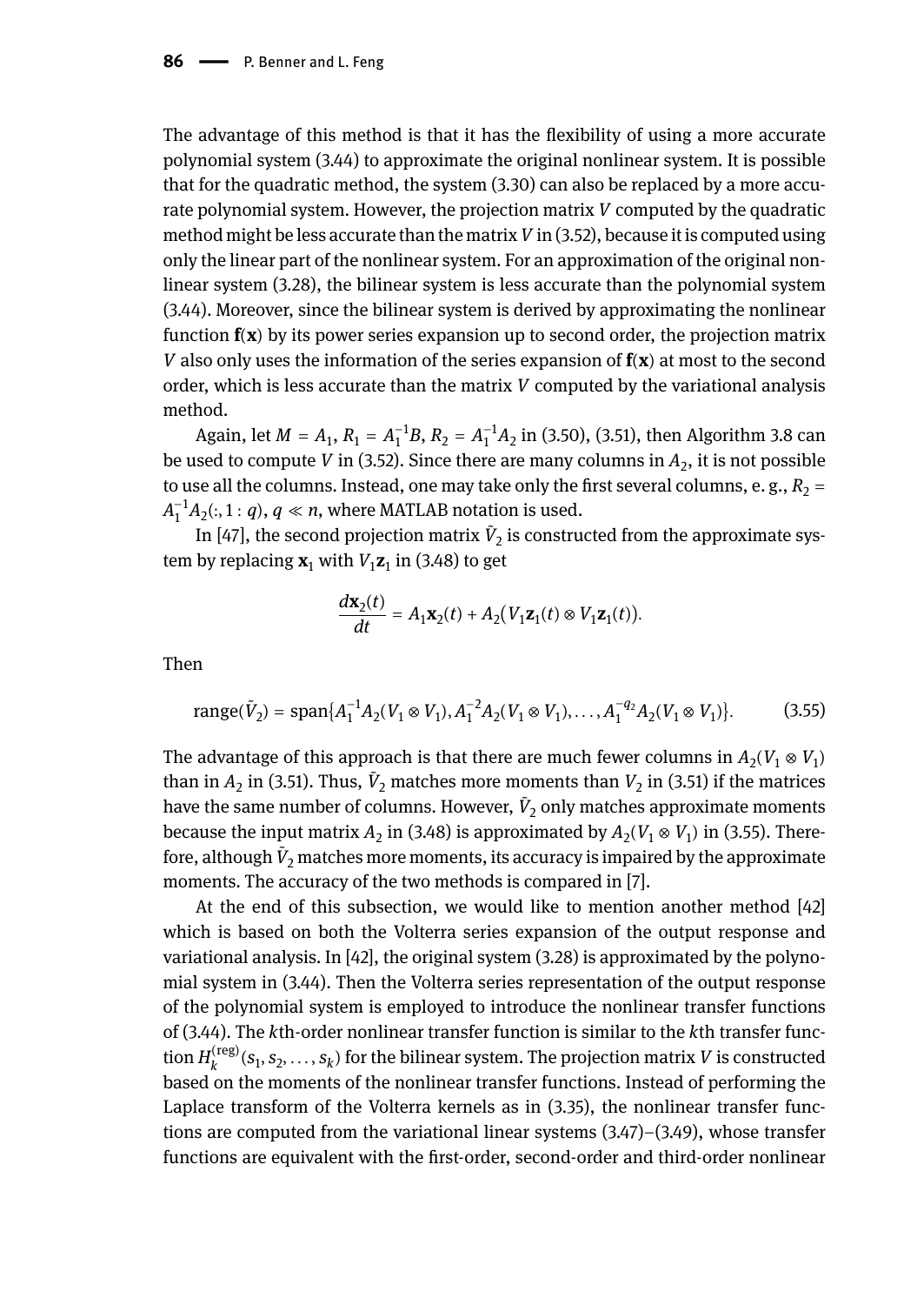The advantage of this method is that it has the flexibility of using a more accurate polynomial system (3.44) to approximate the original nonlinear system. It is possible that for the quadratic method, the system (3.30) can also be replaced by a more accurate polynomial system. However, the projection matrix $V$ computed by the quadratic method might be less accurate than the matrix $V$ in (3.52), because it is computed using only the linear part of the nonlinear system. For an approximation of the original nonlinear system (3.28), the bilinear system is less accurate than the polynomial system (3.44). Moreover, since the bilinear system is derived by approximating the nonlinear function $\mathbf{f}(\mathbf{x})$ by its power series expansion up to second order, the projection matrix $V$ also only uses the information of the series expansion of $\mathbf{f}(\mathbf{x})$ at most to the second order, which is less accurate than the matrix $V$ computed by the variational analysis method.

Again, let $M = A_1$, $R_1 = A_1^{-1}B$, $R_2 = A_1^{-1}A_2$ in (3.50), (3.51), then Algorithm 3.8 can be used to compute $V$ in (3.52). Since there are many columns in $A_2$, it is not possible to use all the columns. Instead, one may take only the first several columns, e. g., $R_2 = A_1^{-1}A_2(:, 1 : q)$, $q \ll n$, where MATLAB notation is used.

In [47], the second projection matrix $\tilde{V}_2$ is constructed from the approximate system by replacing $\mathbf{x}_1$ with $V_1\mathbf{z}_1$ in (3.48) to get

$$\frac{d\mathbf{x}_2(t)}{dt} = A_1\mathbf{x}_2(t) + A_2\big(V_1\mathbf{z}_1(t) \otimes V_1\mathbf{z}_1(t)\big).$$

Then

$$\operatorname{range}(\tilde{V}_2) = \operatorname{span}\{A_1^{-1}A_2(V_1 \otimes V_1), A_1^{-2}A_2(V_1 \otimes V_1), \dots, A_1^{-q_2}A_2(V_1 \otimes V_1)\}. \tag{3.55}$$

The advantage of this approach is that there are much fewer columns in $A_2(V_1 \otimes V_1)$ than in $A_2$ in (3.51). Thus, $\tilde{V}_2$ matches more moments than $V_2$ in (3.51) if the matrices have the same number of columns. However, $\tilde{V}_2$ only matches approximate moments because the input matrix $A_2$ in (3.48) is approximated by $A_2(V_1 \otimes V_1)$ in (3.55). Therefore, although $\tilde{V}_2$ matches more moments, its accuracy is impaired by the approximate moments. The accuracy of the two methods is compared in [7].

At the end of this subsection, we would like to mention another method [42] which is based on both the Volterra series expansion of the output response and variational analysis. In [42], the original system (3.28) is approximated by the polynomial system in (3.44). Then the Volterra series representation of the output response of the polynomial system is employed to introduce the nonlinear transfer functions of (3.44). The $k$th-order nonlinear transfer function is similar to the $k$th transfer function $H_k^{(\mathrm{reg})}(s_1, s_2, \dots, s_k)$ for the bilinear system. The projection matrix $V$ is constructed based on the moments of the nonlinear transfer functions. Instead of performing the Laplace transform of the Volterra kernels as in (3.35), the nonlinear transfer functions are computed from the variational linear systems (3.47)–(3.49), whose transfer functions are equivalent with the first-order, second-order and third-order nonlinear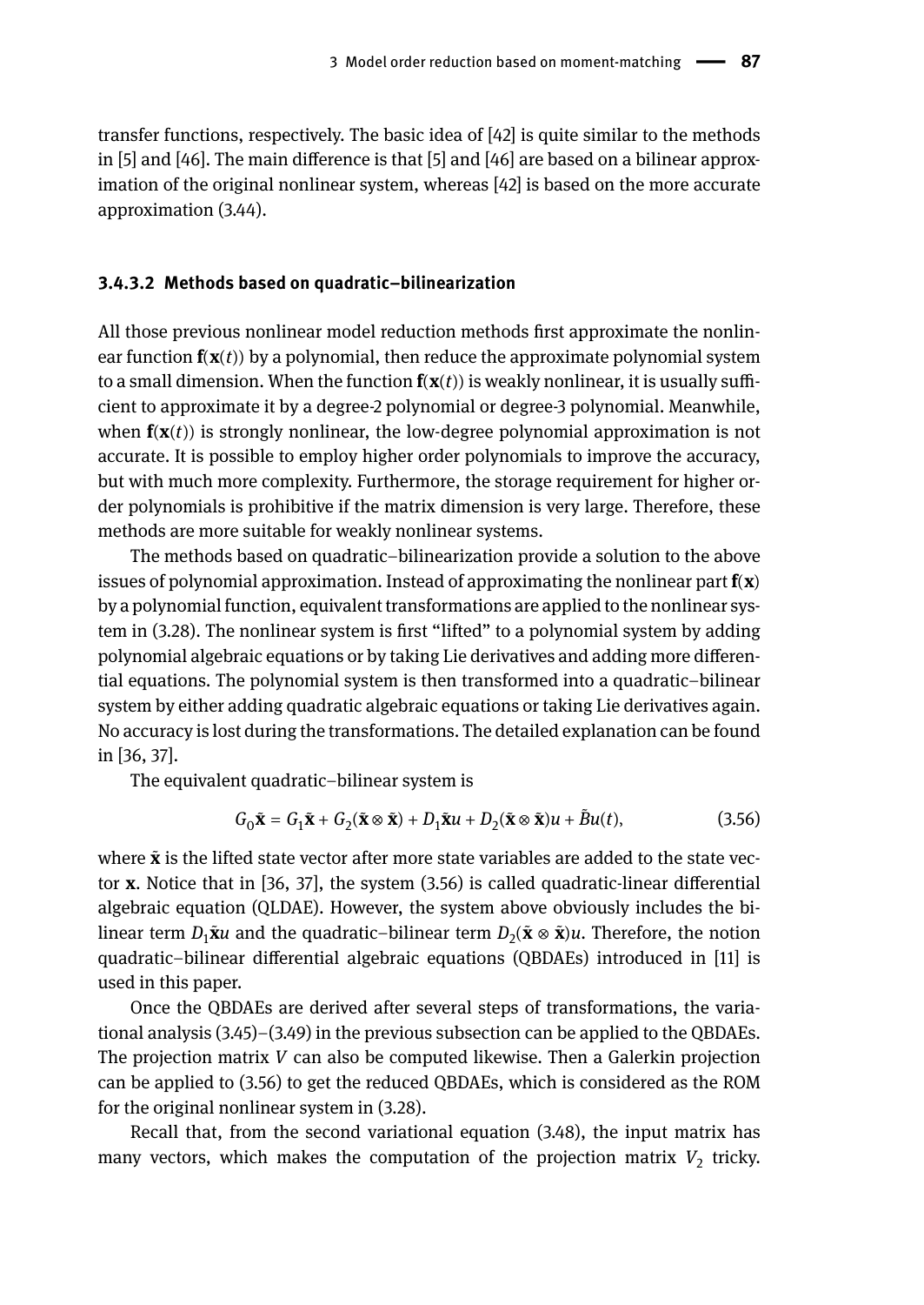transfer functions, respectively. The basic idea of [42] is quite similar to the methods in [5] and [46]. The main difference is that [5] and [46] are based on a bilinear approximation of the original nonlinear system, whereas [42] is based on the more accurate approximation (3.44).

#### 3.4.3.2 Methods based on quadratic–bilinearization

All those previous nonlinear model reduction methods first approximate the nonlinear function $\mathbf{f}(\mathbf{x}(t))$ by a polynomial, then reduce the approximate polynomial system to a small dimension. When the function $\mathbf{f}(\mathbf{x}(t))$ is weakly nonlinear, it is usually sufficient to approximate it by a degree-2 polynomial or degree-3 polynomial. Meanwhile, when $\mathbf{f}(\mathbf{x}(t))$ is strongly nonlinear, the low-degree polynomial approximation is not accurate. It is possible to employ higher order polynomials to improve the accuracy, but with much more complexity. Furthermore, the storage requirement for higher order polynomials is prohibitive if the matrix dimension is very large. Therefore, these methods are more suitable for weakly nonlinear systems.

The methods based on quadratic–bilinearization provide a solution to the above issues of polynomial approximation. Instead of approximating the nonlinear part $\mathbf{f}(\mathbf{x})$ by a polynomial function, equivalent transformations are applied to the nonlinear system in (3.28). The nonlinear system is first "lifted" to a polynomial system by adding polynomial algebraic equations or by taking Lie derivatives and adding more differential equations. The polynomial system is then transformed into a quadratic–bilinear system by either adding quadratic algebraic equations or taking Lie derivatives again. No accuracy is lost during the transformations. The detailed explanation can be found in [36, 37].

The equivalent quadratic–bilinear system is

$$G_0\dot{\tilde{\mathbf{x}}} = G_1\tilde{\mathbf{x}} + G_2(\tilde{\mathbf{x}} \otimes \tilde{\mathbf{x}}) + D_1\tilde{\mathbf{x}}u + D_2(\tilde{\mathbf{x}} \otimes \tilde{\mathbf{x}})u + \tilde{B}u(t), \tag{3.56}$$

where $\tilde{\mathbf{x}}$ is the lifted state vector after more state variables are added to the state vector $\mathbf{x}$. Notice that in [36, 37], the system (3.56) is called quadratic-linear differential algebraic equation (QLDAE). However, the system above obviously includes the bilinear term $D_1\tilde{\mathbf{x}}u$ and the quadratic–bilinear term $D_2(\tilde{\mathbf{x}} \otimes \tilde{\mathbf{x}})u$. Therefore, the notion quadratic–bilinear differential algebraic equations (QBDAEs) introduced in [11] is used in this paper.

Once the QBDAEs are derived after several steps of transformations, the variational analysis (3.45)–(3.49) in the previous subsection can be applied to the QBDAEs. The projection matrix $V$ can also be computed likewise. Then a Galerkin projection can be applied to (3.56) to get the reduced QBDAEs, which is considered as the ROM for the original nonlinear system in (3.28).

Recall that, from the second variational equation (3.48), the input matrix has many vectors, which makes the computation of the projection matrix $V_2$ tricky.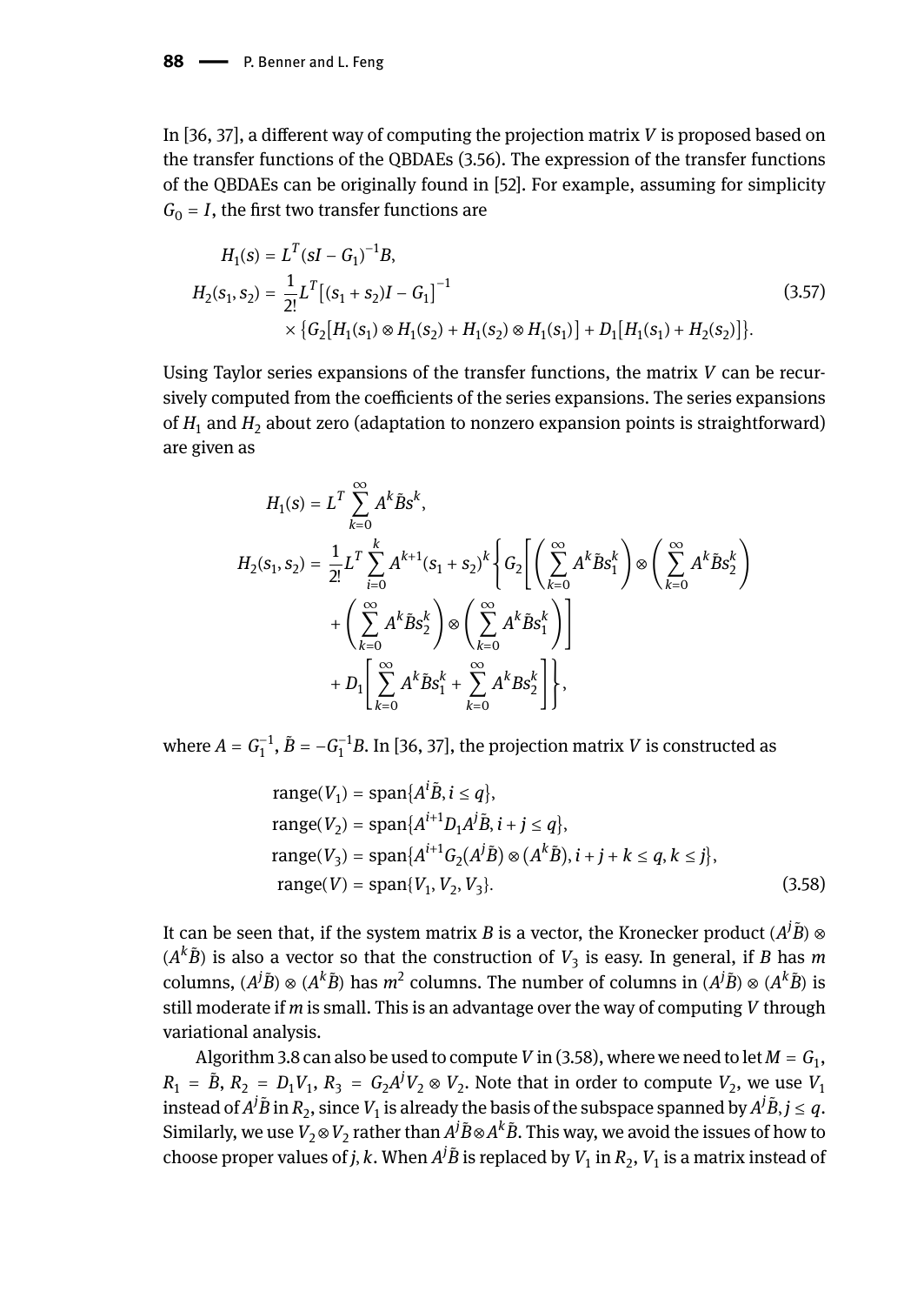In [36, 37], a different way of computing the projection matrix $V$ is proposed based on the transfer functions of the QBDAEs (3.56). The expression of the transfer functions of the QBDAEs can be originally found in [52]. For example, assuming for simplicity $G_0 = I$, the first two transfer functions are

$$
\begin{aligned}
H_1(s) &= L^T(sI - G_1)^{-1}B, \\
H_2(s_1, s_2) &= \frac{1}{2!}L^T\big[(s_1 + s_2)I - G_1\big]^{-1} \\
&\quad \times \big\{G_2\big[H_1(s_1) \otimes H_1(s_2) + H_1(s_2) \otimes H_1(s_1)\big] + D_1\big[H_1(s_1) + H_2(s_2)\big]\big\}.
\end{aligned}
\tag{3.57}
$$

Using Taylor series expansions of the transfer functions, the matrix $V$ can be recursively computed from the coefficients of the series expansions. The series expansions of $H_1$ and $H_2$ about zero (adaptation to nonzero expansion points is straightforward) are given as

$$
\begin{aligned}
H_1(s) &= L^T \sum_{k=0}^{\infty} A^k \tilde{B} s^k, \\
H_2(s_1, s_2) &= \frac{1}{2!}L^T \sum_{i=0}^{k} A^{k+1}(s_1 + s_2)^k \Bigg\{ G_2\Bigg[\Bigg(\sum_{k=0}^{\infty} A^k \tilde{B} s_1^k\Bigg) \otimes \Bigg(\sum_{k=0}^{\infty} A^k \tilde{B} s_2^k\Bigg) \\
&\quad + \Bigg(\sum_{k=0}^{\infty} A^k \tilde{B} s_2^k\Bigg) \otimes \Bigg(\sum_{k=0}^{\infty} A^k \tilde{B} s_1^k\Bigg)\Bigg] \\
&\quad + D_1\Bigg[\sum_{k=0}^{\infty} A^k \tilde{B} s_1^k + \sum_{k=0}^{\infty} A^k B s_2^k\Bigg]\Bigg\},
\end{aligned}
$$

where $A = G_1^{-1}$, $\tilde{B} = -G_1^{-1}B$. In [36, 37], the projection matrix $V$ is constructed as

$$
\begin{aligned}
\operatorname{range}(V_1) &= \operatorname{span}\{A^i \tilde{B}, i \le q\}, \\
\operatorname{range}(V_2) &= \operatorname{span}\{A^{i+1} D_1 A^j \tilde{B}, i + j \le q\}, \\
\operatorname{range}(V_3) &= \operatorname{span}\{A^{i+1} G_2 (A^j \tilde{B}) \otimes (A^k \tilde{B}), i + j + k \le q, k \le j\}, \\
\operatorname{range}(V) &= \operatorname{span}\{V_1, V_2, V_3\}.
\end{aligned}
\tag{3.58}
$$

It can be seen that, if the system matrix $B$ is a vector, the Kronecker product $(A^j\tilde{B}) \otimes (A^k\tilde{B})$ is also a vector so that the construction of $V_3$ is easy. In general, if $B$ has $m$ columns, $(A^j\tilde{B}) \otimes (A^k\tilde{B})$ has $m^2$ columns. The number of columns in $(A^j\tilde{B}) \otimes (A^k\tilde{B})$ is still moderate if $m$ is small. This is an advantage over the way of computing $V$ through variational analysis.

Algorithm 3.8 can also be used to compute $V$ in (3.58), where we need to let $M = G_1$, $R_1 = \tilde{B}$, $R_2 = D_1 V_1$, $R_3 = G_2 A^j V_2 \otimes V_2$. Note that in order to compute $V_2$, we use $V_1$ instead of $A^j\tilde{B}$ in $R_2$, since $V_1$ is already the basis of the subspace spanned by $A^j\tilde{B}, j \le q$. Similarly, we use $V_2 \otimes V_2$ rather than $A^j\tilde{B} \otimes A^k\tilde{B}$. This way, we avoid the issues of how to choose proper values of $j, k$. When $A^j\tilde{B}$ is replaced by $V_1$ in $R_2$, $V_1$ is a matrix instead of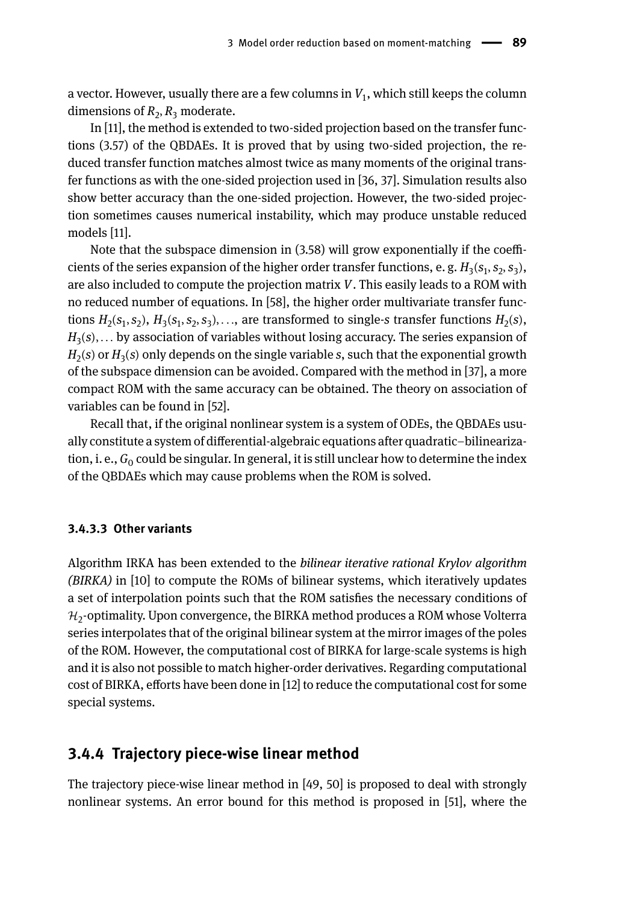a vector. However, usually there are a few columns in $V_1$, which still keeps the column dimensions of $R_2, R_3$ moderate.

In [11], the method is extended to two-sided projection based on the transfer functions (3.57) of the QBDAEs. It is proved that by using two-sided projection, the reduced transfer function matches almost twice as many moments of the original transfer functions as with the one-sided projection used in [36, 37]. Simulation results also show better accuracy than the one-sided projection. However, the two-sided projection sometimes causes numerical instability, which may produce unstable reduced models [11].

Note that the subspace dimension in (3.58) will grow exponentially if the coefficients of the series expansion of the higher order transfer functions, e. g. $H_3(s_1, s_2, s_3)$, are also included to compute the projection matrix $V$. This easily leads to a ROM with no reduced number of equations. In [58], the higher order multivariate transfer functions $H_2(s_1, s_2)$, $H_3(s_1, s_2, s_3), \ldots$, are transformed to single-$s$ transfer functions $H_2(s)$, $H_3(s), \ldots$ by association of variables without losing accuracy. The series expansion of $H_2(s)$ or $H_3(s)$ only depends on the single variable $s$, such that the exponential growth of the subspace dimension can be avoided. Compared with the method in [37], a more compact ROM with the same accuracy can be obtained. The theory on association of variables can be found in [52].

Recall that, if the original nonlinear system is a system of ODEs, the QBDAEs usually constitute a system of differential-algebraic equations after quadratic–bilinearization, i. e., $G_0$ could be singular. In general, it is still unclear how to determine the index of the QBDAEs which may cause problems when the ROM is solved.

#### 3.4.3.3 Other variants

Algorithm IRKA has been extended to the *bilinear iterative rational Krylov algorithm (BIRKA)* in [10] to compute the ROMs of bilinear systems, which iteratively updates a set of interpolation points such that the ROM satisfies the necessary conditions of $\mathcal{H}_2$-optimality. Upon convergence, the BIRKA method produces a ROM whose Volterra series interpolates that of the original bilinear system at the mirror images of the poles of the ROM. However, the computational cost of BIRKA for large-scale systems is high and it is also not possible to match higher-order derivatives. Regarding computational cost of BIRKA, efforts have been done in [12] to reduce the computational cost for some special systems.

### 3.4.4 Trajectory piece-wise linear method

The trajectory piece-wise linear method in [49, 50] is proposed to deal with strongly nonlinear systems. An error bound for this method is proposed in [51], where the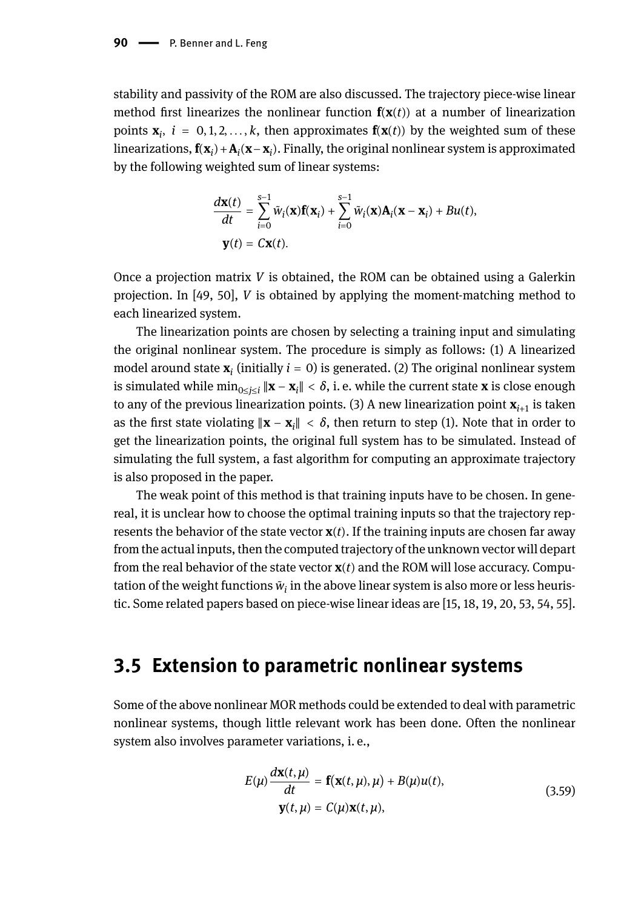stability and passivity of the ROM are also discussed. The trajectory piece-wise linear method first linearizes the nonlinear function $\mathbf{f}(\mathbf{x}(t))$ at a number of linearization points $\mathbf{x}_i$, $i = 0, 1, 2, \ldots, k$, then approximates $\mathbf{f}(\mathbf{x}(t))$ by the weighted sum of these linearizations, $\mathbf{f}(\mathbf{x}_i) + \mathbf{A}_i(\mathbf{x} - \mathbf{x}_i)$. Finally, the original nonlinear system is approximated by the following weighted sum of linear systems:

$$
\begin{aligned}
\frac{d\mathbf{x}(t)}{dt} &= \sum_{i=0}^{s-1} \tilde{w}_i(\mathbf{x})\mathbf{f}(\mathbf{x}_i) + \sum_{i=0}^{s-1} \tilde{w}_i(\mathbf{x})\mathbf{A}_i(\mathbf{x} - \mathbf{x}_i) + Bu(t), \\
\mathbf{y}(t) &= C\mathbf{x}(t).
\end{aligned}
$$

Once a projection matrix $V$ is obtained, the ROM can be obtained using a Galerkin projection. In [49, 50], $V$ is obtained by applying the moment-matching method to each linearized system.

The linearization points are chosen by selecting a training input and simulating the original nonlinear system. The procedure is simply as follows: (1) A linearized model around state $\mathbf{x}_i$ (initially $i = 0$) is generated. (2) The original nonlinear system is simulated while $\min_{0 \leq j \leq i} \|\mathbf{x} - \mathbf{x}_i\| < \delta$, i. e. while the current state $\mathbf{x}$ is close enough to any of the previous linearization points. (3) A new linearization point $\mathbf{x}_{i+1}$ is taken as the first state violating $\|\mathbf{x} - \mathbf{x}_i\| < \delta$, then return to step (1). Note that in order to get the linearization points, the original full system has to be simulated. Instead of simulating the full system, a fast algorithm for computing an approximate trajectory is also proposed in the paper.

The weak point of this method is that training inputs have to be chosen. In genereal, it is unclear how to choose the optimal training inputs so that the trajectory represents the behavior of the state vector $\mathbf{x}(t)$. If the training inputs are chosen far away from the actual inputs, then the computed trajectory of the unknown vector will depart from the real behavior of the state vector $\mathbf{x}(t)$ and the ROM will lose accuracy. Computation of the weight functions $\tilde{w}_i$ in the above linear system is also more or less heuristic. Some related papers based on piece-wise linear ideas are [15, 18, 19, 20, 53, 54, 55].

## 3.5 Extension to parametric nonlinear systems

Some of the above nonlinear MOR methods could be extended to deal with parametric nonlinear systems, though little relevant work has been done. Often the nonlinear system also involves parameter variations, i. e.,

$$
\begin{aligned}
E(\mu)\frac{d\mathbf{x}(t,\mu)}{dt} &= \mathbf{f}\big(\mathbf{x}(t,\mu), \mu\big) + B(\mu)u(t), \\
\mathbf{y}(t,\mu) &= C(\mu)\mathbf{x}(t,\mu),
\end{aligned}
\tag{3.59}
$$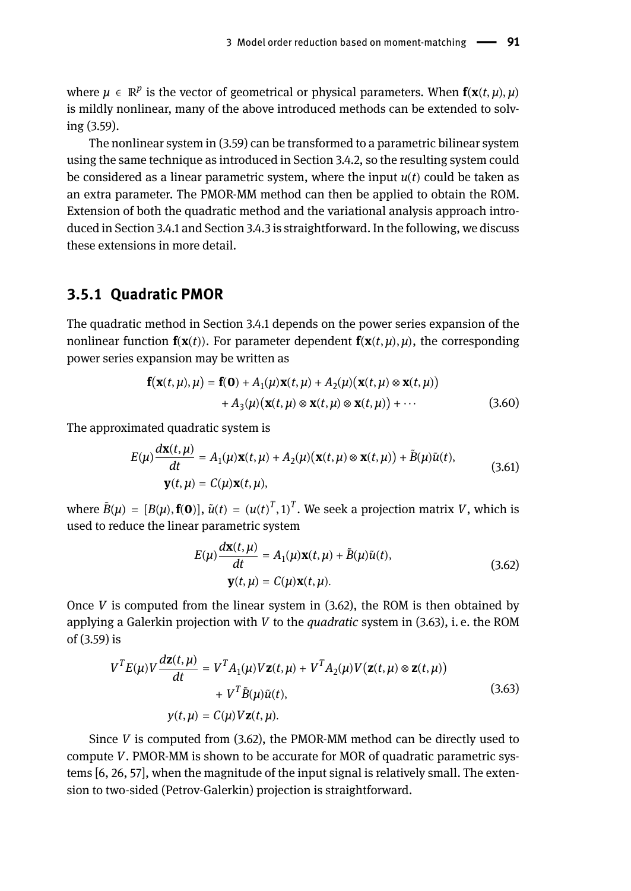where $\mu \in \mathbb{R}^p$ is the vector of geometrical or physical parameters. When $\mathbf{f}(\mathbf{x}(t,\mu),\mu)$ is mildly nonlinear, many of the above introduced methods can be extended to solving (3.59).

The nonlinear system in (3.59) can be transformed to a parametric bilinear system using the same technique as introduced in Section 3.4.2, so the resulting system could be considered as a linear parametric system, where the input $u(t)$ could be taken as an extra parameter. The PMOR-MM method can then be applied to obtain the ROM. Extension of both the quadratic method and the variational analysis approach introduced in Section 3.4.1 and Section 3.4.3 is straightforward. In the following, we discuss these extensions in more detail.

### 3.5.1 Quadratic PMOR

The quadratic method in Section 3.4.1 depends on the power series expansion of the nonlinear function $\mathbf{f}(\mathbf{x}(t))$. For parameter dependent $\mathbf{f}(\mathbf{x}(t,\mu),\mu)$, the corresponding power series expansion may be written as

$$\begin{aligned}\mathbf{f}(\mathbf{x}(t,\mu),\mu) = \mathbf{f}(\mathbf{0}) &+ A_1(\mu)\mathbf{x}(t,\mu) + A_2(\mu)\big(\mathbf{x}(t,\mu)\otimes\mathbf{x}(t,\mu)\big) \\ &+ A_3(\mu)\big(\mathbf{x}(t,\mu)\otimes\mathbf{x}(t,\mu)\otimes\mathbf{x}(t,\mu)\big) + \cdots\end{aligned} \tag{3.60}$$

The approximated quadratic system is

$$\begin{aligned}E(\mu)\frac{d\mathbf{x}(t,\mu)}{dt} &= A_1(\mu)\mathbf{x}(t,\mu) + A_2(\mu)\big(\mathbf{x}(t,\mu)\otimes\mathbf{x}(t,\mu)\big) + \tilde{B}(\mu)\tilde{u}(t), \\ \mathbf{y}(t,\mu) &= C(\mu)\mathbf{x}(t,\mu),\end{aligned} \tag{3.61}$$

where $\tilde{B}(\mu) = [B(\mu), \mathbf{f}(\mathbf{0})]$, $\tilde{u}(t) = (u(t)^T, 1)^T$. We seek a projection matrix $V$, which is used to reduce the linear parametric system

$$\begin{aligned}E(\mu)\frac{d\mathbf{x}(t,\mu)}{dt} &= A_1(\mu)\mathbf{x}(t,\mu) + \tilde{B}(\mu)\tilde{u}(t), \\ \mathbf{y}(t,\mu) &= C(\mu)\mathbf{x}(t,\mu).\end{aligned} \tag{3.62}$$

Once $V$ is computed from the linear system in (3.62), the ROM is then obtained by applying a Galerkin projection with $V$ to the *quadratic* system in (3.63), i. e. the ROM of (3.59) is

$$\begin{aligned}V^T E(\mu) V\frac{d\mathbf{z}(t,\mu)}{dt} &= V^T A_1(\mu) V\mathbf{z}(t,\mu) + V^T A_2(\mu) V\big(\mathbf{z}(t,\mu)\otimes\mathbf{z}(t,\mu)\big) \\ &\quad + V^T\tilde{B}(\mu)\tilde{u}(t), \\ y(t,\mu) &= C(\mu)V\mathbf{z}(t,\mu).\end{aligned} \tag{3.63}$$

Since $V$ is computed from (3.62), the PMOR-MM method can be directly used to compute $V$. PMOR-MM is shown to be accurate for MOR of quadratic parametric systems [6, 26, 57], when the magnitude of the input signal is relatively small. The extension to two-sided (Petrov-Galerkin) projection is straightforward.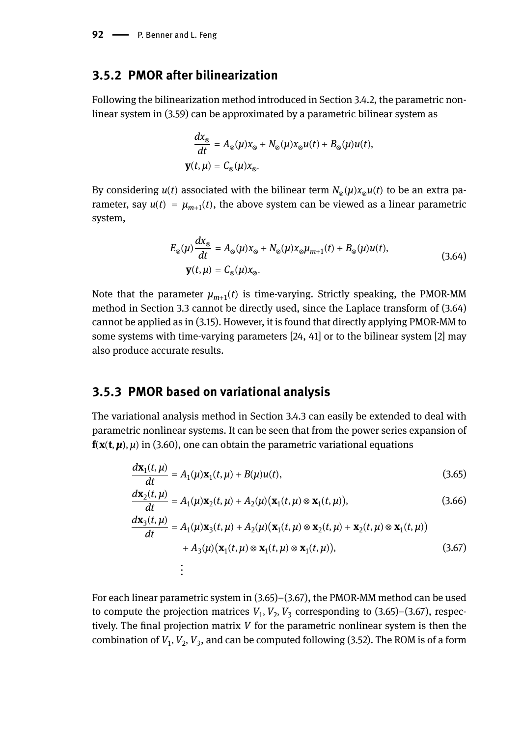### 3.5.2 PMOR after bilinearization

Following the bilinearization method introduced in Section 3.4.2, the parametric nonlinear system in (3.59) can be approximated by a parametric bilinear system as

$$
\begin{aligned}
\frac{dx_\otimes}{dt} &= A_\otimes(\mu)x_\otimes + N_\otimes(\mu)x_\otimes u(t) + B_\otimes(\mu)u(t),\\
\mathbf{y}(t,\mu) &= C_\otimes(\mu)x_\otimes.
\end{aligned}
$$

By considering $u(t)$ associated with the bilinear term $N_\otimes(\mu)x_\otimes u(t)$ to be an extra parameter, say $u(t) = \mu_{m+1}(t)$, the above system can be viewed as a linear parametric system,

$$
\begin{aligned}
E_\otimes(\mu)\frac{dx_\otimes}{dt} &= A_\otimes(\mu)x_\otimes + N_\otimes(\mu)x_\otimes \mu_{m+1}(t) + B_\otimes(\mu)u(t),\\
\mathbf{y}(t,\mu) &= C_\otimes(\mu)x_\otimes.
\end{aligned}
\tag{3.64}
$$

Note that the parameter $\mu_{m+1}(t)$ is time-varying. Strictly speaking, the PMOR-MM method in Section 3.3 cannot be directly used, since the Laplace transform of (3.64) cannot be applied as in (3.15). However, it is found that directly applying PMOR-MM to some systems with time-varying parameters [24, 41] or to the bilinear system [2] may also produce accurate results.

### 3.5.3 PMOR based on variational analysis

The variational analysis method in Section 3.4.3 can easily be extended to deal with parametric nonlinear systems. It can be seen that from the power series expansion of $\mathbf{f}(\mathbf{x}(\mathbf{t},\boldsymbol{\mu}),\mu)$ in (3.60), one can obtain the parametric variational equations

$$
\frac{d\mathbf{x}_1(t,\mu)}{dt} = A_1(\mu)\mathbf{x}_1(t,\mu) + B(\mu)u(t), \tag{3.65}
$$

$$
\frac{d\mathbf{x}_2(t,\mu)}{dt} = A_1(\mu)\mathbf{x}_2(t,\mu) + A_2(\mu)\big(\mathbf{x}_1(t,\mu)\otimes\mathbf{x}_1(t,\mu)\big), \tag{3.66}
$$

$$
\begin{aligned}
\frac{d\mathbf{x}_3(t,\mu)}{dt} &= A_1(\mu)\mathbf{x}_3(t,\mu) + A_2(\mu)\big(\mathbf{x}_1(t,\mu)\otimes\mathbf{x}_2(t,\mu) + \mathbf{x}_2(t,\mu)\otimes\mathbf{x}_1(t,\mu)\big)\\
&\quad + A_3(\mu)\big(\mathbf{x}_1(t,\mu)\otimes\mathbf{x}_1(t,\mu)\otimes\mathbf{x}_1(t,\mu)\big),\\
&\quad\vdots
\end{aligned}
\tag{3.67}
$$

For each linear parametric system in (3.65)–(3.67), the PMOR-MM method can be used to compute the projection matrices $V_1, V_2, V_3$ corresponding to (3.65)–(3.67), respectively. The final projection matrix $V$ for the parametric nonlinear system is then the combination of $V_1, V_2, V_3$, and can be computed following (3.52). The ROM is of a form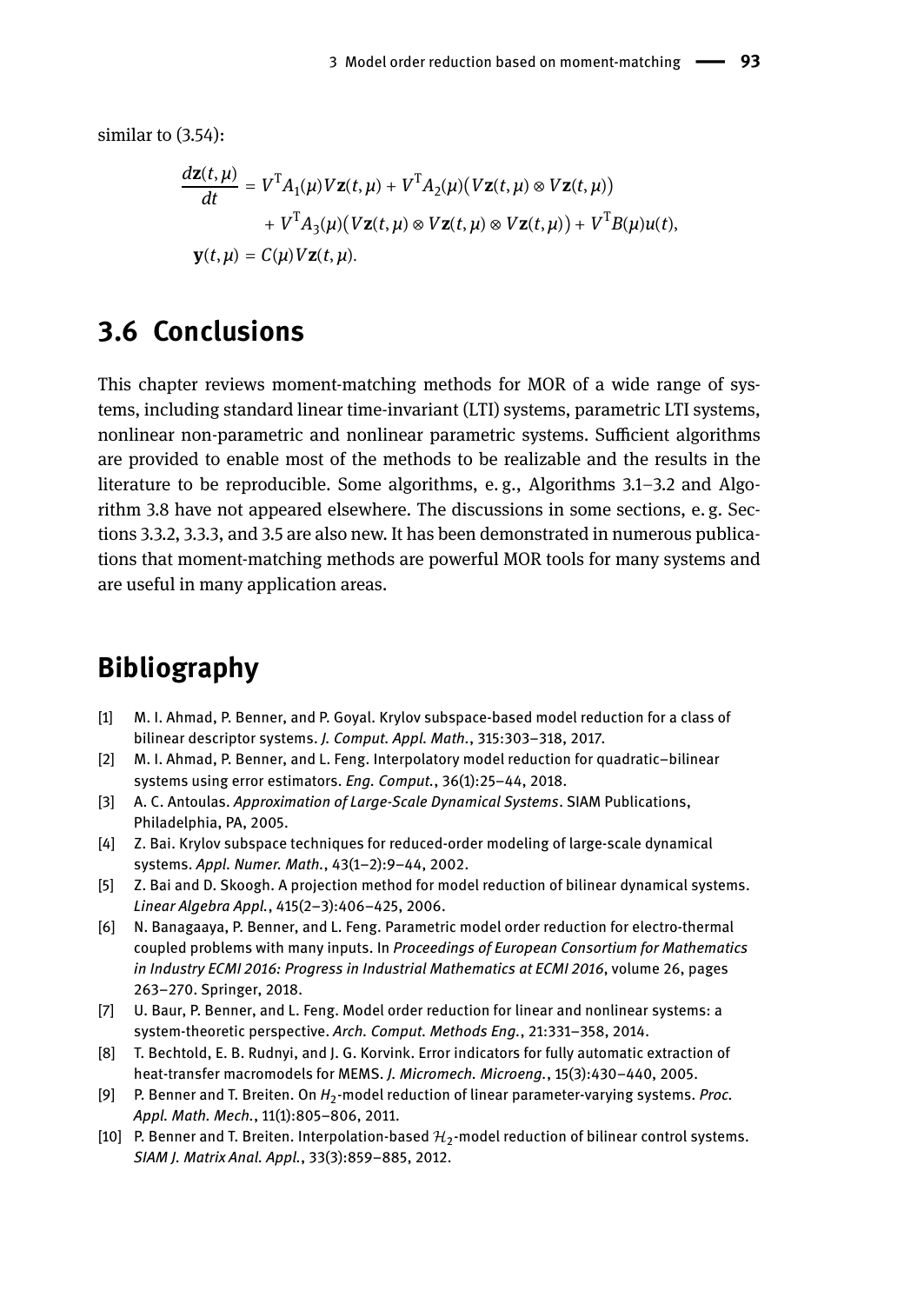similar to (3.54):

$$
\begin{aligned}
\frac{d\mathbf{z}(t,\mu)}{dt} &= V^{\mathrm{T}} A_1(\mu) V \mathbf{z}(t,\mu) + V^{\mathrm{T}} A_2(\mu)\big(V\mathbf{z}(t,\mu) \otimes V\mathbf{z}(t,\mu)\big) \\
&\quad + V^{\mathrm{T}} A_3(\mu)\big(V\mathbf{z}(t,\mu) \otimes V\mathbf{z}(t,\mu) \otimes V\mathbf{z}(t,\mu)\big) + V^{\mathrm{T}} B(\mu) u(t), \\
\mathbf{y}(t,\mu) &= C(\mu) V \mathbf{z}(t,\mu).
\end{aligned}
$$

## 3.6 Conclusions

This chapter reviews moment-matching methods for MOR of a wide range of systems, including standard linear time-invariant (LTI) systems, parametric LTI systems, nonlinear non-parametric and nonlinear parametric systems. Sufficient algorithms are provided to enable most of the methods to be realizable and the results in the literature to be reproducible. Some algorithms, e. g., Algorithms 3.1–3.2 and Algorithm 3.8 have not appeared elsewhere. The discussions in some sections, e. g. Sections 3.3.2, 3.3.3, and 3.5 are also new. It has been demonstrated in numerous publications that moment-matching methods are powerful MOR tools for many systems and are useful in many application areas.

## Bibliography

[1] M. I. Ahmad, P. Benner, and P. Goyal. Krylov subspace-based model reduction for a class of bilinear descriptor systems. *J. Comput. Appl. Math.*, 315:303–318, 2017.

[2] M. I. Ahmad, P. Benner, and L. Feng. Interpolatory model reduction for quadratic–bilinear systems using error estimators. *Eng. Comput.*, 36(1):25–44, 2018.

[3] A. C. Antoulas. *Approximation of Large-Scale Dynamical Systems*. SIAM Publications, Philadelphia, PA, 2005.

[4] Z. Bai. Krylov subspace techniques for reduced-order modeling of large-scale dynamical systems. *Appl. Numer. Math.*, 43(1–2):9–44, 2002.

[5] Z. Bai and D. Skoogh. A projection method for model reduction of bilinear dynamical systems. *Linear Algebra Appl.*, 415(2–3):406–425, 2006.

[6] N. Banagaaya, P. Benner, and L. Feng. Parametric model order reduction for electro-thermal coupled problems with many inputs. In *Proceedings of European Consortium for Mathematics in Industry ECMI 2016: Progress in Industrial Mathematics at ECMI 2016*, volume 26, pages 263–270. Springer, 2018.

[7] U. Baur, P. Benner, and L. Feng. Model order reduction for linear and nonlinear systems: a system-theoretic perspective. *Arch. Comput. Methods Eng.*, 21:331–358, 2014.

[8] T. Bechtold, E. B. Rudnyi, and J. G. Korvink. Error indicators for fully automatic extraction of heat-transfer macromodels for MEMS. *J. Micromech. Microeng.*, 15(3):430–440, 2005.

[9] P. Benner and T. Breiten. On $H_2$-model reduction of linear parameter-varying systems. *Proc. Appl. Math. Mech.*, 11(1):805–806, 2011.

[10] P. Benner and T. Breiten. Interpolation-based $\mathcal{H}_2$-model reduction of bilinear control systems. *SIAM J. Matrix Anal. Appl.*, 33(3):859–885, 2012.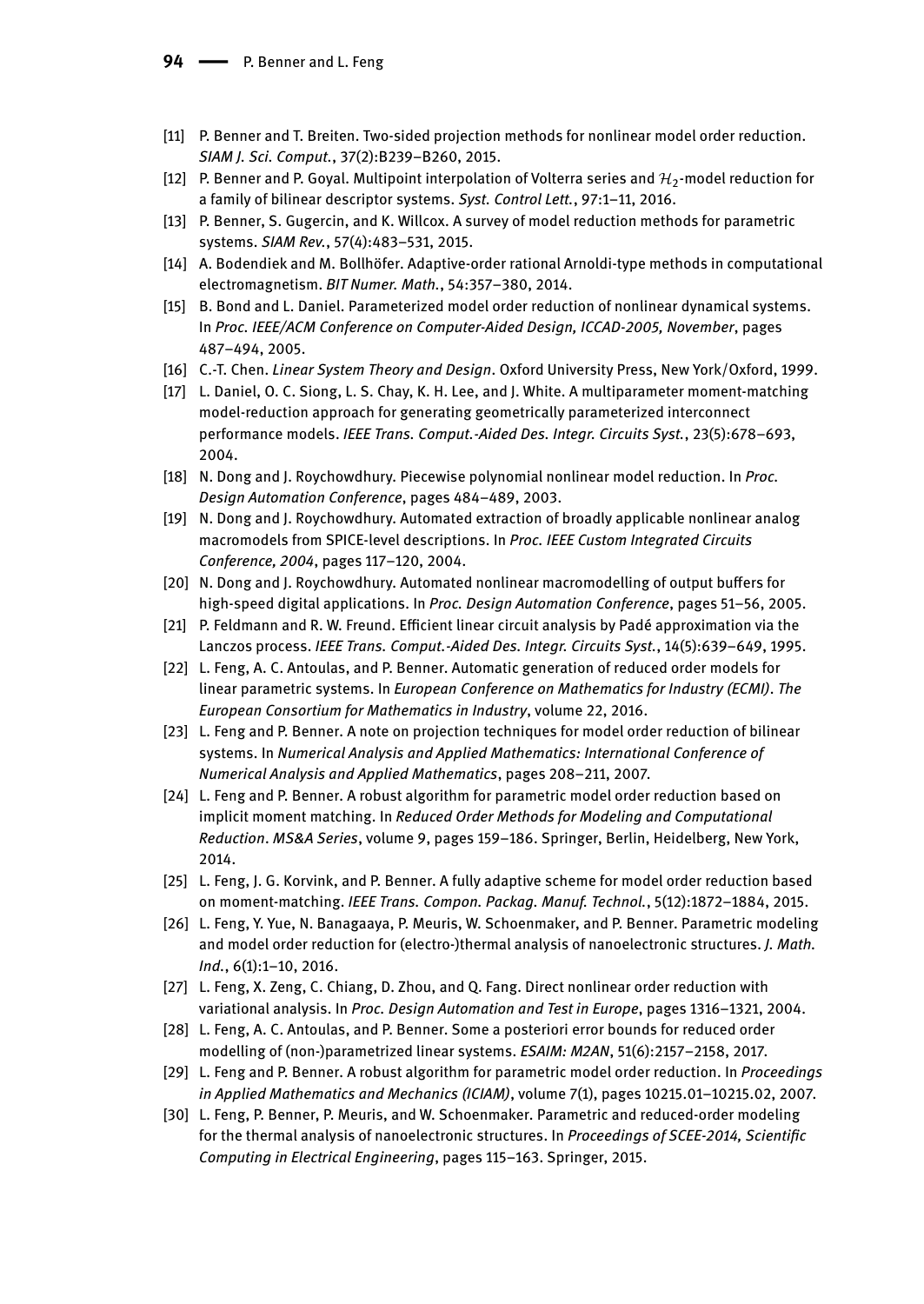[11] P. Benner and T. Breiten. Two-sided projection methods for nonlinear model order reduction. *SIAM J. Sci. Comput.*, 37(2):B239–B260, 2015.

[12] P. Benner and P. Goyal. Multipoint interpolation of Volterra series and $\mathcal{H}_2$-model reduction for a family of bilinear descriptor systems. *Syst. Control Lett.*, 97:1–11, 2016.

[13] P. Benner, S. Gugercin, and K. Willcox. A survey of model reduction methods for parametric systems. *SIAM Rev.*, 57(4):483–531, 2015.

[14] A. Bodendiek and M. Bollhöfer. Adaptive-order rational Arnoldi-type methods in computational electromagnetism. *BIT Numer. Math.*, 54:357–380, 2014.

[15] B. Bond and L. Daniel. Parameterized model order reduction of nonlinear dynamical systems. In *Proc. IEEE/ACM Conference on Computer-Aided Design, ICCAD-2005, November*, pages 487–494, 2005.

[16] C.-T. Chen. *Linear System Theory and Design*. Oxford University Press, New York/Oxford, 1999.

[17] L. Daniel, O. C. Siong, L. S. Chay, K. H. Lee, and J. White. A multiparameter moment-matching model-reduction approach for generating geometrically parameterized interconnect performance models. *IEEE Trans. Comput.-Aided Des. Integr. Circuits Syst.*, 23(5):678–693, 2004.

[18] N. Dong and J. Roychowdhury. Piecewise polynomial nonlinear model reduction. In *Proc. Design Automation Conference*, pages 484–489, 2003.

[19] N. Dong and J. Roychowdhury. Automated extraction of broadly applicable nonlinear analog macromodels from SPICE-level descriptions. In *Proc. IEEE Custom Integrated Circuits Conference, 2004*, pages 117–120, 2004.

[20] N. Dong and J. Roychowdhury. Automated nonlinear macromodelling of output buffers for high-speed digital applications. In *Proc. Design Automation Conference*, pages 51–56, 2005.

[21] P. Feldmann and R. W. Freund. Efficient linear circuit analysis by Padé approximation via the Lanczos process. *IEEE Trans. Comput.-Aided Des. Integr. Circuits Syst.*, 14(5):639–649, 1995.

[22] L. Feng, A. C. Antoulas, and P. Benner. Automatic generation of reduced order models for linear parametric systems. In *European Conference on Mathematics for Industry (ECMI)*. *The European Consortium for Mathematics in Industry*, volume 22, 2016.

[23] L. Feng and P. Benner. A note on projection techniques for model order reduction of bilinear systems. In *Numerical Analysis and Applied Mathematics: International Conference of Numerical Analysis and Applied Mathematics*, pages 208–211, 2007.

[24] L. Feng and P. Benner. A robust algorithm for parametric model order reduction based on implicit moment matching. In *Reduced Order Methods for Modeling and Computational Reduction*. *MS&A Series*, volume 9, pages 159–186. Springer, Berlin, Heidelberg, New York, 2014.

[25] L. Feng, J. G. Korvink, and P. Benner. A fully adaptive scheme for model order reduction based on moment-matching. *IEEE Trans. Compon. Packag. Manuf. Technol.*, 5(12):1872–1884, 2015.

[26] L. Feng, Y. Yue, N. Banagaaya, P. Meuris, W. Schoenmaker, and P. Benner. Parametric modeling and model order reduction for (electro-)thermal analysis of nanoelectronic structures. *J. Math. Ind.*, 6(1):1–10, 2016.

[27] L. Feng, X. Zeng, C. Chiang, D. Zhou, and Q. Fang. Direct nonlinear order reduction with variational analysis. In *Proc. Design Automation and Test in Europe*, pages 1316–1321, 2004.

[28] L. Feng, A. C. Antoulas, and P. Benner. Some a posteriori error bounds for reduced order modelling of (non-)parametrized linear systems. *ESAIM: M2AN*, 51(6):2157–2158, 2017.

[29] L. Feng and P. Benner. A robust algorithm for parametric model order reduction. In *Proceedings in Applied Mathematics and Mechanics (ICIAM)*, volume 7(1), pages 10215.01–10215.02, 2007.

[30] L. Feng, P. Benner, P. Meuris, and W. Schoenmaker. Parametric and reduced-order modeling for the thermal analysis of nanoelectronic structures. In *Proceedings of SCEE-2014, Scientific Computing in Electrical Engineering*, pages 115–163. Springer, 2015.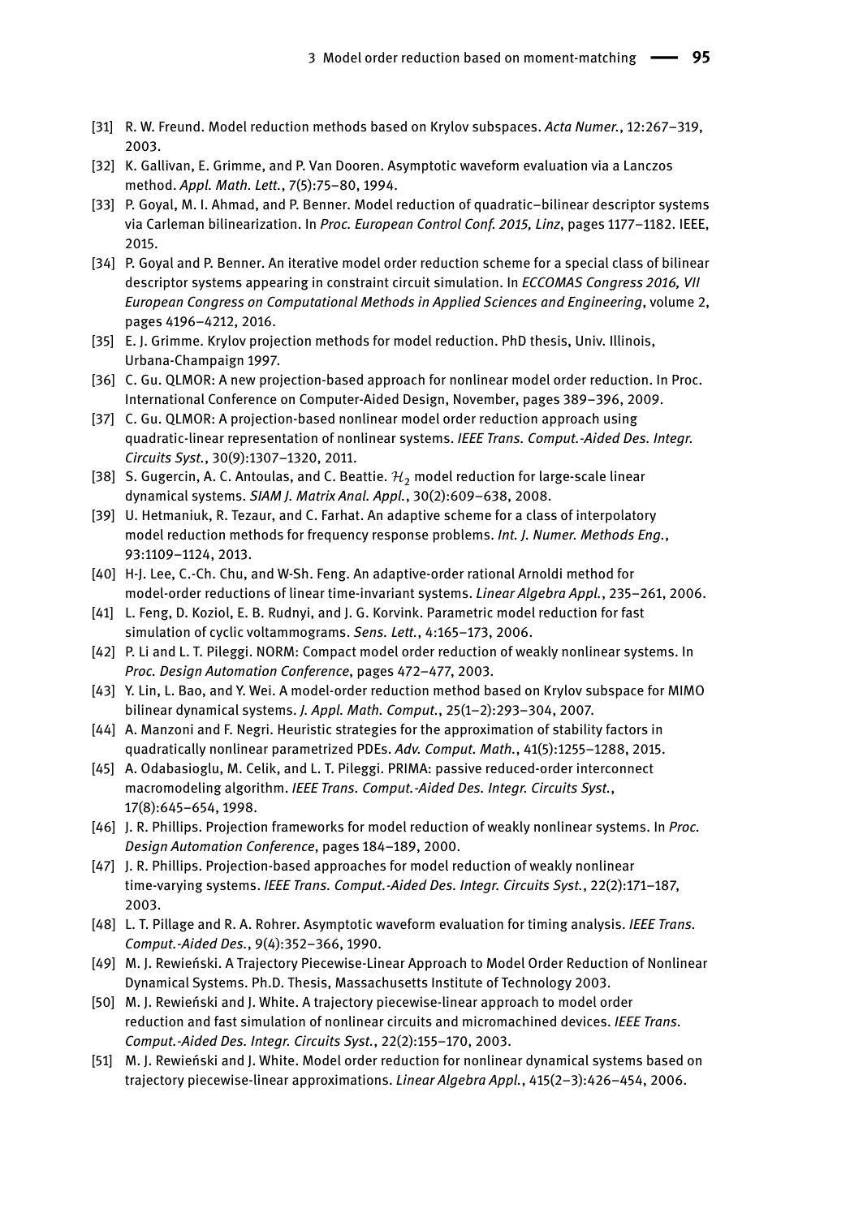[31] R. W. Freund. Model reduction methods based on Krylov subspaces. *Acta Numer.*, 12:267–319, 2003.

[32] K. Gallivan, E. Grimme, and P. Van Dooren. Asymptotic waveform evaluation via a Lanczos method. *Appl. Math. Lett.*, 7(5):75–80, 1994.

[33] P. Goyal, M. I. Ahmad, and P. Benner. Model reduction of quadratic–bilinear descriptor systems via Carleman bilinearization. In *Proc. European Control Conf. 2015, Linz*, pages 1177–1182. IEEE, 2015.

[34] P. Goyal and P. Benner. An iterative model order reduction scheme for a special class of bilinear descriptor systems appearing in constraint circuit simulation. In *ECCOMAS Congress 2016, VII European Congress on Computational Methods in Applied Sciences and Engineering*, volume 2, pages 4196–4212, 2016.

[35] E. J. Grimme. Krylov projection methods for model reduction. PhD thesis, Univ. Illinois, Urbana-Champaign 1997.

[36] C. Gu. QLMOR: A new projection-based approach for nonlinear model order reduction. In Proc. International Conference on Computer-Aided Design, November, pages 389–396, 2009.

[37] C. Gu. QLMOR: A projection-based nonlinear model order reduction approach using quadratic-linear representation of nonlinear systems. *IEEE Trans. Comput.-Aided Des. Integr. Circuits Syst.*, 30(9):1307–1320, 2011.

[38] S. Gugercin, A. C. Antoulas, and C. Beattie. $\mathcal{H}_2$ model reduction for large-scale linear dynamical systems. *SIAM J. Matrix Anal. Appl.*, 30(2):609–638, 2008.

[39] U. Hetmaniuk, R. Tezaur, and C. Farhat. An adaptive scheme for a class of interpolatory model reduction methods for frequency response problems. *Int. J. Numer. Methods Eng.*, 93:1109–1124, 2013.

[40] H-J. Lee, C.-Ch. Chu, and W-Sh. Feng. An adaptive-order rational Arnoldi method for model-order reductions of linear time-invariant systems. *Linear Algebra Appl.*, 235–261, 2006.

[41] L. Feng, D. Koziol, E. B. Rudnyi, and J. G. Korvink. Parametric model reduction for fast simulation of cyclic voltammograms. *Sens. Lett.*, 4:165–173, 2006.

[42] P. Li and L. T. Pileggi. NORM: Compact model order reduction of weakly nonlinear systems. In *Proc. Design Automation Conference*, pages 472–477, 2003.

[43] Y. Lin, L. Bao, and Y. Wei. A model-order reduction method based on Krylov subspace for MIMO bilinear dynamical systems. *J. Appl. Math. Comput.*, 25(1–2):293–304, 2007.

[44] A. Manzoni and F. Negri. Heuristic strategies for the approximation of stability factors in quadratically nonlinear parametrized PDEs. *Adv. Comput. Math.*, 41(5):1255–1288, 2015.

[45] A. Odabasioglu, M. Celik, and L. T. Pileggi. PRIMA: passive reduced-order interconnect macromodeling algorithm. *IEEE Trans. Comput.-Aided Des. Integr. Circuits Syst.*, 17(8):645–654, 1998.

[46] J. R. Phillips. Projection frameworks for model reduction of weakly nonlinear systems. In *Proc. Design Automation Conference*, pages 184–189, 2000.

[47] J. R. Phillips. Projection-based approaches for model reduction of weakly nonlinear time-varying systems. *IEEE Trans. Comput.-Aided Des. Integr. Circuits Syst.*, 22(2):171–187, 2003.

[48] L. T. Pillage and R. A. Rohrer. Asymptotic waveform evaluation for timing analysis. *IEEE Trans. Comput.-Aided Des.*, 9(4):352–366, 1990.

[49] M. J. Rewieński. A Trajectory Piecewise-Linear Approach to Model Order Reduction of Nonlinear Dynamical Systems. Ph.D. Thesis, Massachusetts Institute of Technology 2003.

[50] M. J. Rewieński and J. White. A trajectory piecewise-linear approach to model order reduction and fast simulation of nonlinear circuits and micromachined devices. *IEEE Trans. Comput.-Aided Des. Integr. Circuits Syst.*, 22(2):155–170, 2003.

[51] M. J. Rewieński and J. White. Model order reduction for nonlinear dynamical systems based on trajectory piecewise-linear approximations. *Linear Algebra Appl.*, 415(2–3):426–454, 2006.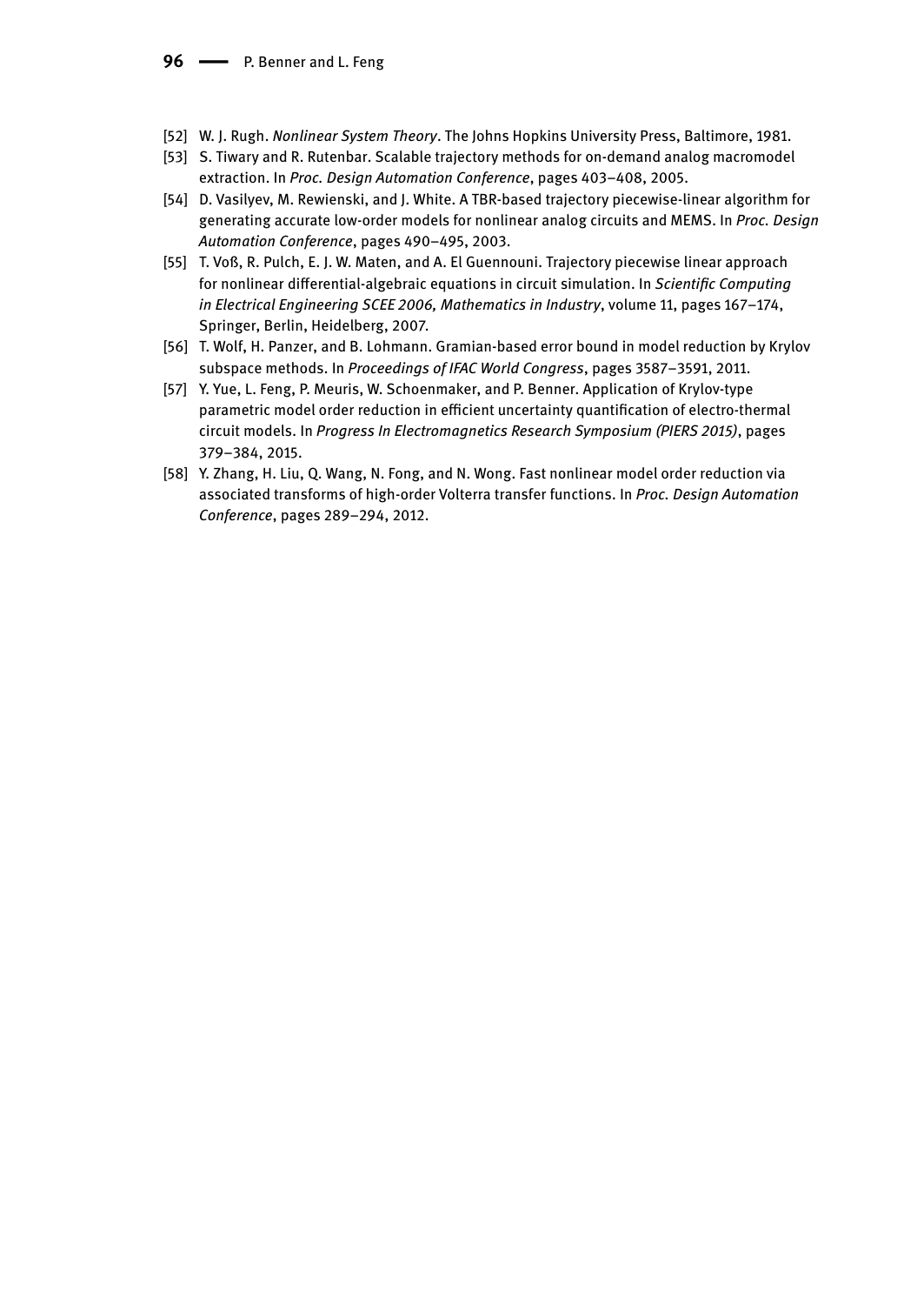[52] W. J. Rugh. *Nonlinear System Theory*. The Johns Hopkins University Press, Baltimore, 1981.

[53] S. Tiwary and R. Rutenbar. Scalable trajectory methods for on-demand analog macromodel extraction. In *Proc. Design Automation Conference*, pages 403–408, 2005.

[54] D. Vasilyev, M. Rewienski, and J. White. A TBR-based trajectory piecewise-linear algorithm for generating accurate low-order models for nonlinear analog circuits and MEMS. In *Proc. Design Automation Conference*, pages 490–495, 2003.

[55] T. Voß, R. Pulch, E. J. W. Maten, and A. El Guennouni. Trajectory piecewise linear approach for nonlinear differential-algebraic equations in circuit simulation. In *Scientific Computing in Electrical Engineering SCEE 2006, Mathematics in Industry*, volume 11, pages 167–174, Springer, Berlin, Heidelberg, 2007.

[56] T. Wolf, H. Panzer, and B. Lohmann. Gramian-based error bound in model reduction by Krylov subspace methods. In *Proceedings of IFAC World Congress*, pages 3587–3591, 2011.

[57] Y. Yue, L. Feng, P. Meuris, W. Schoenmaker, and P. Benner. Application of Krylov-type parametric model order reduction in efficient uncertainty quantification of electro-thermal circuit models. In *Progress In Electromagnetics Research Symposium (PIERS 2015)*, pages 379–384, 2015.

[58] Y. Zhang, H. Liu, Q. Wang, N. Fong, and N. Wong. Fast nonlinear model order reduction via associated transforms of high-order Volterra transfer functions. In *Proc. Design Automation Conference*, pages 289–294, 2012.